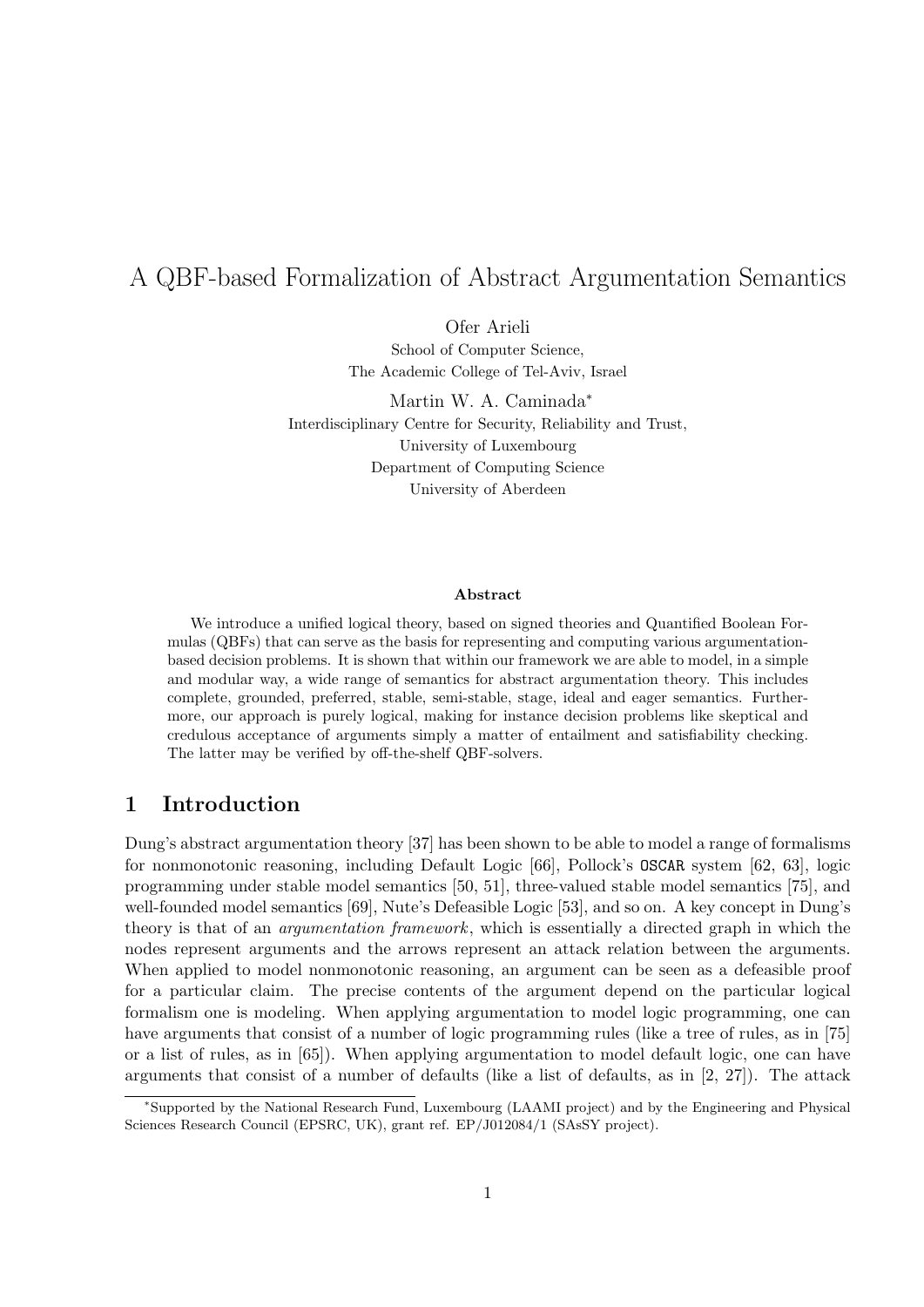# A QBF-based Formalization of Abstract Argumentation Semantics

Ofer Arieli
School of Computer Science,
The Academic College of Tel-Aviv, Israel

Martin W. A. Caminada*
Interdisciplinary Centre for Security, Reliability and Trust,
University of Luxembourg
Department of Computing Science
University of Aberdeen

### Abstract

We introduce a unified logical theory, based on signed theories and Quantified Boolean Formulas (QBFs) that can serve as the basis for representing and computing various argumentation-based decision problems. It is shown that within our framework we are able to model, in a simple and modular way, a wide range of semantics for abstract argumentation theory. This includes complete, grounded, preferred, stable, semi-stable, stage, ideal and eager semantics. Furthermore, our approach is purely logical, making for instance decision problems like skeptical and credulous acceptance of arguments simply a matter of entailment and satisfiability checking. The latter may be verified by off-the-shelf QBF-solvers.

## 1 Introduction

Dung's abstract argumentation theory [37] has been shown to be able to model a range of formalisms for nonmonotonic reasoning, including Default Logic [66], Pollock's `OSCAR` system [62, 63], logic programming under stable model semantics [50, 51], three-valued stable model semantics [75], and well-founded model semantics [69], Nute's Defeasible Logic [53], and so on. A key concept in Dung's theory is that of an *argumentation framework*, which is essentially a directed graph in which the nodes represent arguments and the arrows represent an attack relation between the arguments. When applied to model nonmonotonic reasoning, an argument can be seen as a defeasible proof for a particular claim. The precise contents of the argument depend on the particular logical formalism one is modeling. When applying argumentation to model logic programming, one can have arguments that consist of a number of logic programming rules (like a tree of rules, as in [75] or a list of rules, as in [65]). When applying argumentation to model default logic, one can have arguments that consist of a number of defaults (like a list of defaults, as in [2, 27]). The attack

*Supported by the National Research Fund, Luxembourg (LAAMI project) and by the Engineering and Physical Sciences Research Council (EPSRC, UK), grant ref. EP/J012084/1 (SAsSY project).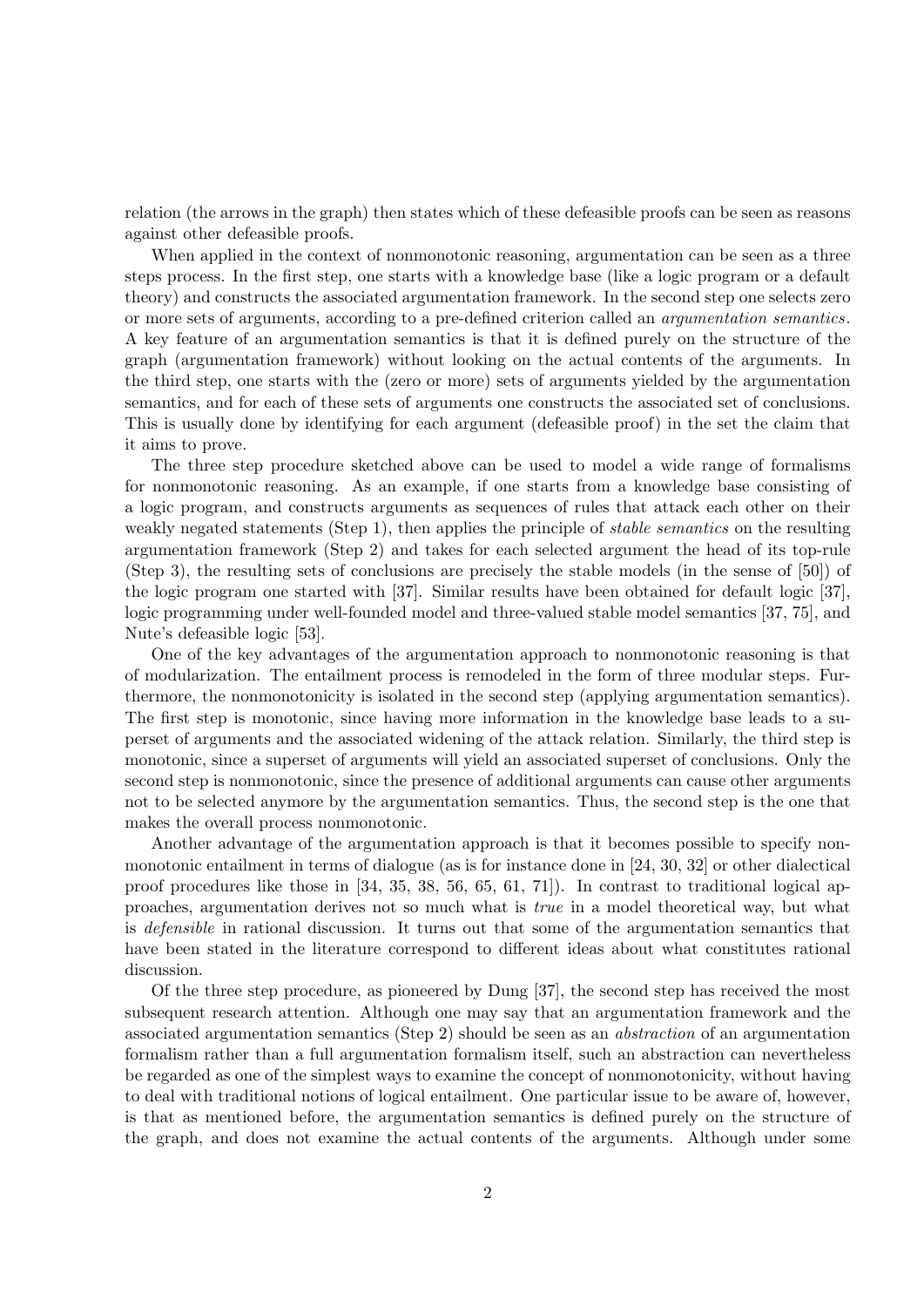relation (the arrows in the graph) then states which of these defeasible proofs can be seen as reasons against other defeasible proofs.

When applied in the context of nonmonotonic reasoning, argumentation can be seen as a three steps process. In the first step, one starts with a knowledge base (like a logic program or a default theory) and constructs the associated argumentation framework. In the second step one selects zero or more sets of arguments, according to a pre-defined criterion called an *argumentation semantics*. A key feature of an argumentation semantics is that it is defined purely on the structure of the graph (argumentation framework) without looking on the actual contents of the arguments. In the third step, one starts with the (zero or more) sets of arguments yielded by the argumentation semantics, and for each of these sets of arguments one constructs the associated set of conclusions. This is usually done by identifying for each argument (defeasible proof) in the set the claim that it aims to prove.

The three step procedure sketched above can be used to model a wide range of formalisms for nonmonotonic reasoning. As an example, if one starts from a knowledge base consisting of a logic program, and constructs arguments as sequences of rules that attack each other on their weakly negated statements (Step 1), then applies the principle of *stable semantics* on the resulting argumentation framework (Step 2) and takes for each selected argument the head of its top-rule (Step 3), the resulting sets of conclusions are precisely the stable models (in the sense of [50]) of the logic program one started with [37]. Similar results have been obtained for default logic [37], logic programming under well-founded model and three-valued stable model semantics [37, 75], and Nute's defeasible logic [53].

One of the key advantages of the argumentation approach to nonmonotonic reasoning is that of modularization. The entailment process is remodeled in the form of three modular steps. Furthermore, the nonmonotonicity is isolated in the second step (applying argumentation semantics). The first step is monotonic, since having more information in the knowledge base leads to a superset of arguments and the associated widening of the attack relation. Similarly, the third step is monotonic, since a superset of arguments will yield an associated superset of conclusions. Only the second step is nonmonotonic, since the presence of additional arguments can cause other arguments not to be selected anymore by the argumentation semantics. Thus, the second step is the one that makes the overall process nonmonotonic.

Another advantage of the argumentation approach is that it becomes possible to specify nonmonotonic entailment in terms of dialogue (as is for instance done in [24, 30, 32] or other dialectical proof procedures like those in [34, 35, 38, 56, 65, 61, 71]). In contrast to traditional logical approaches, argumentation derives not so much what is *true* in a model theoretical way, but what is *defensible* in rational discussion. It turns out that some of the argumentation semantics that have been stated in the literature correspond to different ideas about what constitutes rational discussion.

Of the three step procedure, as pioneered by Dung [37], the second step has received the most subsequent research attention. Although one may say that an argumentation framework and the associated argumentation semantics (Step 2) should be seen as an *abstraction* of an argumentation formalism rather than a full argumentation formalism itself, such an abstraction can nevertheless be regarded as one of the simplest ways to examine the concept of nonmonotonicity, without having to deal with traditional notions of logical entailment. One particular issue to be aware of, however, is that as mentioned before, the argumentation semantics is defined purely on the structure of the graph, and does not examine the actual contents of the arguments. Although under some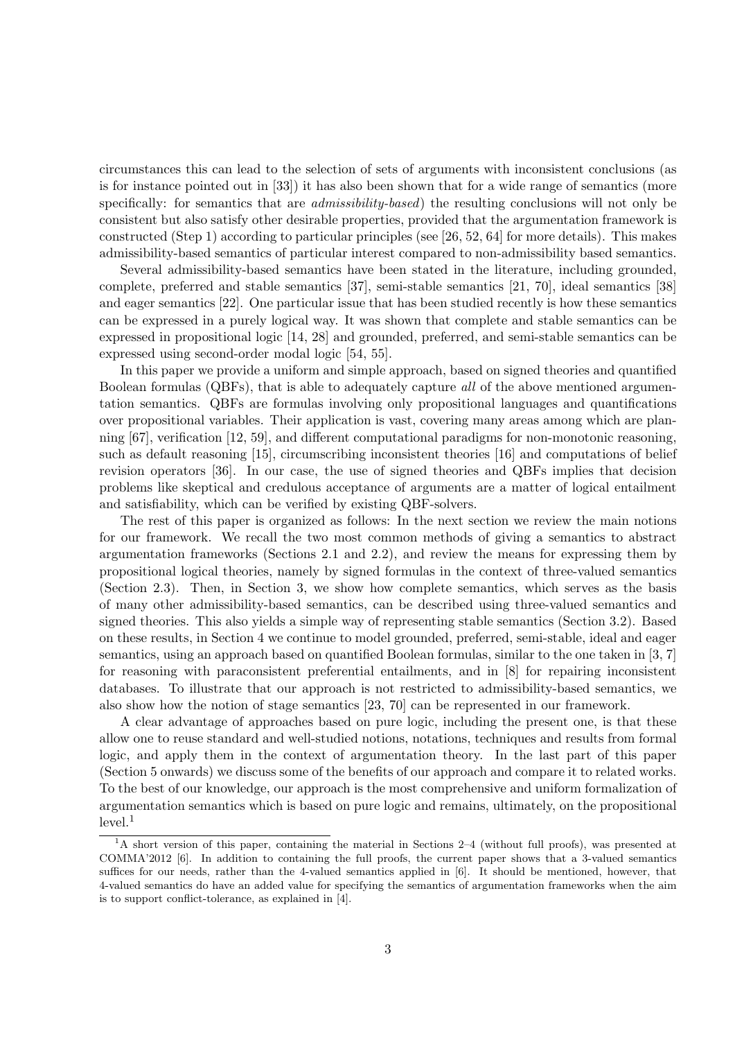circumstances this can lead to the selection of sets of arguments with inconsistent conclusions (as is for instance pointed out in [33]) it has also been shown that for a wide range of semantics (more specifically: for semantics that are *admissibility-based*) the resulting conclusions will not only be consistent but also satisfy other desirable properties, provided that the argumentation framework is constructed (Step 1) according to particular principles (see [26, 52, 64] for more details). This makes admissibility-based semantics of particular interest compared to non-admissibility based semantics.

Several admissibility-based semantics have been stated in the literature, including grounded, complete, preferred and stable semantics [37], semi-stable semantics [21, 70], ideal semantics [38] and eager semantics [22]. One particular issue that has been studied recently is how these semantics can be expressed in a purely logical way. It was shown that complete and stable semantics can be expressed in propositional logic [14, 28] and grounded, preferred, and semi-stable semantics can be expressed using second-order modal logic [54, 55].

In this paper we provide a uniform and simple approach, based on signed theories and quantified Boolean formulas (QBFs), that is able to adequately capture *all* of the above mentioned argumentation semantics. QBFs are formulas involving only propositional languages and quantifications over propositional variables. Their application is vast, covering many areas among which are planning [67], verification [12, 59], and different computational paradigms for non-monotonic reasoning, such as default reasoning [15], circumscribing inconsistent theories [16] and computations of belief revision operators [36]. In our case, the use of signed theories and QBFs implies that decision problems like skeptical and credulous acceptance of arguments are a matter of logical entailment and satisfiability, which can be verified by existing QBF-solvers.

The rest of this paper is organized as follows: In the next section we review the main notions for our framework. We recall the two most common methods of giving a semantics to abstract argumentation frameworks (Sections 2.1 and 2.2), and review the means for expressing them by propositional logical theories, namely by signed formulas in the context of three-valued semantics (Section 2.3). Then, in Section 3, we show how complete semantics, which serves as the basis of many other admissibility-based semantics, can be described using three-valued semantics and signed theories. This also yields a simple way of representing stable semantics (Section 3.2). Based on these results, in Section 4 we continue to model grounded, preferred, semi-stable, ideal and eager semantics, using an approach based on quantified Boolean formulas, similar to the one taken in [3, 7] for reasoning with paraconsistent preferential entailments, and in [8] for repairing inconsistent databases. To illustrate that our approach is not restricted to admissibility-based semantics, we also show how the notion of stage semantics [23, 70] can be represented in our framework.

A clear advantage of approaches based on pure logic, including the present one, is that these allow one to reuse standard and well-studied notions, notations, techniques and results from formal logic, and apply them in the context of argumentation theory. In the last part of this paper (Section 5 onwards) we discuss some of the benefits of our approach and compare it to related works. To the best of our knowledge, our approach is the most comprehensive and uniform formalization of argumentation semantics which is based on pure logic and remains, ultimately, on the propositional level.[1]

[1] A short version of this paper, containing the material in Sections 2–4 (without full proofs), was presented at COMMA'2012 [6]. In addition to containing the full proofs, the current paper shows that a 3-valued semantics suffices for our needs, rather than the 4-valued semantics applied in [6]. It should be mentioned, however, that 4-valued semantics do have an added value for specifying the semantics of argumentation frameworks when the aim is to support conflict-tolerance, as explained in [4].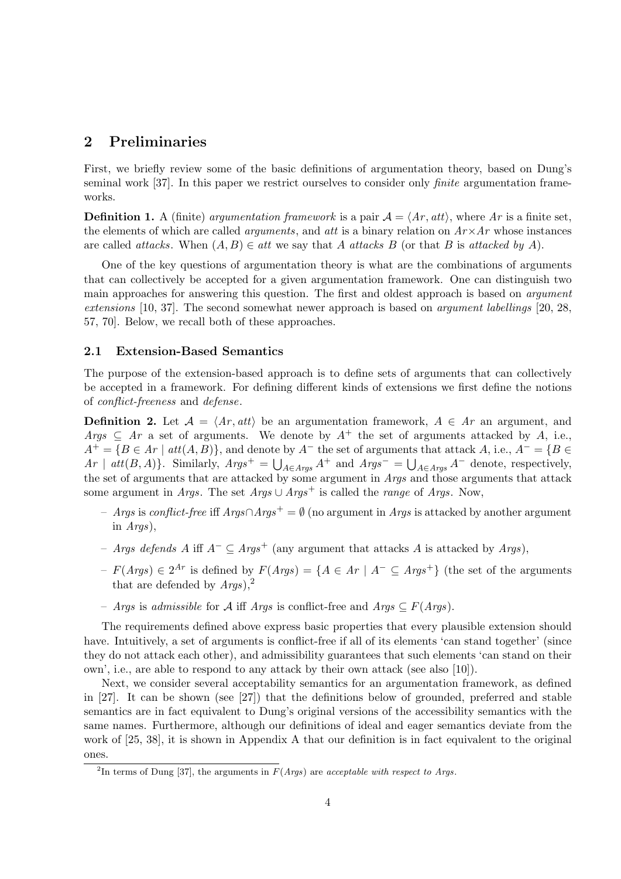## 2 Preliminaries

First, we briefly review some of the basic definitions of argumentation theory, based on Dung's seminal work [37]. In this paper we restrict ourselves to consider only *finite* argumentation frameworks.

**Definition 1.** A (finite) *argumentation framework* is a pair $\mathcal{A} = \langle Ar, att \rangle$, where $Ar$ is a finite set, the elements of which are called *arguments*, and $att$ is a binary relation on $Ar \times Ar$ whose instances are called *attacks*. When $(A, B) \in att$ we say that $A$ *attacks* $B$ (or that $B$ is *attacked by* $A$).

One of the key questions of argumentation theory is what are the combinations of arguments that can collectively be accepted for a given argumentation framework. One can distinguish two main approaches for answering this question. The first and oldest approach is based on *argument extensions* [10, 37]. The second somewhat newer approach is based on *argument labellings* [20, 28, 57, 70]. Below, we recall both of these approaches.

### 2.1 Extension-Based Semantics

The purpose of the extension-based approach is to define sets of arguments that can collectively be accepted in a framework. For defining different kinds of extensions we first define the notions of *conflict-freeness* and *defense*.

**Definition 2.** Let $\mathcal{A} = \langle Ar, att \rangle$ be an argumentation framework, $A \in Ar$ an argument, and $Args \subseteq Ar$ a set of arguments. We denote by $A^+$ the set of arguments attacked by $A$, i.e., $A^+ = \{B \in Ar \mid att(A, B)\}$, and denote by $A^-$ the set of arguments that attack $A$, i.e., $A^- = \{B \in Ar \mid att(B, A)\}$. Similarly, $Args^+ = \bigcup_{A \in Args} A^+$ and $Args^- = \bigcup_{A \in Args} A^-$ denote, respectively, the set of arguments that are attacked by some argument in $Args$ and those arguments that attack some argument in $Args$. The set $Args \cup Args^+$ is called the *range* of $Args$. Now,

- $Args$ is *conflict-free* iff $Args \cap Args^+ = \emptyset$ (no argument in $Args$ is attacked by another argument in $Args$),
- $Args$ *defends* $A$ iff $A^- \subseteq Args^+$ (any argument that attacks $A$ is attacked by $Args$),
- $F(Args) \in 2^{Ar}$ is defined by $F(Args) = \{A \in Ar \mid A^- \subseteq Args^+\}$ (the set of the arguments that are defended by $Args$),[2]
- $Args$ is *admissible* for $\mathcal{A}$ iff $Args$ is conflict-free and $Args \subseteq F(Args)$.

The requirements defined above express basic properties that every plausible extension should have. Intuitively, a set of arguments is conflict-free if all of its elements 'can stand together' (since they do not attack each other), and admissibility guarantees that such elements 'can stand on their own', i.e., are able to respond to any attack by their own attack (see also [10]).

Next, we consider several acceptability semantics for an argumentation framework, as defined in [27]. It can be shown (see [27]) that the definitions below of grounded, preferred and stable semantics are in fact equivalent to Dung's original versions of the accessibility semantics with the same names. Furthermore, although our definitions of ideal and eager semantics deviate from the work of [25, 38], it is shown in Appendix A that our definition is in fact equivalent to the original ones.

[2] In terms of Dung [37], the arguments in $F(Args)$ are *acceptable with respect to Args*.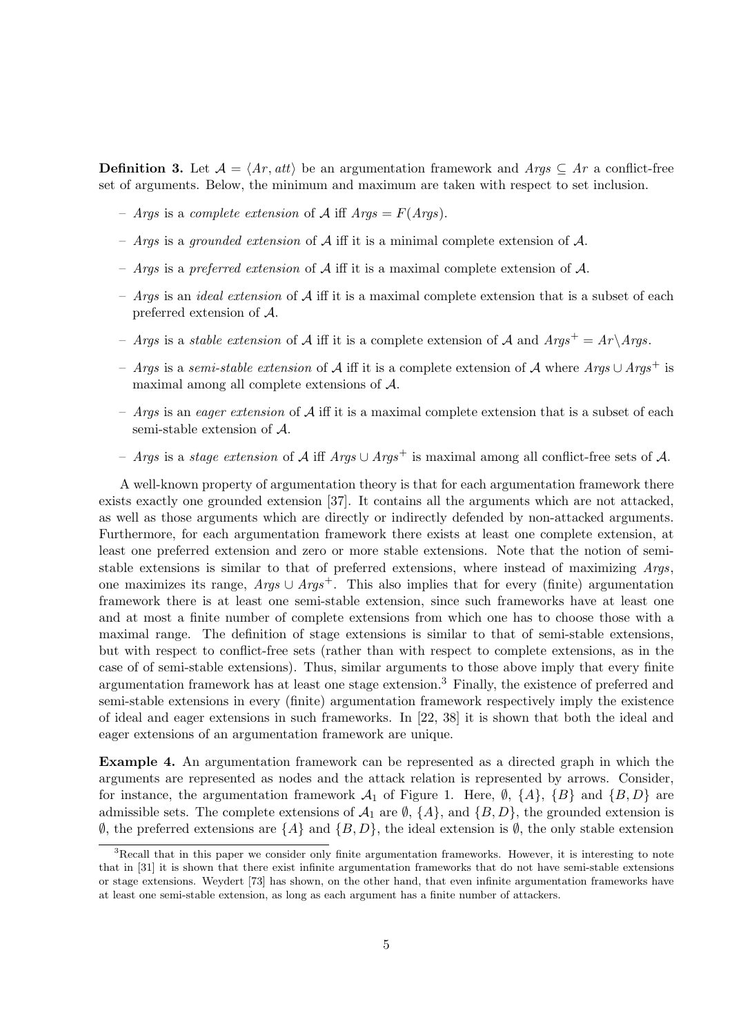**Definition 3.** Let $\mathcal{A} = \langle Ar, att \rangle$ be an argumentation framework and $Args \subseteq Ar$ a conflict-free set of arguments. Below, the minimum and maximum are taken with respect to set inclusion.

- $Args$ is a *complete extension* of $\mathcal{A}$ iff $Args = F(Args)$.
- $Args$ is a *grounded extension* of $\mathcal{A}$ iff it is a minimal complete extension of $\mathcal{A}$.
- $Args$ is a *preferred extension* of $\mathcal{A}$ iff it is a maximal complete extension of $\mathcal{A}$.
- $Args$ is an *ideal extension* of $\mathcal{A}$ iff it is a maximal complete extension that is a subset of each preferred extension of $\mathcal{A}$.
- $Args$ is a *stable extension* of $\mathcal{A}$ iff it is a complete extension of $\mathcal{A}$ and $Args^+ = Ar \backslash Args$.
- $Args$ is a *semi-stable extension* of $\mathcal{A}$ iff it is a complete extension of $\mathcal{A}$ where $Args \cup Args^+$ is maximal among all complete extensions of $\mathcal{A}$.
- $Args$ is an *eager extension* of $\mathcal{A}$ iff it is a maximal complete extension that is a subset of each semi-stable extension of $\mathcal{A}$.
- $Args$ is a *stage extension* of $\mathcal{A}$ iff $Args \cup Args^+$ is maximal among all conflict-free sets of $\mathcal{A}$.

A well-known property of argumentation theory is that for each argumentation framework there exists exactly one grounded extension [37]. It contains all the arguments which are not attacked, as well as those arguments which are directly or indirectly defended by non-attacked arguments. Furthermore, for each argumentation framework there exists at least one complete extension, at least one preferred extension and zero or more stable extensions. Note that the notion of semi-stable extensions is similar to that of preferred extensions, where instead of maximizing $Args$, one maximizes its range, $Args \cup Args^+$. This also implies that for every (finite) argumentation framework there is at least one semi-stable extension, since such frameworks have at least one and at most a finite number of complete extensions from which one has to choose those with a maximal range. The definition of stage extensions is similar to that of semi-stable extensions, but with respect to conflict-free sets (rather than with respect to complete extensions, as in the case of of semi-stable extensions). Thus, similar arguments to those above imply that every finite argumentation framework has at least one stage extension.[3] Finally, the existence of preferred and semi-stable extensions in every (finite) argumentation framework respectively imply the existence of ideal and eager extensions in such frameworks. In [22, 38] it is shown that both the ideal and eager extensions of an argumentation framework are unique.

**Example 4.** An argumentation framework can be represented as a directed graph in which the arguments are represented as nodes and the attack relation is represented by arrows. Consider, for instance, the argumentation framework $\mathcal{A}_1$ of Figure 1. Here, $\emptyset$, $\{A\}$, $\{B\}$ and $\{B, D\}$ are admissible sets. The complete extensions of $\mathcal{A}_1$ are $\emptyset$, $\{A\}$, and $\{B, D\}$, the grounded extension is $\emptyset$, the preferred extensions are $\{A\}$ and $\{B, D\}$, the ideal extension is $\emptyset$, the only stable extension

[3] Recall that in this paper we consider only finite argumentation frameworks. However, it is interesting to note that in [31] it is shown that there exist infinite argumentation frameworks that do not have semi-stable extensions or stage extensions. Weydert [73] has shown, on the other hand, that even infinite argumentation frameworks have at least one semi-stable extension, as long as each argument has a finite number of attackers.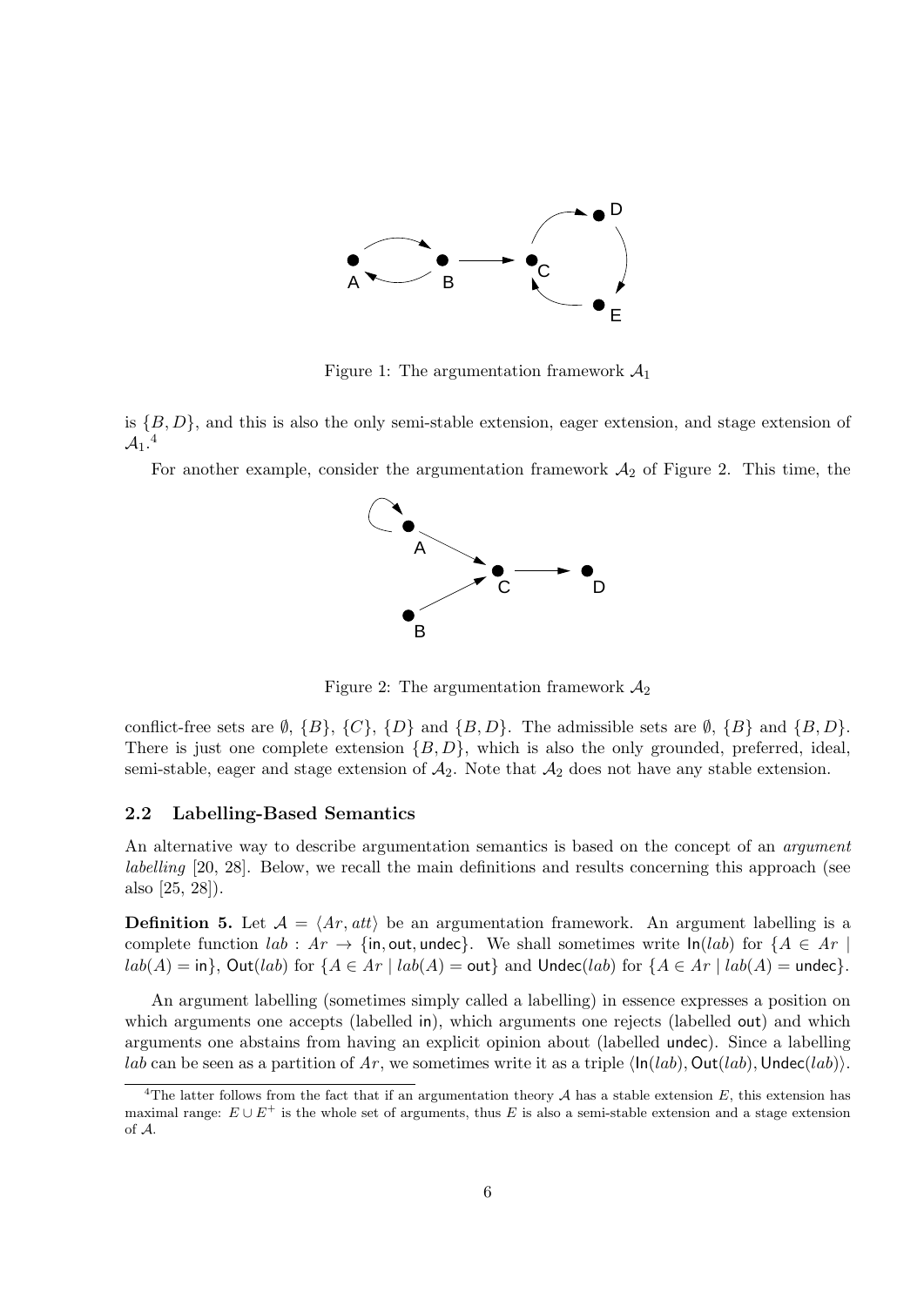Figure 1: The argumentation framework $\mathcal{A}_1$

is $\{B, D\}$, and this is also the only semi-stable extension, eager extension, and stage extension of $\mathcal{A}_1$.[4]

For another example, consider the argumentation framework $\mathcal{A}_2$ of Figure 2. This time, the

Figure 2: The argumentation framework $\mathcal{A}_2$

conflict-free sets are $\emptyset$, $\{B\}$, $\{C\}$, $\{D\}$ and $\{B, D\}$. The admissible sets are $\emptyset$, $\{B\}$ and $\{B, D\}$. There is just one complete extension $\{B, D\}$, which is also the only grounded, preferred, ideal, semi-stable, eager and stage extension of $\mathcal{A}_2$. Note that $\mathcal{A}_2$ does not have any stable extension.

### 2.2 Labelling-Based Semantics

An alternative way to describe argumentation semantics is based on the concept of an *argument labelling* [20, 28]. Below, we recall the main definitions and results concerning this approach (see also [25, 28]).

**Definition 5.** Let $\mathcal{A} = \langle Ar, att \rangle$ be an argumentation framework. An argument labelling is a complete function $lab : Ar \rightarrow \{\mathsf{in}, \mathsf{out}, \mathsf{undec}\}$. We shall sometimes write $\mathsf{In}(lab)$ for $\{A \in Ar \mid lab(A) = \mathsf{in}\}$, $\mathsf{Out}(lab)$ for $\{A \in Ar \mid lab(A) = \mathsf{out}\}$ and $\mathsf{Undec}(lab)$ for $\{A \in Ar \mid lab(A) = \mathsf{undec}\}$.

An argument labelling (sometimes simply called a labelling) in essence expresses a position on which arguments one accepts (labelled in), which arguments one rejects (labelled out) and which arguments one abstains from having an explicit opinion about (labelled undec). Since a labelling $lab$ can be seen as a partition of $Ar$, we sometimes write it as a triple $\langle \mathsf{In}(lab), \mathsf{Out}(lab), \mathsf{Undec}(lab) \rangle$.

---

[4] The latter follows from the fact that if an argumentation theory $\mathcal{A}$ has a stable extension $E$, this extension has maximal range: $E \cup E^+$ is the whole set of arguments, thus $E$ is also a semi-stable extension and a stage extension of $\mathcal{A}$.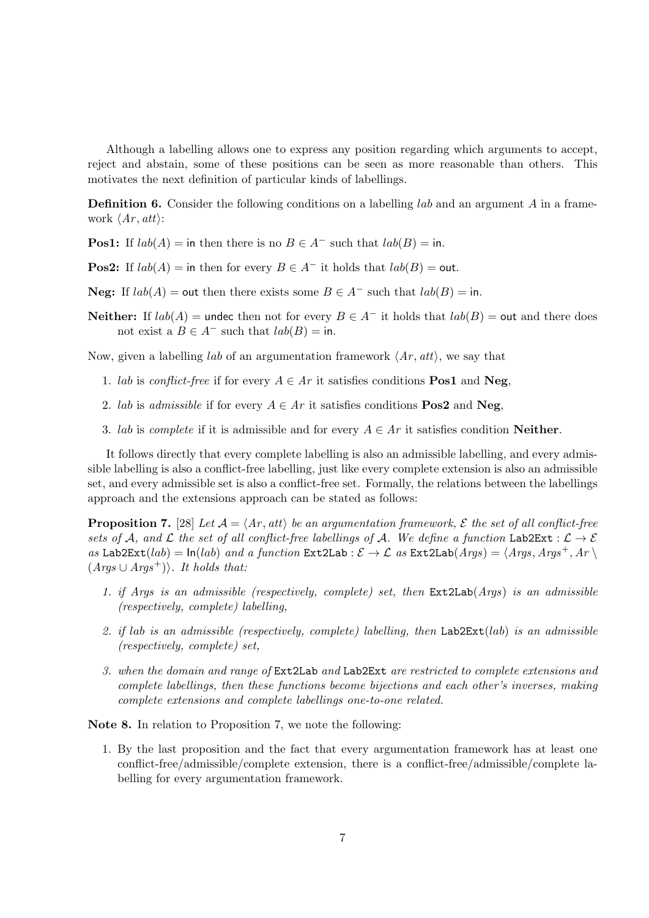Although a labelling allows one to express any position regarding which arguments to accept, reject and abstain, some of these positions can be seen as more reasonable than others. This motivates the next definition of particular kinds of labellings.

**Definition 6.** Consider the following conditions on a labelling $lab$ and an argument $A$ in a framework $\langle Ar, att \rangle$:

**Pos1:** If $lab(A) = \mathsf{in}$ then there is no $B \in A^-$ such that $lab(B) = \mathsf{in}$.

**Pos2:** If $lab(A) = \mathsf{in}$ then for every $B \in A^-$ it holds that $lab(B) = \mathsf{out}$.

**Neg:** If $lab(A) = \mathsf{out}$ then there exists some $B \in A^-$ such that $lab(B) = \mathsf{in}$.

**Neither:** If $lab(A) = \mathsf{undec}$ then not for every $B \in A^-$ it holds that $lab(B) = \mathsf{out}$ and there does not exist a $B \in A^-$ such that $lab(B) = \mathsf{in}$.

Now, given a labelling $lab$ of an argumentation framework $\langle Ar, att \rangle$, we say that

1. $lab$ is *conflict-free* if for every $A \in Ar$ it satisfies conditions **Pos1** and **Neg**,
2. $lab$ is *admissible* if for every $A \in Ar$ it satisfies conditions **Pos2** and **Neg**,
3. $lab$ is *complete* if it is admissible and for every $A \in Ar$ it satisfies condition **Neither**.

It follows directly that every complete labelling is also an admissible labelling, and every admissible labelling is also a conflict-free labelling, just like every complete extension is also an admissible set, and every admissible set is also a conflict-free set. Formally, the relations between the labellings approach and the extensions approach can be stated as follows:

**Proposition 7.** [28] *Let $\mathcal{A} = \langle Ar, att \rangle$ be an argumentation framework, $\mathcal{E}$ the set of all conflict-free sets of $\mathcal{A}$, and $\mathcal{L}$ the set of all conflict-free labellings of $\mathcal{A}$. We define a function* $\mathtt{Lab2Ext} : \mathcal{L} \to \mathcal{E}$ *as* $\mathtt{Lab2Ext}(lab) = \mathsf{In}(lab)$ *and a function* $\mathtt{Ext2Lab} : \mathcal{E} \to \mathcal{L}$ *as* $\mathtt{Ext2Lab}(Args) = \langle Args, Args^+, Ar \setminus (Args \cup Args^+) \rangle$. *It holds that:*

1. *if $Args$ is an admissible (respectively, complete) set, then* $\mathtt{Ext2Lab}(Args)$ *is an admissible (respectively, complete) labelling,*
2. *if $lab$ is an admissible (respectively, complete) labelling, then* $\mathtt{Lab2Ext}(lab)$ *is an admissible (respectively, complete) set,*
3. *when the domain and range of* $\mathtt{Ext2Lab}$ *and* $\mathtt{Lab2Ext}$ *are restricted to complete extensions and complete labellings, then these functions become bijections and each other's inverses, making complete extensions and complete labellings one-to-one related.*

**Note 8.** In relation to Proposition 7, we note the following:

1. By the last proposition and the fact that every argumentation framework has at least one conflict-free/admissible/complete extension, there is a conflict-free/admissible/complete labelling for every argumentation framework.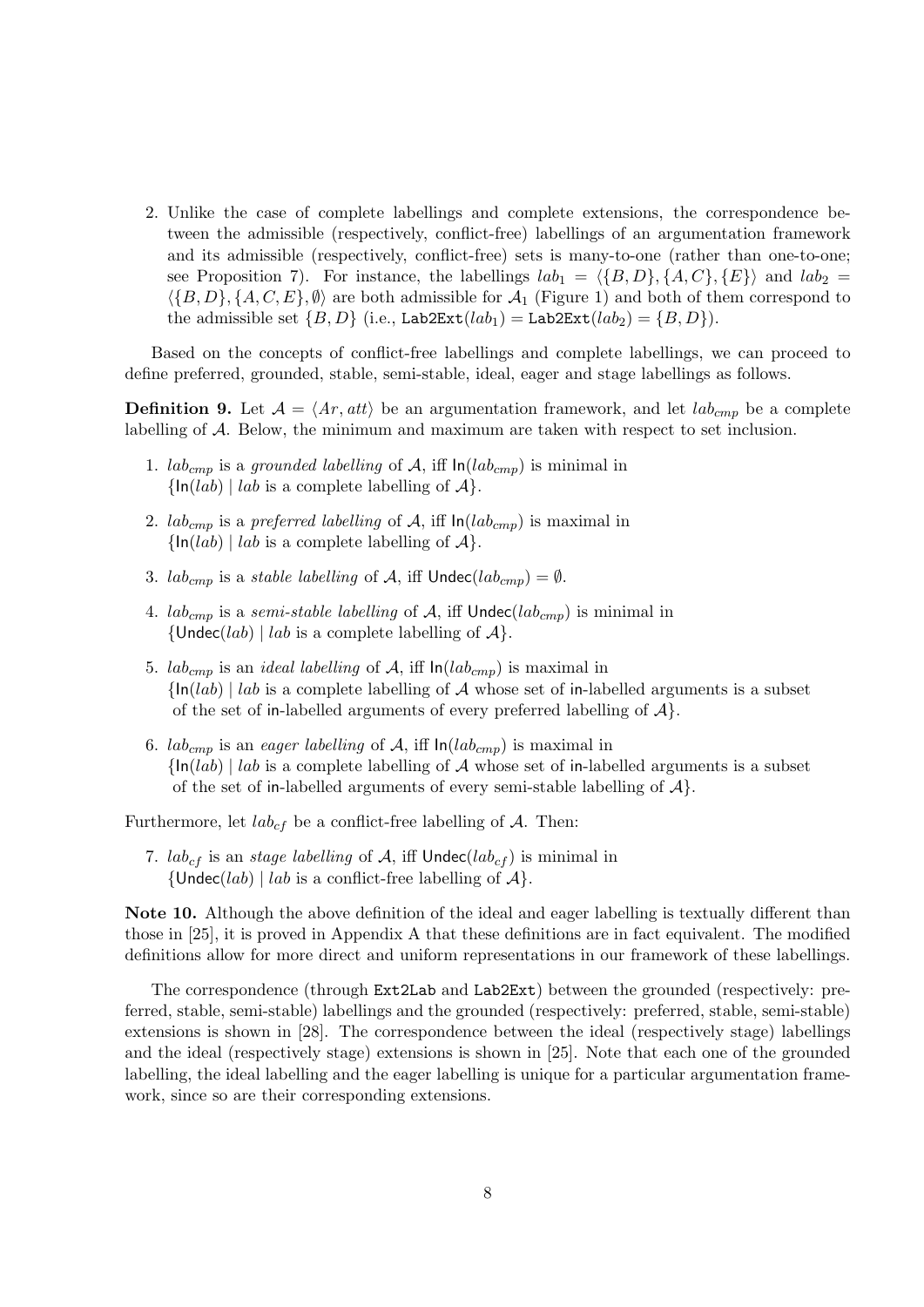2. Unlike the case of complete labellings and complete extensions, the correspondence between the admissible (respectively, conflict-free) labellings of an argumentation framework and its admissible (respectively, conflict-free) sets is many-to-one (rather than one-to-one; see Proposition 7). For instance, the labellings $lab_1 = \langle \{B, D\}, \{A, C\}, \{E\} \rangle$ and $lab_2 = \langle \{B, D\}, \{A, C, E\}, \emptyset \rangle$ are both admissible for $\mathcal{A}_1$ (Figure 1) and both of them correspond to the admissible set $\{B, D\}$ (i.e., $\texttt{Lab2Ext}(lab_1) = \texttt{Lab2Ext}(lab_2) = \{B, D\}$).

Based on the concepts of conflict-free labellings and complete labellings, we can proceed to define preferred, grounded, stable, semi-stable, ideal, eager and stage labellings as follows.

**Definition 9.** Let $\mathcal{A} = \langle Ar, att \rangle$ be an argumentation framework, and let $lab_{cmp}$ be a complete labelling of $\mathcal{A}$. Below, the minimum and maximum are taken with respect to set inclusion.

1. $lab_{cmp}$ is a *grounded labelling* of $\mathcal{A}$, iff $\mathsf{In}(lab_{cmp})$ is minimal in $\{\mathsf{In}(lab) \mid lab \text{ is a complete labelling of } \mathcal{A}\}$.
2. $lab_{cmp}$ is a *preferred labelling* of $\mathcal{A}$, iff $\mathsf{In}(lab_{cmp})$ is maximal in $\{\mathsf{In}(lab) \mid lab \text{ is a complete labelling of } \mathcal{A}\}$.
3. $lab_{cmp}$ is a *stable labelling* of $\mathcal{A}$, iff $\mathsf{Undec}(lab_{cmp}) = \emptyset$.
4. $lab_{cmp}$ is a *semi-stable labelling* of $\mathcal{A}$, iff $\mathsf{Undec}(lab_{cmp})$ is minimal in $\{\mathsf{Undec}(lab) \mid lab \text{ is a complete labelling of } \mathcal{A}\}$.
5. $lab_{cmp}$ is an *ideal labelling* of $\mathcal{A}$, iff $\mathsf{In}(lab_{cmp})$ is maximal in $\{\mathsf{In}(lab) \mid lab$ is a complete labelling of $\mathcal{A}$ whose set of in-labelled arguments is a subset of the set of in-labelled arguments of every preferred labelling of $\mathcal{A}\}$.
6. $lab_{cmp}$ is an *eager labelling* of $\mathcal{A}$, iff $\mathsf{In}(lab_{cmp})$ is maximal in $\{\mathsf{In}(lab) \mid lab$ is a complete labelling of $\mathcal{A}$ whose set of in-labelled arguments is a subset of the set of in-labelled arguments of every semi-stable labelling of $\mathcal{A}\}$.

Furthermore, let $lab_{cf}$ be a conflict-free labelling of $\mathcal{A}$. Then:

7. $lab_{cf}$ is an *stage labelling* of $\mathcal{A}$, iff $\mathsf{Undec}(lab_{cf})$ is minimal in $\{\mathsf{Undec}(lab) \mid lab \text{ is a conflict-free labelling of } \mathcal{A}\}$.

**Note 10.** Although the above definition of the ideal and eager labelling is textually different than those in [25], it is proved in Appendix A that these definitions are in fact equivalent. The modified definitions allow for more direct and uniform representations in our framework of these labellings.

The correspondence (through `Ext2Lab` and `Lab2Ext`) between the grounded (respectively: preferred, stable, semi-stable) labellings and the grounded (respectively: preferred, stable, semi-stable) extensions is shown in [28]. The correspondence between the ideal (respectively stage) labellings and the ideal (respectively stage) extensions is shown in [25]. Note that each one of the grounded labelling, the ideal labelling and the eager labelling is unique for a particular argumentation framework, since so are their corresponding extensions.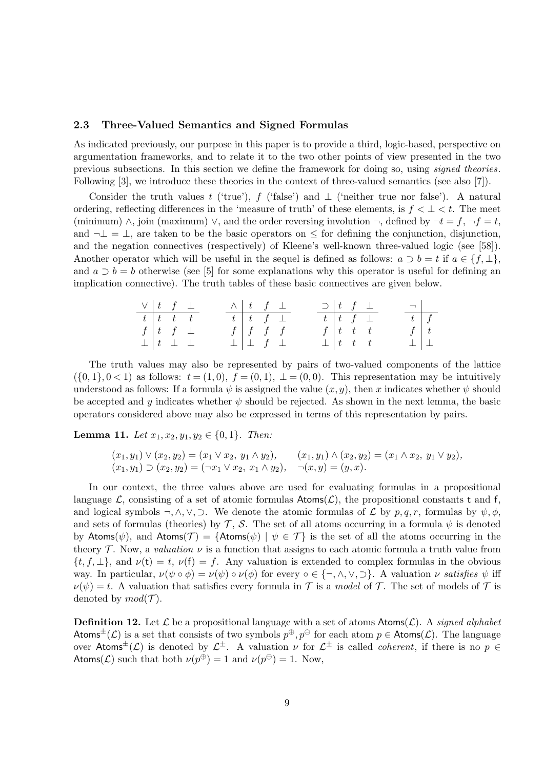### 2.3 Three-Valued Semantics and Signed Formulas

As indicated previously, our purpose in this paper is to provide a third, logic-based, perspective on argumentation frameworks, and to relate it to the two other points of view presented in the two previous subsections. In this section we define the framework for doing so, using *signed theories*. Following [3], we introduce these theories in the context of three-valued semantics (see also [7]).

Consider the truth values $t$ ('true'), $f$ ('false') and $\perp$ ('neither true nor false'). A natural ordering, reflecting differences in the 'measure of truth' of these elements, is $f < \perp < t$. The meet (minimum) $\wedge$, join (maximum) $\vee$, and the order reversing involution $\neg$, defined by $\neg t = f$, $\neg f = t$, and $\neg\perp = \perp$, are taken to be the basic operators on $\leq$ for defining the conjunction, disjunction, and the negation connectives (respectively) of Kleene's well-known three-valued logic (see [58]). Another operator which will be useful in the sequel is defined as follows: $a \supset b = t$ if $a \in \{f, \perp\}$, and $a \supset b = b$ otherwise (see [5] for some explanations why this operator is useful for defining an implication connective). The truth tables of these basic connectives are given below.

| $\vee$ | $t$ | $f$ | $\perp$ |
|---|---|---|---|
| $t$ | $t$ | $t$ | $t$ |
| $f$ | $t$ | $f$ | $\perp$ |
| $\perp$ | $t$ | $\perp$ | $\perp$ |

| $\wedge$ | $t$ | $f$ | $\perp$ |
|---|---|---|---|
| $t$ | $t$ | $f$ | $\perp$ |
| $f$ | $f$ | $f$ | $f$ |
| $\perp$ | $\perp$ | $f$ | $\perp$ |

| $\supset$ | $t$ | $f$ | $\perp$ |
|---|---|---|---|
| $t$ | $t$ | $f$ | $\perp$ |
| $f$ | $t$ | $t$ | $t$ |
| $\perp$ | $t$ | $t$ | $t$ |

| $\neg$ | |
|---|---|
| $t$ | $f$ |
| $f$ | $t$ |
| $\perp$ | $\perp$ |

The truth values may also be represented by pairs of two-valued components of the lattice $(\{0,1\}, 0 < 1)$ as follows: $t = (1,0)$, $f = (0,1)$, $\perp = (0,0)$. This representation may be intuitively understood as follows: If a formula $\psi$ is assigned the value $(x,y)$, then $x$ indicates whether $\psi$ should be accepted and $y$ indicates whether $\psi$ should be rejected. As shown in the next lemma, the basic operators considered above may also be expressed in terms of this representation by pairs.

**Lemma 11.** *Let $x_1, x_2, y_1, y_2 \in \{0,1\}$. Then:*

$$(x_1, y_1) \vee (x_2, y_2) = (x_1 \vee x_2,\ y_1 \wedge y_2), \qquad (x_1, y_1) \wedge (x_2, y_2) = (x_1 \wedge x_2,\ y_1 \vee y_2),$$
$$(x_1, y_1) \supset (x_2, y_2) = (\neg x_1 \vee x_2,\ x_1 \wedge y_2), \quad \neg(x, y) = (y, x).$$

In our context, the three values above are used for evaluating formulas in a propositional language $\mathcal{L}$, consisting of a set of atomic formulas $\mathsf{Atoms}(\mathcal{L})$, the propositional constants $\mathsf{t}$ and $\mathsf{f}$, and logical symbols $\neg, \wedge, \vee, \supset$. We denote the atomic formulas of $\mathcal{L}$ by $p, q, r$, formulas by $\psi, \phi$, and sets of formulas (theories) by $\mathcal{T}$, $\mathcal{S}$. The set of all atoms occurring in a formula $\psi$ is denoted by $\mathsf{Atoms}(\psi)$, and $\mathsf{Atoms}(\mathcal{T}) = \{\mathsf{Atoms}(\psi) \mid \psi \in \mathcal{T}\}$ is the set of all the atoms occurring in the theory $\mathcal{T}$. Now, a *valuation* $\nu$ is a function that assigns to each atomic formula a truth value from $\{t, f, \perp\}$, and $\nu(\mathsf{t}) = t$, $\nu(\mathsf{f}) = f$. Any valuation is extended to complex formulas in the obvious way. In particular, $\nu(\psi \circ \phi) = \nu(\psi) \circ \nu(\phi)$ for every $\circ \in \{\neg, \wedge, \vee, \supset\}$. A valuation $\nu$ *satisfies* $\psi$ iff $\nu(\psi) = t$. A valuation that satisfies every formula in $\mathcal{T}$ is a *model* of $\mathcal{T}$. The set of models of $\mathcal{T}$ is denoted by $mod(\mathcal{T})$.

**Definition 12.** Let $\mathcal{L}$ be a propositional language with a set of atoms $\mathsf{Atoms}(\mathcal{L})$. A *signed alphabet* $\mathsf{Atoms}^{\pm}(\mathcal{L})$ is a set that consists of two symbols $p^{\oplus}, p^{\ominus}$ for each atom $p \in \mathsf{Atoms}(\mathcal{L})$. The language over $\mathsf{Atoms}^{\pm}(\mathcal{L})$ is denoted by $\mathcal{L}^{\pm}$. A valuation $\nu$ for $\mathcal{L}^{\pm}$ is called *coherent*, if there is no $p \in \mathsf{Atoms}(\mathcal{L})$ such that both $\nu(p^{\oplus}) = 1$ and $\nu(p^{\ominus}) = 1$. Now,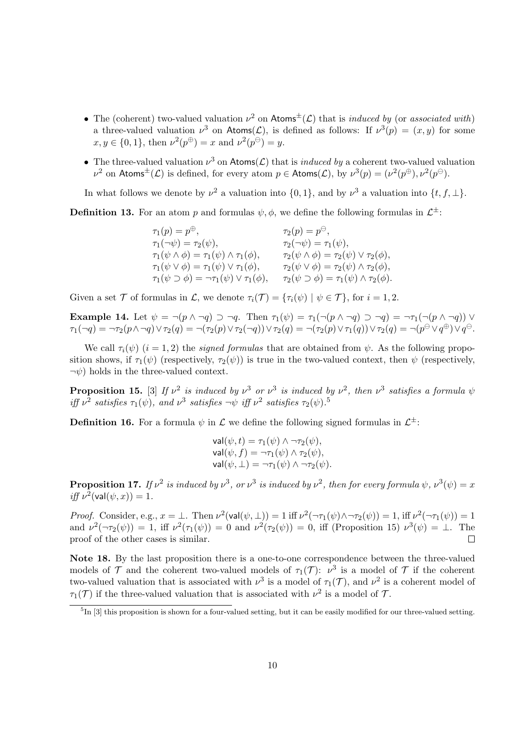- The (coherent) two-valued valuation $\nu^2$ on $\mathsf{Atoms}^{\pm}(\mathcal{L})$ that is *induced by* (or *associated with*) a three-valued valuation $\nu^3$ on $\mathsf{Atoms}(\mathcal{L})$, is defined as follows: If $\nu^3(p) = (x, y)$ for some $x, y \in \{0, 1\}$, then $\nu^2(p^{\oplus}) = x$ and $\nu^2(p^{\ominus}) = y$.
- The three-valued valuation $\nu^3$ on $\mathsf{Atoms}(\mathcal{L})$ that is *induced by* a coherent two-valued valuation $\nu^2$ on $\mathsf{Atoms}^{\pm}(\mathcal{L})$ is defined, for every atom $p \in \mathsf{Atoms}(\mathcal{L})$, by $\nu^3(p) = (\nu^2(p^{\oplus}), \nu^2(p^{\ominus}))$.

In what follows we denote by $\nu^2$ a valuation into $\{0, 1\}$, and by $\nu^3$ a valuation into $\{t, f, \bot\}$.

**Definition 13.** For an atom $p$ and formulas $\psi, \phi$, we define the following formulas in $\mathcal{L}^{\pm}$:

$$
\begin{array}{ll}
\tau_1(p) = p^{\oplus}, & \tau_2(p) = p^{\ominus}, \\
\tau_1(\neg\psi) = \tau_2(\psi), & \tau_2(\neg\psi) = \tau_1(\psi), \\
\tau_1(\psi \wedge \phi) = \tau_1(\psi) \wedge \tau_1(\phi), & \tau_2(\psi \wedge \phi) = \tau_2(\psi) \vee \tau_2(\phi), \\
\tau_1(\psi \vee \phi) = \tau_1(\psi) \vee \tau_1(\phi), & \tau_2(\psi \vee \phi) = \tau_2(\psi) \wedge \tau_2(\phi), \\
\tau_1(\psi \supset \phi) = \neg\tau_1(\psi) \vee \tau_1(\phi), & \tau_2(\psi \supset \phi) = \tau_1(\psi) \wedge \tau_2(\phi).
\end{array}
$$

Given a set $\mathcal{T}$ of formulas in $\mathcal{L}$, we denote $\tau_i(\mathcal{T}) = \{\tau_i(\psi) \mid \psi \in \mathcal{T}\}$, for $i = 1, 2$.

**Example 14.** Let $\psi = \neg(p \wedge \neg q) \supset \neg q$. Then $\tau_1(\psi) = \tau_1(\neg(p \wedge \neg q) \supset \neg q) = \neg\tau_1(\neg(p \wedge \neg q)) \vee \tau_1(\neg q) = \neg\tau_2(p \wedge \neg q) \vee \tau_2(q) = \neg(\tau_2(p) \vee \tau_2(\neg q)) \vee \tau_2(q) = \neg(\tau_2(p) \vee \tau_1(q)) \vee \tau_2(q) = \neg(p^{\ominus} \vee q^{\oplus}) \vee q^{\ominus}$.

We call $\tau_i(\psi)$ $(i = 1, 2)$ the *signed formulas* that are obtained from $\psi$. As the following proposition shows, if $\tau_1(\psi)$ (respectively, $\tau_2(\psi)$) is true in the two-valued context, then $\psi$ (respectively, $\neg\psi$) holds in the three-valued context.

**Proposition 15.** [3] *If $\nu^2$ is induced by $\nu^3$ or $\nu^3$ is induced by $\nu^2$, then $\nu^3$ satisfies a formula $\psi$ iff $\nu^2$ satisfies $\tau_1(\psi)$, and $\nu^3$ satisfies $\neg\psi$ iff $\nu^2$ satisfies $\tau_2(\psi)$.*[5]

**Definition 16.** For a formula $\psi$ in $\mathcal{L}$ we define the following signed formulas in $\mathcal{L}^{\pm}$:

$$
\begin{array}{l}
\mathsf{val}(\psi, t) = \tau_1(\psi) \wedge \neg\tau_2(\psi), \\
\mathsf{val}(\psi, f) = \neg\tau_1(\psi) \wedge \tau_2(\psi), \\
\mathsf{val}(\psi, \bot) = \neg\tau_1(\psi) \wedge \neg\tau_2(\psi).
\end{array}
$$

**Proposition 17.** *If $\nu^2$ is induced by $\nu^3$, or $\nu^3$ is induced by $\nu^2$, then for every formula $\psi$, $\nu^3(\psi) = x$ iff $\nu^2(\mathsf{val}(\psi, x)) = 1$.*

*Proof.* Consider, e.g., $x = \bot$. Then $\nu^2(\mathsf{val}(\psi, \bot)) = 1$ iff $\nu^2(\neg\tau_1(\psi) \wedge \neg\tau_2(\psi)) = 1$, iff $\nu^2(\neg\tau_1(\psi)) = 1$ and $\nu^2(\neg\tau_2(\psi)) = 1$, iff $\nu^2(\tau_1(\psi)) = 0$ and $\nu^2(\tau_2(\psi)) = 0$, iff (Proposition 15) $\nu^3(\psi) = \bot$. The proof of the other cases is similar. $\square$

**Note 18.** By the last proposition there is a one-to-one correspondence between the three-valued models of $\mathcal{T}$ and the coherent two-valued models of $\tau_1(\mathcal{T})$: $\nu^3$ is a model of $\mathcal{T}$ if the coherent two-valued valuation that is associated with $\nu^3$ is a model of $\tau_1(\mathcal{T})$, and $\nu^2$ is a coherent model of $\tau_1(\mathcal{T})$ if the three-valued valuation that is associated with $\nu^2$ is a model of $\mathcal{T}$.

[5] In [3] this proposition is shown for a four-valued setting, but it can be easily modified for our three-valued setting.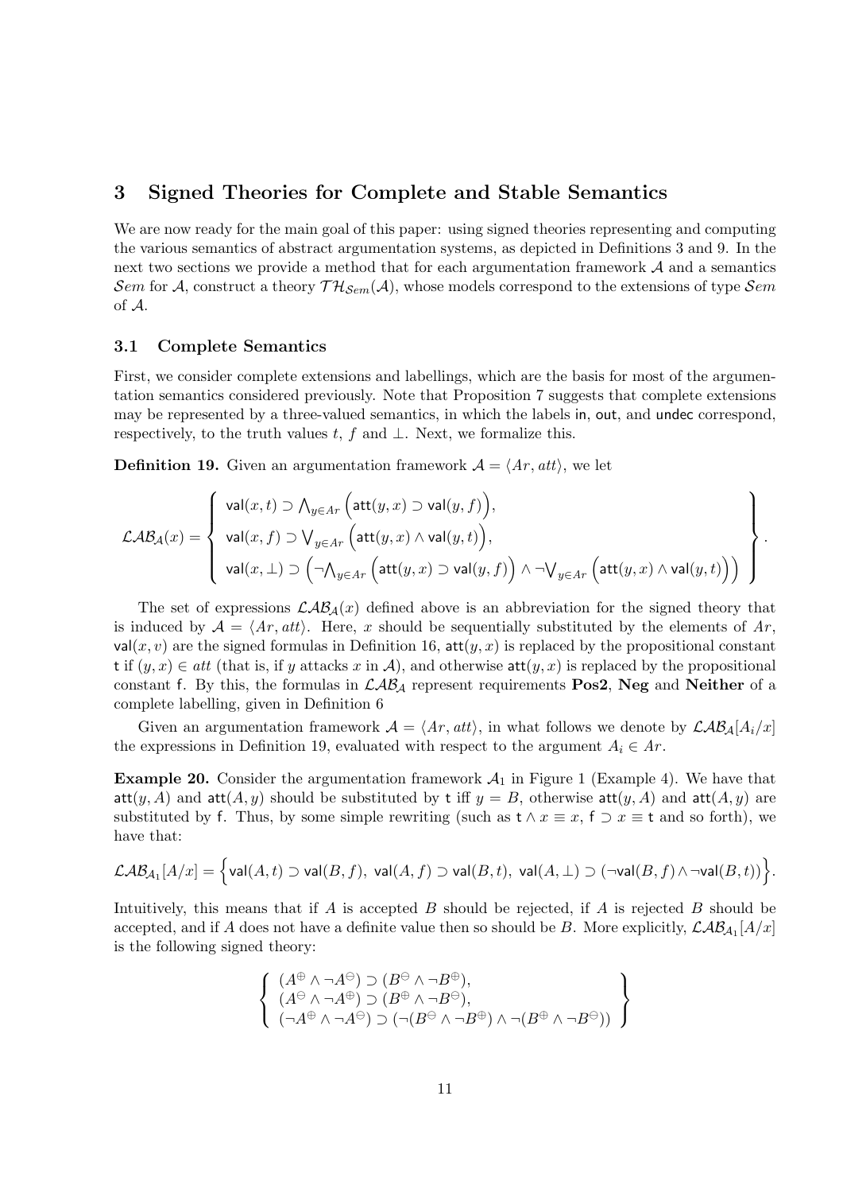## 3 Signed Theories for Complete and Stable Semantics

We are now ready for the main goal of this paper: using signed theories representing and computing the various semantics of abstract argumentation systems, as depicted in Definitions 3 and 9. In the next two sections we provide a method that for each argumentation framework $\mathcal{A}$ and a semantics $\mathcal{S}em$ for $\mathcal{A}$, construct a theory $\mathcal{TH}_{\mathcal{S}em}(\mathcal{A})$, whose models correspond to the extensions of type $\mathcal{S}em$ of $\mathcal{A}$.

### 3.1 Complete Semantics

First, we consider complete extensions and labellings, which are the basis for most of the argumentation semantics considered previously. Note that Proposition 7 suggests that complete extensions may be represented by a three-valued semantics, in which the labels in, out, and undec correspond, respectively, to the truth values $t$, $f$ and $\bot$. Next, we formalize this.

**Definition 19.** Given an argumentation framework $\mathcal{A} = \langle Ar, att\rangle$, we let

$$\mathcal{LAB}_{\mathcal{A}}(x) = \left\{ \begin{array}{l} \mathsf{val}(x,t) \supset \bigwedge_{y \in Ar} \Big(\mathsf{att}(y,x) \supset \mathsf{val}(y,f)\Big), \\ \mathsf{val}(x,f) \supset \bigvee_{y \in Ar} \Big(\mathsf{att}(y,x) \wedge \mathsf{val}(y,t)\Big), \\ \mathsf{val}(x,\bot) \supset \Big(\neg \bigwedge_{y \in Ar} \Big(\mathsf{att}(y,x) \supset \mathsf{val}(y,f)\Big) \wedge \neg \bigvee_{y \in Ar} \Big(\mathsf{att}(y,x) \wedge \mathsf{val}(y,t)\Big)\Big) \end{array} \right\}.$$

The set of expressions $\mathcal{LAB}_{\mathcal{A}}(x)$ defined above is an abbreviation for the signed theory that is induced by $\mathcal{A} = \langle Ar, att\rangle$. Here, $x$ should be sequentially substituted by the elements of $Ar$, $\mathsf{val}(x, v)$ are the signed formulas in Definition 16, $\mathsf{att}(y, x)$ is replaced by the propositional constant $\mathsf{t}$ if $(y, x) \in att$ (that is, if $y$ attacks $x$ in $\mathcal{A}$), and otherwise $\mathsf{att}(y, x)$ is replaced by the propositional constant $\mathsf{f}$. By this, the formulas in $\mathcal{LAB}_{\mathcal{A}}$ represent requirements **Pos2**, **Neg** and **Neither** of a complete labelling, given in Definition 6

Given an argumentation framework $\mathcal{A} = \langle Ar, att\rangle$, in what follows we denote by $\mathcal{LAB}_{\mathcal{A}}[A_i/x]$ the expressions in Definition 19, evaluated with respect to the argument $A_i \in Ar$.

**Example 20.** Consider the argumentation framework $\mathcal{A}_1$ in Figure 1 (Example 4). We have that $\mathsf{att}(y, A)$ and $\mathsf{att}(A, y)$ should be substituted by $\mathsf{t}$ iff $y = B$, otherwise $\mathsf{att}(y, A)$ and $\mathsf{att}(A, y)$ are substituted by $\mathsf{f}$. Thus, by some simple rewriting (such as $\mathsf{t} \wedge x \equiv x$, $\mathsf{f} \supset x \equiv \mathsf{t}$ and so forth), we have that:

$$\mathcal{LAB}_{\mathcal{A}_1}[A/x] = \Big\{\mathsf{val}(A,t) \supset \mathsf{val}(B,f),\ \mathsf{val}(A,f) \supset \mathsf{val}(B,t),\ \mathsf{val}(A,\bot) \supset (\neg\mathsf{val}(B,f) \wedge \neg\mathsf{val}(B,t))\Big\}.$$

Intuitively, this means that if $A$ is accepted $B$ should be rejected, if $A$ is rejected $B$ should be accepted, and if $A$ does not have a definite value then so should be $B$. More explicitly, $\mathcal{LAB}_{\mathcal{A}_1}[A/x]$ is the following signed theory:

$$\left\{ \begin{array}{l} (A^{\oplus} \wedge \neg A^{\ominus}) \supset (B^{\ominus} \wedge \neg B^{\oplus}), \\ (A^{\ominus} \wedge \neg A^{\oplus}) \supset (B^{\oplus} \wedge \neg B^{\ominus}), \\ (\neg A^{\oplus} \wedge \neg A^{\ominus}) \supset (\neg(B^{\ominus} \wedge \neg B^{\oplus}) \wedge \neg(B^{\oplus} \wedge \neg B^{\ominus})) \end{array} \right\}$$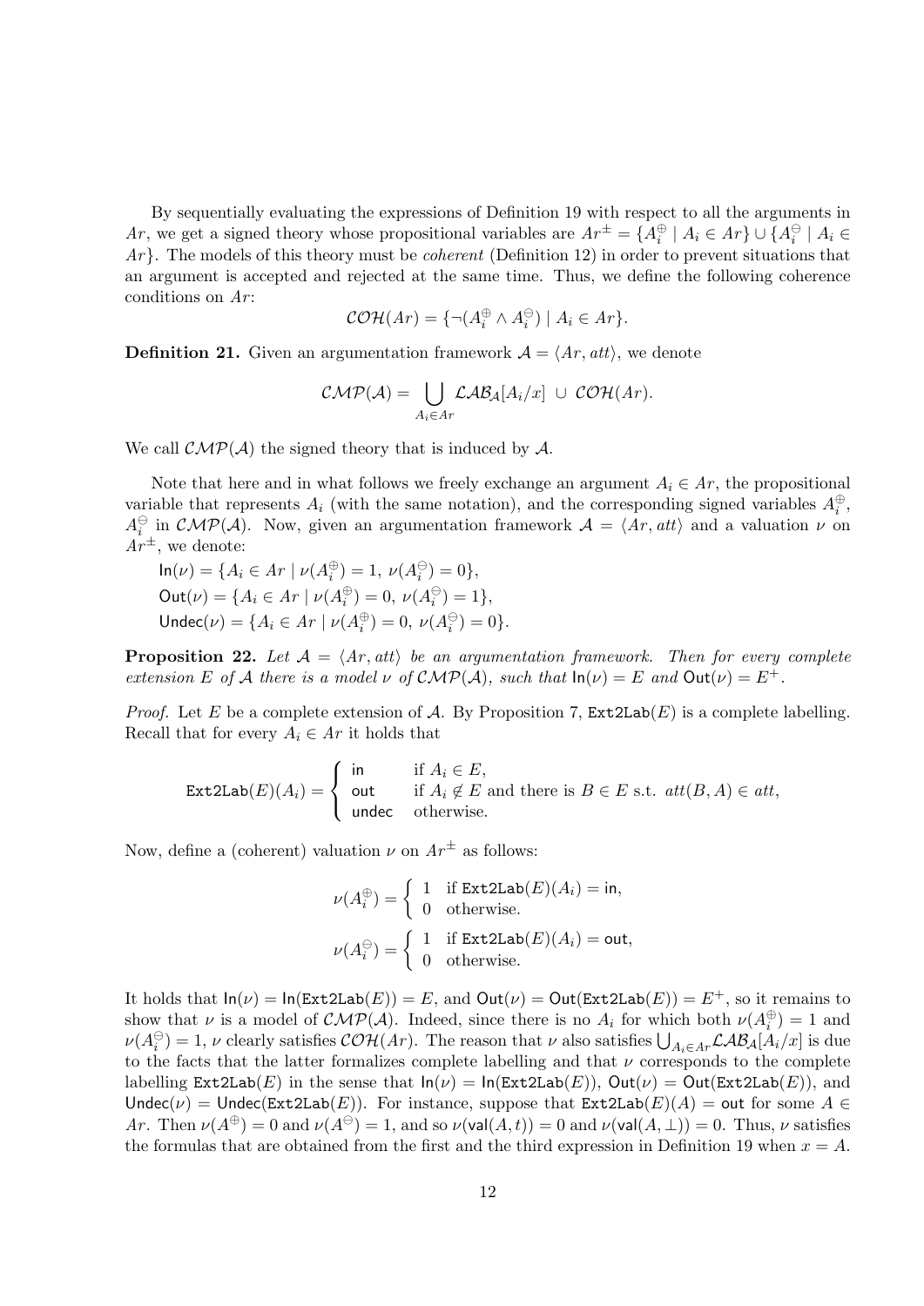By sequentially evaluating the expressions of Definition 19 with respect to all the arguments in $Ar$, we get a signed theory whose propositional variables are $Ar^{\pm} = \{A_i^{\oplus} \mid A_i \in Ar\} \cup \{A_i^{\ominus} \mid A_i \in Ar\}$. The models of this theory must be *coherent* (Definition 12) in order to prevent situations that an argument is accepted and rejected at the same time. Thus, we define the following coherence conditions on $Ar$:

$$\mathcal{COH}(Ar) = \{\neg(A_i^{\oplus} \wedge A_i^{\ominus}) \mid A_i \in Ar\}.$$

**Definition 21.** Given an argumentation framework $\mathcal{A} = \langle Ar, att\rangle$, we denote

$$\mathcal{CMP}(\mathcal{A}) = \bigcup_{A_i \in Ar} \mathcal{LAB}_{\mathcal{A}}[A_i/x] \ \cup \ \mathcal{COH}(Ar).$$

We call $\mathcal{CMP}(\mathcal{A})$ the signed theory that is induced by $\mathcal{A}$.

Note that here and in what follows we freely exchange an argument $A_i \in Ar$, the propositional variable that represents $A_i$ (with the same notation), and the corresponding signed variables $A_i^{\oplus}$, $A_i^{\ominus}$ in $\mathcal{CMP}(\mathcal{A})$. Now, given an argumentation framework $\mathcal{A} = \langle Ar, att\rangle$ and a valuation $\nu$ on $Ar^{\pm}$, we denote:

$\mathsf{In}(\nu) = \{A_i \in Ar \mid \nu(A_i^{\oplus}) = 1,\ \nu(A_i^{\ominus}) = 0\}$,
$\mathsf{Out}(\nu) = \{A_i \in Ar \mid \nu(A_i^{\oplus}) = 0,\ \nu(A_i^{\ominus}) = 1\}$,
$\mathsf{Undec}(\nu) = \{A_i \in Ar \mid \nu(A_i^{\oplus}) = 0,\ \nu(A_i^{\ominus}) = 0\}$.

**Proposition 22.** *Let $\mathcal{A} = \langle Ar, att\rangle$ be an argumentation framework. Then for every complete extension $E$ of $\mathcal{A}$ there is a model $\nu$ of $\mathcal{CMP}(\mathcal{A})$, such that $\mathsf{In}(\nu) = E$ and $\mathsf{Out}(\nu) = E^+$.*

*Proof.* Let $E$ be a complete extension of $\mathcal{A}$. By Proposition 7, $\mathtt{Ext2Lab}(E)$ is a complete labelling. Recall that for every $A_i \in Ar$ it holds that

$$\mathtt{Ext2Lab}(E)(A_i) = \begin{cases} \mathsf{in} & \text{if } A_i \in E, \\ \mathsf{out} & \text{if } A_i \notin E \text{ and there is } B \in E \text{ s.t. } att(B, A) \in att, \\ \mathsf{undec} & \text{otherwise.} \end{cases}$$

Now, define a (coherent) valuation $\nu$ on $Ar^{\pm}$ as follows:

$$\nu(A_i^{\oplus}) = \begin{cases} 1 & \text{if } \mathtt{Ext2Lab}(E)(A_i) = \mathsf{in}, \\ 0 & \text{otherwise.} \end{cases}$$

$$\nu(A_i^{\ominus}) = \begin{cases} 1 & \text{if } \mathtt{Ext2Lab}(E)(A_i) = \mathsf{out}, \\ 0 & \text{otherwise.} \end{cases}$$

It holds that $\mathsf{In}(\nu) = \mathsf{In}(\mathtt{Ext2Lab}(E)) = E$, and $\mathsf{Out}(\nu) = \mathsf{Out}(\mathtt{Ext2Lab}(E)) = E^+$, so it remains to show that $\nu$ is a model of $\mathcal{CMP}(\mathcal{A})$. Indeed, since there is no $A_i$ for which both $\nu(A_i^{\oplus}) = 1$ and $\nu(A_i^{\ominus}) = 1$, $\nu$ clearly satisfies $\mathcal{COH}(Ar)$. The reason that $\nu$ also satisfies $\bigcup_{A_i \in Ar} \mathcal{LAB}_{\mathcal{A}}[A_i/x]$ is due to the facts that the latter formalizes complete labelling and that $\nu$ corresponds to the complete labelling $\mathtt{Ext2Lab}(E)$ in the sense that $\mathsf{In}(\nu) = \mathsf{In}(\mathtt{Ext2Lab}(E))$, $\mathsf{Out}(\nu) = \mathsf{Out}(\mathtt{Ext2Lab}(E))$, and $\mathsf{Undec}(\nu) = \mathsf{Undec}(\mathtt{Ext2Lab}(E))$. For instance, suppose that $\mathtt{Ext2Lab}(E)(A) = \mathsf{out}$ for some $A \in Ar$. Then $\nu(A^{\oplus}) = 0$ and $\nu(A^{\ominus}) = 1$, and so $\nu(\mathsf{val}(A, t)) = 0$ and $\nu(\mathsf{val}(A, \bot)) = 0$. Thus, $\nu$ satisfies the formulas that are obtained from the first and the third expression in Definition 19 when $x = A$.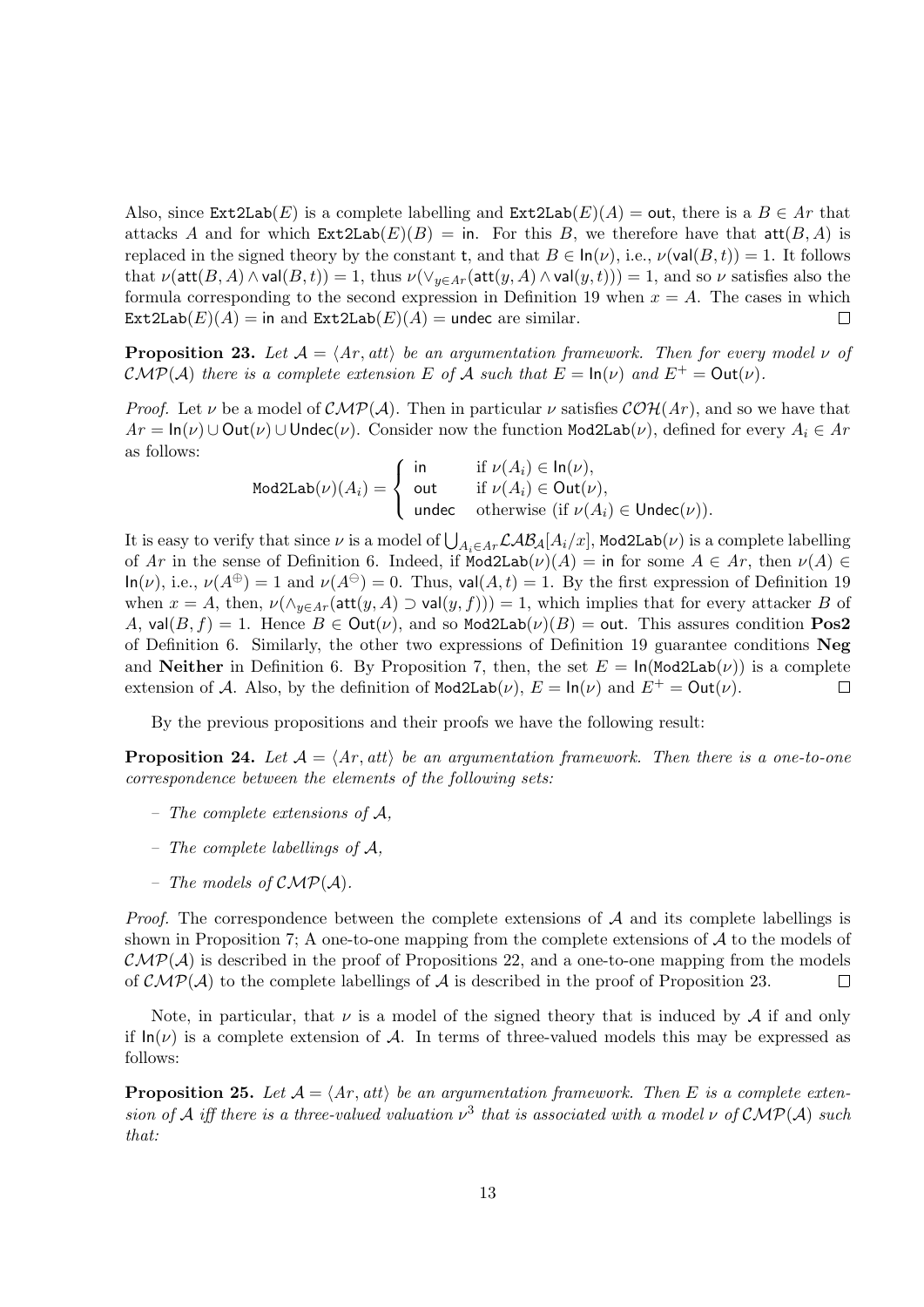Also, since $\mathtt{Ext2Lab}(E)$ is a complete labelling and $\mathtt{Ext2Lab}(E)(A) = \mathsf{out}$, there is a $B \in Ar$ that attacks $A$ and for which $\mathtt{Ext2Lab}(E)(B) = \mathsf{in}$. For this $B$, we therefore have that $\mathsf{att}(B, A)$ is replaced in the signed theory by the constant $\mathsf{t}$, and that $B \in \mathsf{In}(\nu)$, i.e., $\nu(\mathsf{val}(B, t)) = 1$. It follows that $\nu(\mathsf{att}(B, A) \wedge \mathsf{val}(B, t)) = 1$, thus $\nu(\vee_{y \in Ar}(\mathsf{att}(y, A) \wedge \mathsf{val}(y, t))) = 1$, and so $\nu$ satisfies also the formula corresponding to the second expression in Definition 19 when $x = A$. The cases in which $\mathtt{Ext2Lab}(E)(A) = \mathsf{in}$ and $\mathtt{Ext2Lab}(E)(A) = \mathsf{undec}$ are similar. □

**Proposition 23.** *Let $\mathcal{A} = \langle Ar, att \rangle$ be an argumentation framework. Then for every model $\nu$ of $\mathcal{CMP}(\mathcal{A})$ there is a complete extension $E$ of $\mathcal{A}$ such that $E = \mathsf{In}(\nu)$ and $E^+ = \mathsf{Out}(\nu)$.*

*Proof.* Let $\nu$ be a model of $\mathcal{CMP}(\mathcal{A})$. Then in particular $\nu$ satisfies $\mathcal{COH}(Ar)$, and so we have that $Ar = \mathsf{In}(\nu) \cup \mathsf{Out}(\nu) \cup \mathsf{Undec}(\nu)$. Consider now the function $\mathtt{Mod2Lab}(\nu)$, defined for every $A_i \in Ar$ as follows:

$$\mathtt{Mod2Lab}(\nu)(A_i) = \begin{cases} \mathsf{in} & \text{if } \nu(A_i) \in \mathsf{In}(\nu), \\ \mathsf{out} & \text{if } \nu(A_i) \in \mathsf{Out}(\nu), \\ \mathsf{undec} & \text{otherwise (if } \nu(A_i) \in \mathsf{Undec}(\nu)). \end{cases}$$

It is easy to verify that since $\nu$ is a model of $\bigcup_{A_i \in Ar} \mathcal{LAB}_{\mathcal{A}}[A_i/x]$, $\mathtt{Mod2Lab}(\nu)$ is a complete labelling of $Ar$ in the sense of Definition 6. Indeed, if $\mathtt{Mod2Lab}(\nu)(A) = \mathsf{in}$ for some $A \in Ar$, then $\nu(A) \in \mathsf{In}(\nu)$, i.e., $\nu(A^{\oplus}) = 1$ and $\nu(A^{\ominus}) = 0$. Thus, $\mathsf{val}(A, t) = 1$. By the first expression of Definition 19 when $x = A$, then, $\nu(\wedge_{y \in Ar}(\mathsf{att}(y, A) \supset \mathsf{val}(y, f))) = 1$, which implies that for every attacker $B$ of $A$, $\mathsf{val}(B, f) = 1$. Hence $B \in \mathsf{Out}(\nu)$, and so $\mathtt{Mod2Lab}(\nu)(B) = \mathsf{out}$. This assures condition **Pos2** of Definition 6. Similarly, the other two expressions of Definition 19 guarantee conditions **Neg** and **Neither** in Definition 6. By Proposition 7, then, the set $E = \mathsf{In}(\mathtt{Mod2Lab}(\nu))$ is a complete extension of $\mathcal{A}$. Also, by the definition of $\mathtt{Mod2Lab}(\nu)$, $E = \mathsf{In}(\nu)$ and $E^+ = \mathsf{Out}(\nu)$. □

By the previous propositions and their proofs we have the following result:

**Proposition 24.** *Let $\mathcal{A} = \langle Ar, att \rangle$ be an argumentation framework. Then there is a one-to-one correspondence between the elements of the following sets:*

- *The complete extensions of $\mathcal{A}$,*
- *The complete labellings of $\mathcal{A}$,*
- *The models of $\mathcal{CMP}(\mathcal{A})$.*

*Proof.* The correspondence between the complete extensions of $\mathcal{A}$ and its complete labellings is shown in Proposition 7; A one-to-one mapping from the complete extensions of $\mathcal{A}$ to the models of $\mathcal{CMP}(\mathcal{A})$ is described in the proof of Propositions 22, and a one-to-one mapping from the models of $\mathcal{CMP}(\mathcal{A})$ to the complete labellings of $\mathcal{A}$ is described in the proof of Proposition 23. □

Note, in particular, that $\nu$ is a model of the signed theory that is induced by $\mathcal{A}$ if and only if $\mathsf{In}(\nu)$ is a complete extension of $\mathcal{A}$. In terms of three-valued models this may be expressed as follows:

**Proposition 25.** *Let $\mathcal{A} = \langle Ar, att \rangle$ be an argumentation framework. Then $E$ is a complete extension of $\mathcal{A}$ iff there is a three-valued valuation $\nu^3$ that is associated with a model $\nu$ of $\mathcal{CMP}(\mathcal{A})$ such that:*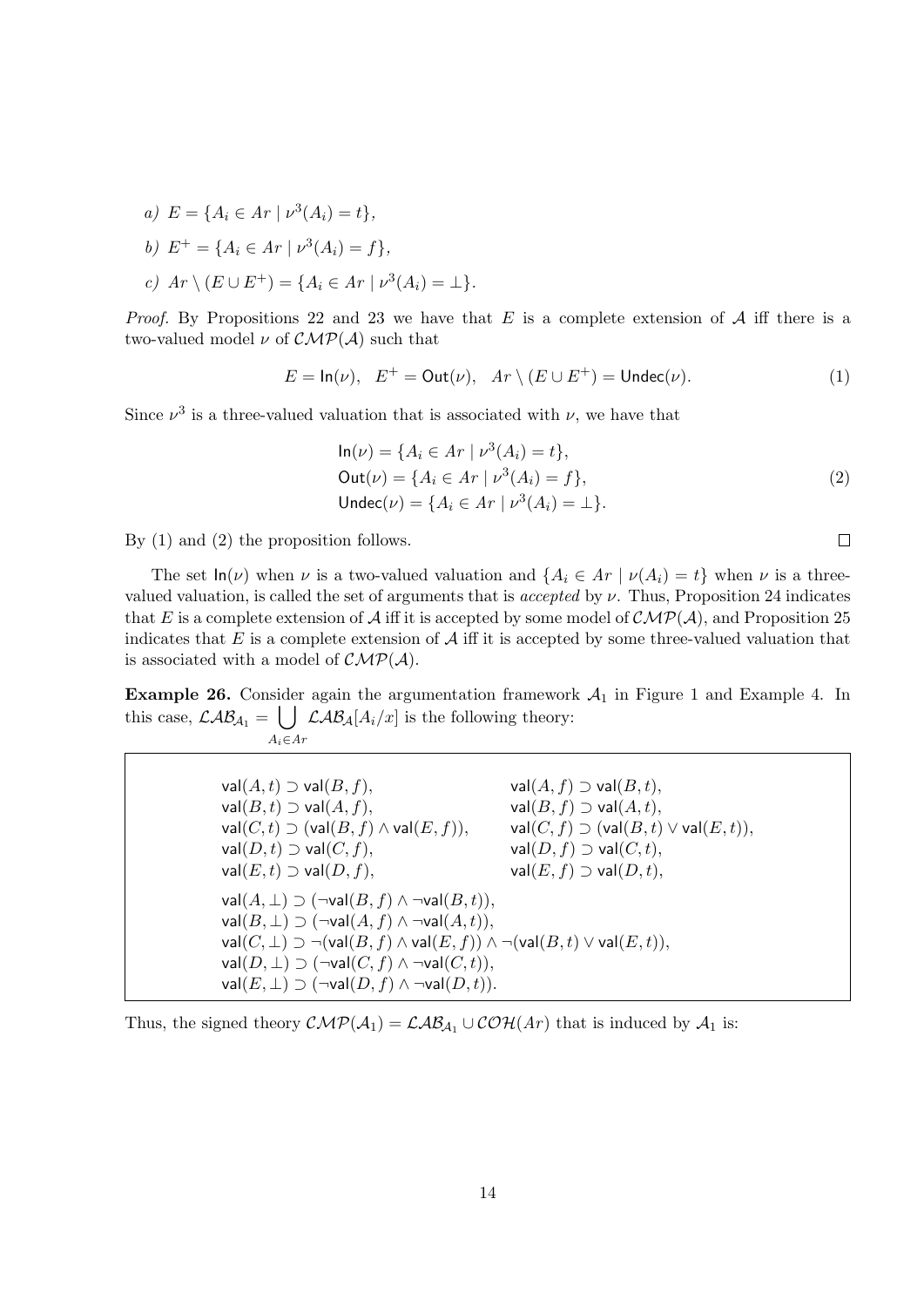a) $E = \{A_i \in Ar \mid \nu^3(A_i) = t\}$,

b) $E^+ = \{A_i \in Ar \mid \nu^3(A_i) = f\}$,

c) $Ar \setminus (E \cup E^+) = \{A_i \in Ar \mid \nu^3(A_i) = \bot\}$.

*Proof.* By Propositions 22 and 23 we have that $E$ is a complete extension of $\mathcal{A}$ iff there is a two-valued model $\nu$ of $\mathcal{CMP}(\mathcal{A})$ such that

$$E = \mathsf{In}(\nu), \quad E^+ = \mathsf{Out}(\nu), \quad Ar \setminus (E \cup E^+) = \mathsf{Undec}(\nu). \tag{1}$$

Since $\nu^3$ is a three-valued valuation that is associated with $\nu$, we have that

$$\begin{aligned} \mathsf{In}(\nu) &= \{A_i \in Ar \mid \nu^3(A_i) = t\}, \\ \mathsf{Out}(\nu) &= \{A_i \in Ar \mid \nu^3(A_i) = f\}, \\ \mathsf{Undec}(\nu) &= \{A_i \in Ar \mid \nu^3(A_i) = \bot\}. \end{aligned} \tag{2}$$

By (1) and (2) the proposition follows. $\square$

The set $\mathsf{In}(\nu)$ when $\nu$ is a two-valued valuation and $\{A_i \in Ar \mid \nu(A_i) = t\}$ when $\nu$ is a three-valued valuation, is called the set of arguments that is *accepted* by $\nu$. Thus, Proposition 24 indicates that $E$ is a complete extension of $\mathcal{A}$ iff it is accepted by some model of $\mathcal{CMP}(\mathcal{A})$, and Proposition 25 indicates that $E$ is a complete extension of $\mathcal{A}$ iff it is accepted by some three-valued valuation that is associated with a model of $\mathcal{CMP}(\mathcal{A})$.

**Example 26.** Consider again the argumentation framework $\mathcal{A}_1$ in Figure 1 and Example 4. In this case, $\mathcal{LAB}_{\mathcal{A}_1} = \bigcup_{A_i \in Ar} \mathcal{LAB}_{\mathcal{A}}[A_i/x]$ is the following theory:

$$\begin{array}{ll}
\mathsf{val}(A,t) \supset \mathsf{val}(B,f), & \mathsf{val}(A,f) \supset \mathsf{val}(B,t), \\
\mathsf{val}(B,t) \supset \mathsf{val}(A,f), & \mathsf{val}(B,f) \supset \mathsf{val}(A,t), \\
\mathsf{val}(C,t) \supset (\mathsf{val}(B,f) \wedge \mathsf{val}(E,f)), & \mathsf{val}(C,f) \supset (\mathsf{val}(B,t) \vee \mathsf{val}(E,t)), \\
\mathsf{val}(D,t) \supset \mathsf{val}(C,f), & \mathsf{val}(D,f) \supset \mathsf{val}(C,t), \\
\mathsf{val}(E,t) \supset \mathsf{val}(D,f), & \mathsf{val}(E,f) \supset \mathsf{val}(D,t),
\end{array}$$

$$\begin{array}{l}
\mathsf{val}(A,\bot) \supset (\neg\mathsf{val}(B,f) \wedge \neg\mathsf{val}(B,t)), \\
\mathsf{val}(B,\bot) \supset (\neg\mathsf{val}(A,f) \wedge \neg\mathsf{val}(A,t)), \\
\mathsf{val}(C,\bot) \supset \neg(\mathsf{val}(B,f) \wedge \mathsf{val}(E,f)) \wedge \neg(\mathsf{val}(B,t) \vee \mathsf{val}(E,t)), \\
\mathsf{val}(D,\bot) \supset (\neg\mathsf{val}(C,f) \wedge \neg\mathsf{val}(C,t)), \\
\mathsf{val}(E,\bot) \supset (\neg\mathsf{val}(D,f) \wedge \neg\mathsf{val}(D,t)).
\end{array}$$

Thus, the signed theory $\mathcal{CMP}(\mathcal{A}_1) = \mathcal{LAB}_{\mathcal{A}_1} \cup \mathcal{COH}(Ar)$ that is induced by $\mathcal{A}_1$ is: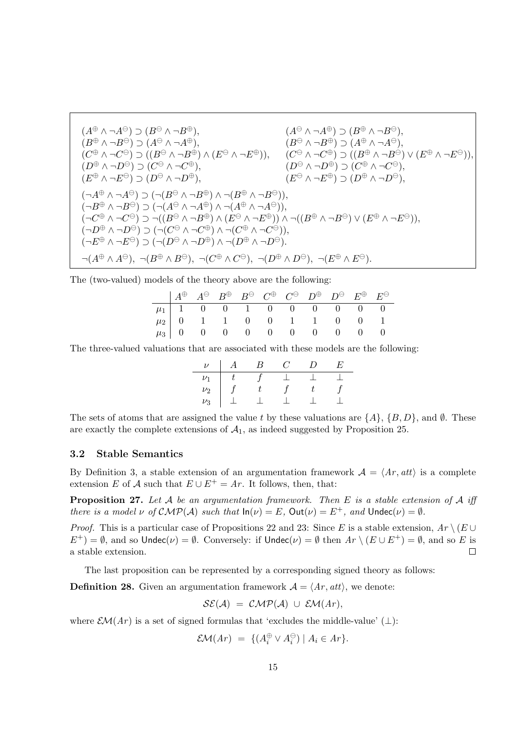$$
\begin{array}{ll}
(A^{\oplus} \wedge \neg A^{\ominus}) \supset (B^{\ominus} \wedge \neg B^{\oplus}), & (A^{\ominus} \wedge \neg A^{\oplus}) \supset (B^{\oplus} \wedge \neg B^{\ominus}), \\
(B^{\oplus} \wedge \neg B^{\ominus}) \supset (A^{\ominus} \wedge \neg A^{\oplus}), & (B^{\ominus} \wedge \neg B^{\oplus}) \supset (A^{\oplus} \wedge \neg A^{\ominus}), \\
(C^{\oplus} \wedge \neg C^{\ominus}) \supset ((B^{\ominus} \wedge \neg B^{\oplus}) \wedge (E^{\ominus} \wedge \neg E^{\oplus})), & (C^{\ominus} \wedge \neg C^{\oplus}) \supset ((B^{\oplus} \wedge \neg B^{\ominus}) \vee (E^{\oplus} \wedge \neg E^{\ominus})), \\
(D^{\oplus} \wedge \neg D^{\ominus}) \supset (C^{\ominus} \wedge \neg C^{\oplus}), & (D^{\ominus} \wedge \neg D^{\oplus}) \supset (C^{\oplus} \wedge \neg C^{\ominus}), \\
(E^{\oplus} \wedge \neg E^{\ominus}) \supset (D^{\ominus} \wedge \neg D^{\oplus}), & (E^{\ominus} \wedge \neg E^{\oplus}) \supset (D^{\oplus} \wedge \neg D^{\ominus}),
\end{array}
$$

$$
\begin{array}{l}
(\neg A^{\oplus} \wedge \neg A^{\ominus}) \supset (\neg(B^{\ominus} \wedge \neg B^{\oplus}) \wedge \neg(B^{\oplus} \wedge \neg B^{\ominus})), \\
(\neg B^{\oplus} \wedge \neg B^{\ominus}) \supset (\neg(A^{\ominus} \wedge \neg A^{\oplus}) \wedge \neg(A^{\oplus} \wedge \neg A^{\ominus})), \\
(\neg C^{\oplus} \wedge \neg C^{\ominus}) \supset \neg((B^{\ominus} \wedge \neg B^{\oplus}) \wedge (E^{\ominus} \wedge \neg E^{\oplus})) \wedge \neg((B^{\oplus} \wedge \neg B^{\ominus}) \vee (E^{\oplus} \wedge \neg E^{\ominus})), \\
(\neg D^{\oplus} \wedge \neg D^{\ominus}) \supset (\neg(C^{\ominus} \wedge \neg C^{\oplus}) \wedge \neg(C^{\oplus} \wedge \neg C^{\ominus})), \\
(\neg E^{\oplus} \wedge \neg E^{\ominus}) \supset (\neg(D^{\ominus} \wedge \neg D^{\oplus}) \wedge \neg(D^{\oplus} \wedge \neg D^{\ominus}).
\end{array}
$$

$$
\neg(A^{\oplus} \wedge A^{\ominus}),\ \neg(B^{\oplus} \wedge B^{\ominus}),\ \neg(C^{\oplus} \wedge C^{\ominus}),\ \neg(D^{\oplus} \wedge D^{\ominus}),\ \neg(E^{\oplus} \wedge E^{\ominus}).
$$

The (two-valued) models of the theory above are the following:

| | $A^{\oplus}$ | $A^{\ominus}$ | $B^{\oplus}$ | $B^{\ominus}$ | $C^{\oplus}$ | $C^{\ominus}$ | $D^{\oplus}$ | $D^{\ominus}$ | $E^{\oplus}$ | $E^{\ominus}$ |
|---|---|---|---|---|---|---|---|---|---|---|
| $\mu_1$ | 1 | 0 | 0 | 1 | 0 | 0 | 0 | 0 | 0 | 0 |
| $\mu_2$ | 0 | 1 | 1 | 0 | 0 | 1 | 1 | 0 | 0 | 1 |
| $\mu_3$ | 0 | 0 | 0 | 0 | 0 | 0 | 0 | 0 | 0 | 0 |

The three-valued valuations that are associated with these models are the following:

| $\nu$ | $A$ | $B$ | $C$ | $D$ | $E$ |
|---|---|---|---|---|---|
| $\nu_1$ | $t$ | $f$ | $\bot$ | $\bot$ | $\bot$ |
| $\nu_2$ | $f$ | $t$ | $f$ | $t$ | $f$ |
| $\nu_3$ | $\bot$ | $\bot$ | $\bot$ | $\bot$ | $\bot$ |

The sets of atoms that are assigned the value $t$ by these valuations are $\{A\}$, $\{B, D\}$, and $\emptyset$. These are exactly the complete extensions of $\mathcal{A}_1$, as indeed suggested by Proposition 25.

### 3.2 Stable Semantics

By Definition 3, a stable extension of an argumentation framework $\mathcal{A} = \langle Ar, att \rangle$ is a complete extension $E$ of $\mathcal{A}$ such that $E \cup E^+ = Ar$. It follows, then, that:

**Proposition 27.** *Let $\mathcal{A}$ be an argumentation framework. Then $E$ is a stable extension of $\mathcal{A}$ iff there is a model $\nu$ of $\mathcal{CMP}(\mathcal{A})$ such that $\mathsf{In}(\nu) = E$, $\mathsf{Out}(\nu) = E^+$, and $\mathsf{Undec}(\nu) = \emptyset$.*

*Proof.* This is a particular case of Propositions 22 and 23: Since $E$ is a stable extension, $Ar \setminus (E \cup E^+) = \emptyset$, and so $\mathsf{Undec}(\nu) = \emptyset$. Conversely: if $\mathsf{Undec}(\nu) = \emptyset$ then $Ar \setminus (E \cup E^+) = \emptyset$, and so $E$ is a stable extension. □

The last proposition can be represented by a corresponding signed theory as follows:

**Definition 28.** Given an argumentation framework $\mathcal{A} = \langle Ar, att \rangle$, we denote:

$$
\mathcal{SE}(\mathcal{A}) \ = \ \mathcal{CMP}(\mathcal{A}) \ \cup \ \mathcal{EM}(Ar),
$$

where $\mathcal{EM}(Ar)$ is a set of signed formulas that 'excludes the middle-value' ($\bot$):

$$
\mathcal{EM}(Ar) \ = \ \{(A_i^{\oplus} \vee A_i^{\ominus}) \mid A_i \in Ar\}.
$$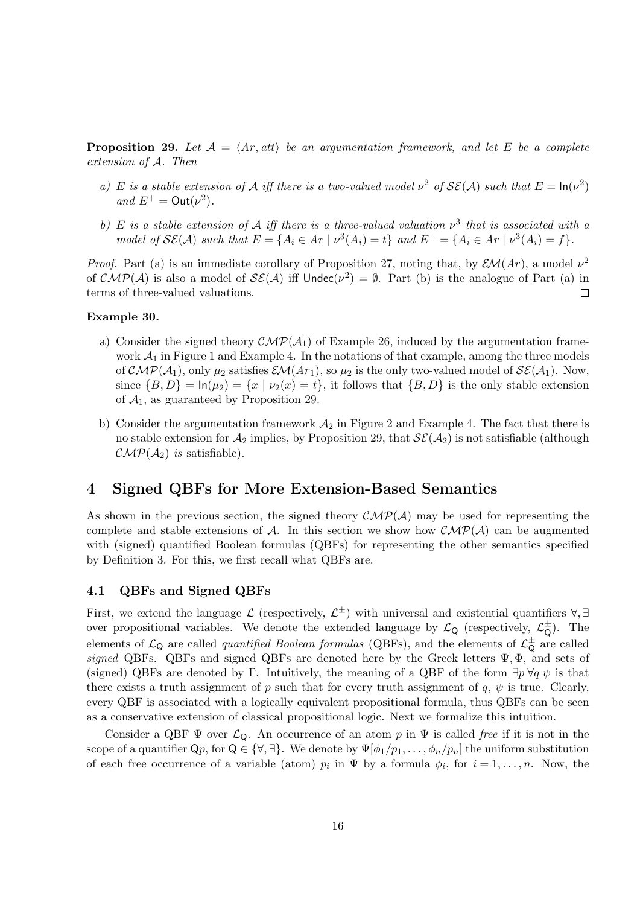**Proposition 29.** *Let $\mathcal{A} = \langle Ar, att \rangle$ be an argumentation framework, and let $E$ be a complete extension of $\mathcal{A}$. Then*

- *a) $E$ is a stable extension of $\mathcal{A}$ iff there is a two-valued model $\nu^2$ of $\mathcal{SE}(\mathcal{A})$ such that $E = \mathsf{In}(\nu^2)$ and $E^+ = \mathsf{Out}(\nu^2)$.*
- *b) $E$ is a stable extension of $\mathcal{A}$ iff there is a three-valued valuation $\nu^3$ that is associated with a model of $\mathcal{SE}(\mathcal{A})$ such that $E = \{A_i \in Ar \mid \nu^3(A_i) = t\}$ and $E^+ = \{A_i \in Ar \mid \nu^3(A_i) = f\}$.*

*Proof.* Part (a) is an immediate corollary of Proposition 27, noting that, by $\mathcal{EM}(Ar)$, a model $\nu^2$ of $\mathcal{CMP}(\mathcal{A})$ is also a model of $\mathcal{SE}(\mathcal{A})$ iff $\mathsf{Undec}(\nu^2) = \emptyset$. Part (b) is the analogue of Part (a) in terms of three-valued valuations. $\square$

**Example 30.**

- a) Consider the signed theory $\mathcal{CMP}(\mathcal{A}_1)$ of Example 26, induced by the argumentation framework $\mathcal{A}_1$ in Figure 1 and Example 4. In the notations of that example, among the three models of $\mathcal{CMP}(\mathcal{A}_1)$, only $\mu_2$ satisfies $\mathcal{EM}(Ar_1)$, so $\mu_2$ is the only two-valued model of $\mathcal{SE}(\mathcal{A}_1)$. Now, since $\{B, D\} = \mathsf{In}(\mu_2) = \{x \mid \nu_2(x) = t\}$, it follows that $\{B, D\}$ is the only stable extension of $\mathcal{A}_1$, as guaranteed by Proposition 29.
- b) Consider the argumentation framework $\mathcal{A}_2$ in Figure 2 and Example 4. The fact that there is no stable extension for $\mathcal{A}_2$ implies, by Proposition 29, that $\mathcal{SE}(\mathcal{A}_2)$ is not satisfiable (although $\mathcal{CMP}(\mathcal{A}_2)$ *is* satisfiable).

## 4 Signed QBFs for More Extension-Based Semantics

As shown in the previous section, the signed theory $\mathcal{CMP}(\mathcal{A})$ may be used for representing the complete and stable extensions of $\mathcal{A}$. In this section we show how $\mathcal{CMP}(\mathcal{A})$ can be augmented with (signed) quantified Boolean formulas (QBFs) for representing the other semantics specified by Definition 3. For this, we first recall what QBFs are.

### 4.1 QBFs and Signed QBFs

First, we extend the language $\mathcal{L}$ (respectively, $\mathcal{L}^{\pm}$) with universal and existential quantifiers $\forall, \exists$ over propositional variables. We denote the extended language by $\mathcal{L}_{\mathsf{Q}}$ (respectively, $\mathcal{L}^{\pm}_{\mathsf{Q}}$). The elements of $\mathcal{L}_{\mathsf{Q}}$ are called *quantified Boolean formulas* (QBFs), and the elements of $\mathcal{L}^{\pm}_{\mathsf{Q}}$ are called *signed* QBFs. QBFs and signed QBFs are denoted here by the Greek letters $\Psi, \Phi$, and sets of (signed) QBFs are denoted by $\Gamma$. Intuitively, the meaning of a QBF of the form $\exists p \, \forall q \, \psi$ is that there exists a truth assignment of $p$ such that for every truth assignment of $q$, $\psi$ is true. Clearly, every QBF is associated with a logically equivalent propositional formula, thus QBFs can be seen as a conservative extension of classical propositional logic. Next we formalize this intuition.

Consider a QBF $\Psi$ over $\mathcal{L}_{\mathsf{Q}}$. An occurrence of an atom $p$ in $\Psi$ is called *free* if it is not in the scope of a quantifier $\mathsf{Q}p$, for $\mathsf{Q} \in \{\forall, \exists\}$. We denote by $\Psi[\phi_1/p_1, \ldots, \phi_n/p_n]$ the uniform substitution of each free occurrence of a variable (atom) $p_i$ in $\Psi$ by a formula $\phi_i$, for $i = 1, \ldots, n$. Now, the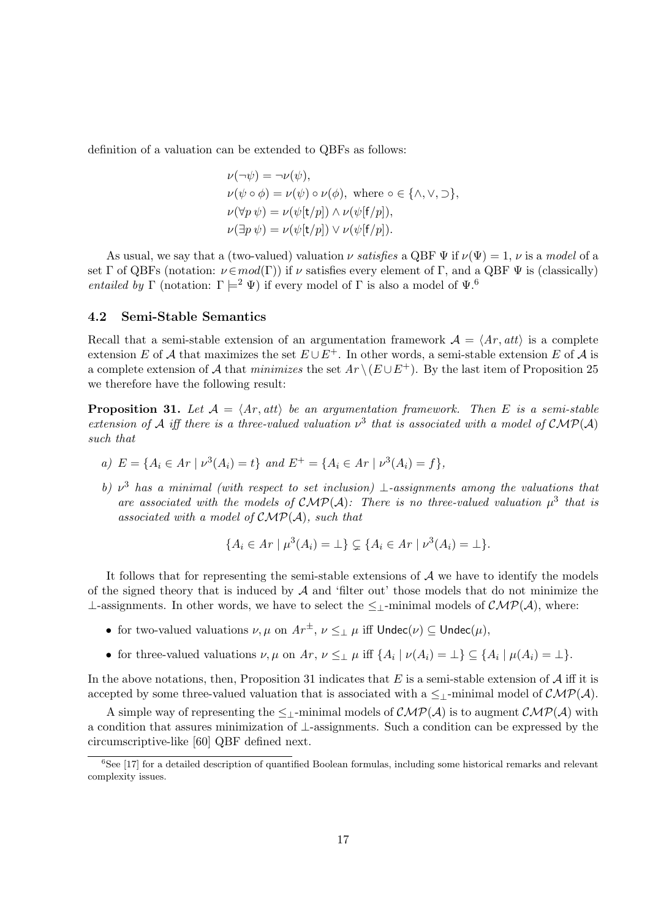definition of a valuation can be extended to QBFs as follows:

$$
\begin{aligned}
&\nu(\neg\psi) = \neg\nu(\psi),\\
&\nu(\psi \circ \phi) = \nu(\psi) \circ \nu(\phi), \text{ where } \circ \in \{\wedge, \vee, \supset\},\\
&\nu(\forall p\, \psi) = \nu(\psi[\mathsf{t}/p]) \wedge \nu(\psi[\mathsf{f}/p]),\\
&\nu(\exists p\, \psi) = \nu(\psi[\mathsf{t}/p]) \vee \nu(\psi[\mathsf{f}/p]).
\end{aligned}
$$

As usual, we say that a (two-valued) valuation $\nu$ *satisfies* a QBF $\Psi$ if $\nu(\Psi) = 1$, $\nu$ is a *model* of a set $\Gamma$ of QBFs (notation: $\nu \in mod(\Gamma)$) if $\nu$ satisfies every element of $\Gamma$, and a QBF $\Psi$ is (classically) *entailed by* $\Gamma$ (notation: $\Gamma \models^2 \Psi$) if every model of $\Gamma$ is also a model of $\Psi$.[6]

### 4.2 Semi-Stable Semantics

Recall that a semi-stable extension of an argumentation framework $\mathcal{A} = \langle Ar, att\rangle$ is a complete extension $E$ of $\mathcal{A}$ that maximizes the set $E \cup E^+$. In other words, a semi-stable extension $E$ of $\mathcal{A}$ is a complete extension of $\mathcal{A}$ that *minimizes* the set $Ar \setminus (E \cup E^+)$. By the last item of Proposition 25 we therefore have the following result:

**Proposition 31.** *Let $\mathcal{A} = \langle Ar, att\rangle$ be an argumentation framework. Then $E$ is a semi-stable extension of $\mathcal{A}$ iff there is a three-valued valuation $\nu^3$ that is associated with a model of $\mathcal{CMP}(\mathcal{A})$ such that*

*a) $E = \{A_i \in Ar \mid \nu^3(A_i) = t\}$ and $E^+ = \{A_i \in Ar \mid \nu^3(A_i) = f\}$,*

*b) $\nu^3$ has a minimal (with respect to set inclusion) $\bot$-assignments among the valuations that are associated with the models of $\mathcal{CMP}(\mathcal{A})$: There is no three-valued valuation $\mu^3$ that is associated with a model of $\mathcal{CMP}(\mathcal{A})$, such that*

$$\{A_i \in Ar \mid \mu^3(A_i) = \bot\} \subsetneq \{A_i \in Ar \mid \nu^3(A_i) = \bot\}.$$

It follows that for representing the semi-stable extensions of $\mathcal{A}$ we have to identify the models of the signed theory that is induced by $\mathcal{A}$ and 'filter out' those models that do not minimize the $\bot$-assignments. In other words, we have to select the $\leq_\bot$-minimal models of $\mathcal{CMP}(\mathcal{A})$, where:

- for two-valued valuations $\nu, \mu$ on $Ar^{\pm}$, $\nu \leq_\bot \mu$ iff $\mathsf{Undec}(\nu) \subseteq \mathsf{Undec}(\mu)$,
- for three-valued valuations $\nu, \mu$ on $Ar$, $\nu \leq_\bot \mu$ iff $\{A_i \mid \nu(A_i) = \bot\} \subseteq \{A_i \mid \mu(A_i) = \bot\}$.

In the above notations, then, Proposition 31 indicates that $E$ is a semi-stable extension of $\mathcal{A}$ iff it is accepted by some three-valued valuation that is associated with a $\leq_\bot$-minimal model of $\mathcal{CMP}(\mathcal{A})$.

A simple way of representing the $\leq_\bot$-minimal models of $\mathcal{CMP}(\mathcal{A})$ is to augment $\mathcal{CMP}(\mathcal{A})$ with a condition that assures minimization of $\bot$-assignments. Such a condition can be expressed by the circumscriptive-like [60] QBF defined next.

[6] See [17] for a detailed description of quantified Boolean formulas, including some historical remarks and relevant complexity issues.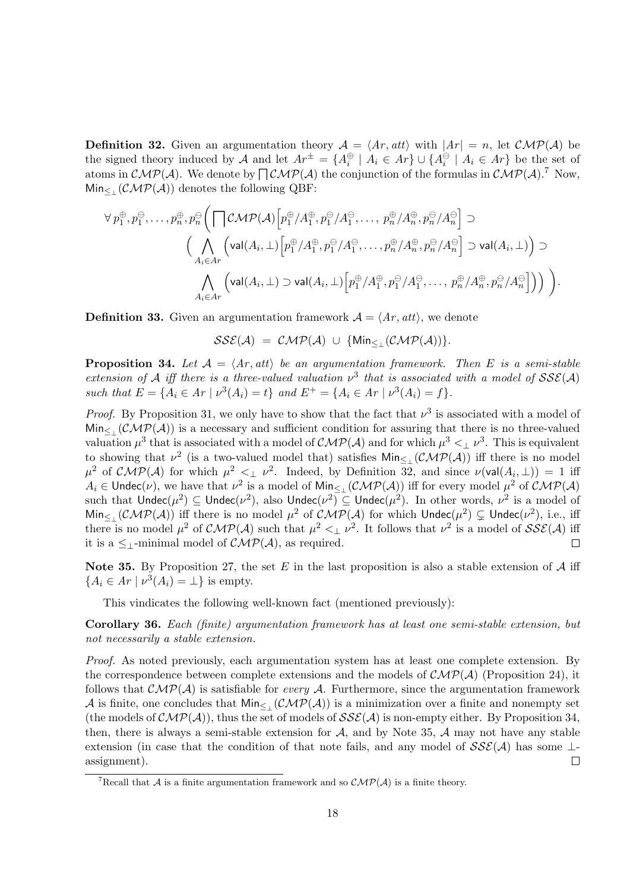**Definition 32.** Given an argumentation theory $\mathcal{A} = \langle Ar, att \rangle$ with $|Ar| = n$, let $\mathcal{CMP}(\mathcal{A})$ be the signed theory induced by $\mathcal{A}$ and let $Ar^{\pm} = \{A_i^{\oplus} \mid A_i \in Ar\} \cup \{A_i^{\ominus} \mid A_i \in Ar\}$ be the set of atoms in $\mathcal{CMP}(\mathcal{A})$. We denote by $\bigsqcap \mathcal{CMP}(\mathcal{A})$ the conjunction of the formulas in $\mathcal{CMP}(\mathcal{A})$.[7] Now, $\mathsf{Min}_{\leq_\bot}(\mathcal{CMP}(\mathcal{A}))$ denotes the following QBF:

$$\forall\, p_1^{\oplus}, p_1^{\ominus}, \ldots, p_n^{\oplus}, p_n^{\ominus} \Big( \bigsqcap \mathcal{CMP}(\mathcal{A}) \Big[ p_1^{\oplus}/A_1^{\oplus}, p_1^{\ominus}/A_1^{\ominus}, \ldots, \, p_n^{\oplus}/A_n^{\oplus}, p_n^{\ominus}/A_n^{\ominus} \Big] \supset$$
$$\Big( \bigwedge_{A_i \in Ar} \Big( \mathsf{val}(A_i, \bot) \Big[ p_1^{\oplus}/A_1^{\oplus}, p_1^{\ominus}/A_1^{\ominus}, \ldots, p_n^{\oplus}/A_n^{\oplus}, p_n^{\ominus}/A_n^{\ominus} \Big] \supset \mathsf{val}(A_i, \bot) \Big) \supset$$
$$\bigwedge_{A_i \in Ar} \Big( \mathsf{val}(A_i, \bot) \supset \mathsf{val}(A_i, \bot) \Big[ p_1^{\oplus}/A_1^{\oplus}, p_1^{\ominus}/A_1^{\ominus}, \ldots, \, p_n^{\oplus}/A_n^{\oplus}, p_n^{\ominus}/A_n^{\ominus} \Big] \Big) \Big) \Big).$$

**Definition 33.** Given an argumentation framework $\mathcal{A} = \langle Ar, att \rangle$, we denote

$$\mathcal{SSE}(\mathcal{A}) \;=\; \mathcal{CMP}(\mathcal{A}) \;\cup\; \{\mathsf{Min}_{\leq_\bot}(\mathcal{CMP}(\mathcal{A}))\}.$$

**Proposition 34.** *Let $\mathcal{A} = \langle Ar, att \rangle$ be an argumentation framework. Then $E$ is a semi-stable extension of $\mathcal{A}$ iff there is a three-valued valuation $\nu^3$ that is associated with a model of $\mathcal{SSE}(\mathcal{A})$ such that $E = \{A_i \in Ar \mid \nu^3(A_i) = t\}$ and $E^+ = \{A_i \in Ar \mid \nu^3(A_i) = f\}$.*

*Proof.* By Proposition 31, we only have to show that the fact that $\nu^3$ is associated with a model of $\mathsf{Min}_{\leq_\bot}(\mathcal{CMP}(\mathcal{A}))$ is a necessary and sufficient condition for assuring that there is no three-valued valuation $\mu^3$ that is associated with a model of $\mathcal{CMP}(\mathcal{A})$ and for which $\mu^3 <_\bot \nu^3$. This is equivalent to showing that $\nu^2$ (is a two-valued model that) satisfies $\mathsf{Min}_{\leq_\bot}(\mathcal{CMP}(\mathcal{A}))$ iff there is no model $\mu^2$ of $\mathcal{CMP}(\mathcal{A})$ for which $\mu^2 <_\bot \nu^2$. Indeed, by Definition 32, and since $\nu(\mathsf{val}(A_i, \bot)) = 1$ iff $A_i \in \mathsf{Undec}(\nu)$, we have that $\nu^2$ is a model of $\mathsf{Min}_{\leq_\bot}(\mathcal{CMP}(\mathcal{A}))$ iff for every model $\mu^2$ of $\mathcal{CMP}(\mathcal{A})$ such that $\mathsf{Undec}(\mu^2) \subseteq \mathsf{Undec}(\nu^2)$, also $\mathsf{Undec}(\nu^2) \subseteq \mathsf{Undec}(\mu^2)$. In other words, $\nu^2$ is a model of $\mathsf{Min}_{\leq_\bot}(\mathcal{CMP}(\mathcal{A}))$ iff there is no model $\mu^2$ of $\mathcal{CMP}(\mathcal{A})$ for which $\mathsf{Undec}(\mu^2) \subsetneq \mathsf{Undec}(\nu^2)$, i.e., iff there is no model $\mu^2$ of $\mathcal{CMP}(\mathcal{A})$ such that $\mu^2 <_\bot \nu^2$. It follows that $\nu^2$ is a model of $\mathcal{SSE}(\mathcal{A})$ iff it is a $\leq_\bot$-minimal model of $\mathcal{CMP}(\mathcal{A})$, as required. $\square$

**Note 35.** By Proposition 27, the set $E$ in the last proposition is also a stable extension of $\mathcal{A}$ iff $\{A_i \in Ar \mid \nu^3(A_i) = \bot\}$ is empty.

This vindicates the following well-known fact (mentioned previously):

**Corollary 36.** *Each (finite) argumentation framework has at least one semi-stable extension, but not necessarily a stable extension.*

*Proof.* As noted previously, each argumentation system has at least one complete extension. By the correspondence between complete extensions and the models of $\mathcal{CMP}(\mathcal{A})$ (Proposition 24), it follows that $\mathcal{CMP}(\mathcal{A})$ is satisfiable for *every* $\mathcal{A}$. Furthermore, since the argumentation framework $\mathcal{A}$ is finite, one concludes that $\mathsf{Min}_{\leq_\bot}(\mathcal{CMP}(\mathcal{A}))$ is a minimization over a finite and nonempty set (the models of $\mathcal{CMP}(\mathcal{A})$), thus the set of models of $\mathcal{SSE}(\mathcal{A})$ is non-empty either. By Proposition 34, then, there is always a semi-stable extension for $\mathcal{A}$, and by Note 35, $\mathcal{A}$ may not have any stable extension (in case that the condition of that note fails, and any model of $\mathcal{SSE}(\mathcal{A})$ has some $\bot$-assignment). $\square$

[7] Recall that $\mathcal{A}$ is a finite argumentation framework and so $\mathcal{CMP}(\mathcal{A})$ is a finite theory.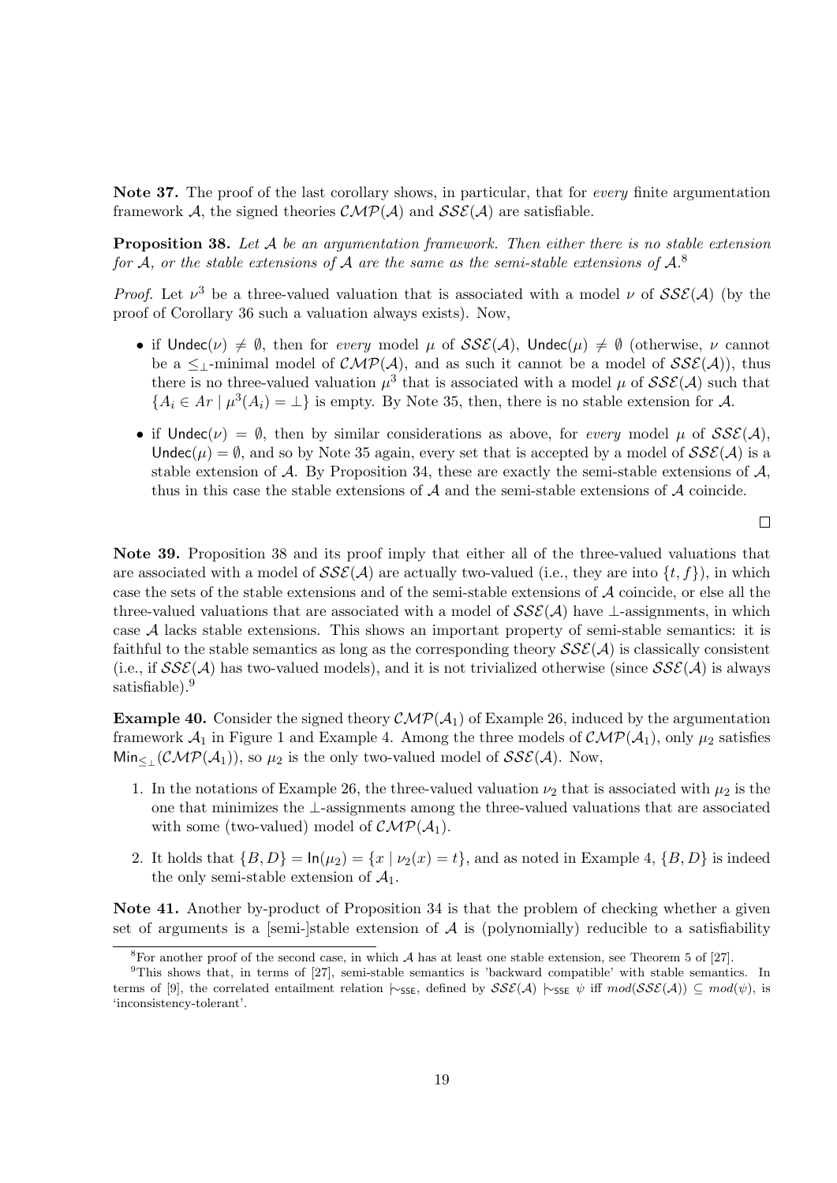**Note 37.** The proof of the last corollary shows, in particular, that for *every* finite argumentation framework $\mathcal{A}$, the signed theories $\mathcal{CMP}(\mathcal{A})$ and $\mathcal{SSE}(\mathcal{A})$ are satisfiable.

**Proposition 38.** *Let $\mathcal{A}$ be an argumentation framework. Then either there is no stable extension for $\mathcal{A}$, or the stable extensions of $\mathcal{A}$ are the same as the semi-stable extensions of $\mathcal{A}$.*[8]

*Proof.* Let $\nu^3$ be a three-valued valuation that is associated with a model $\nu$ of $\mathcal{SSE}(\mathcal{A})$ (by the proof of Corollary 36 such a valuation always exists). Now,

- if $\mathsf{Undec}(\nu) \neq \emptyset$, then for *every* model $\mu$ of $\mathcal{SSE}(\mathcal{A})$, $\mathsf{Undec}(\mu) \neq \emptyset$ (otherwise, $\nu$ cannot be a $\leq_\perp$-minimal model of $\mathcal{CMP}(\mathcal{A})$, and as such it cannot be a model of $\mathcal{SSE}(\mathcal{A})$), thus there is no three-valued valuation $\mu^3$ that is associated with a model $\mu$ of $\mathcal{SSE}(\mathcal{A})$ such that $\{A_i \in Ar \mid \mu^3(A_i) = \perp\}$ is empty. By Note 35, then, there is no stable extension for $\mathcal{A}$.
- if $\mathsf{Undec}(\nu) = \emptyset$, then by similar considerations as above, for *every* model $\mu$ of $\mathcal{SSE}(\mathcal{A})$, $\mathsf{Undec}(\mu) = \emptyset$, and so by Note 35 again, every set that is accepted by a model of $\mathcal{SSE}(\mathcal{A})$ is a stable extension of $\mathcal{A}$. By Proposition 34, these are exactly the semi-stable extensions of $\mathcal{A}$, thus in this case the stable extensions of $\mathcal{A}$ and the semi-stable extensions of $\mathcal{A}$ coincide.

$\square$

**Note 39.** Proposition 38 and its proof imply that either all of the three-valued valuations that are associated with a model of $\mathcal{SSE}(\mathcal{A})$ are actually two-valued (i.e., they are into $\{t, f\}$), in which case the sets of the stable extensions and of the semi-stable extensions of $\mathcal{A}$ coincide, or else all the three-valued valuations that are associated with a model of $\mathcal{SSE}(\mathcal{A})$ have $\perp$-assignments, in which case $\mathcal{A}$ lacks stable extensions. This shows an important property of semi-stable semantics: it is faithful to the stable semantics as long as the corresponding theory $\mathcal{SSE}(\mathcal{A})$ is classically consistent (i.e., if $\mathcal{SSE}(\mathcal{A})$ has two-valued models), and it is not trivialized otherwise (since $\mathcal{SSE}(\mathcal{A})$ is always satisfiable).[9]

**Example 40.** Consider the signed theory $\mathcal{CMP}(\mathcal{A}_1)$ of Example 26, induced by the argumentation framework $\mathcal{A}_1$ in Figure 1 and Example 4. Among the three models of $\mathcal{CMP}(\mathcal{A}_1)$, only $\mu_2$ satisfies $\mathsf{Min}_{\leq_\perp}(\mathcal{CMP}(\mathcal{A}_1))$, so $\mu_2$ is the only two-valued model of $\mathcal{SSE}(\mathcal{A})$. Now,

1. In the notations of Example 26, the three-valued valuation $\nu_2$ that is associated with $\mu_2$ is the one that minimizes the $\perp$-assignments among the three-valued valuations that are associated with some (two-valued) model of $\mathcal{CMP}(\mathcal{A}_1)$.
2. It holds that $\{B, D\} = \mathsf{In}(\mu_2) = \{x \mid \nu_2(x) = t\}$, and as noted in Example 4, $\{B, D\}$ is indeed the only semi-stable extension of $\mathcal{A}_1$.

**Note 41.** Another by-product of Proposition 34 is that the problem of checking whether a given set of arguments is a [semi-]stable extension of $\mathcal{A}$ is (polynomially) reducible to a satisfiability

[8] For another proof of the second case, in which $\mathcal{A}$ has at least one stable extension, see Theorem 5 of [27].

[9] This shows that, in terms of [27], semi-stable semantics is 'backward compatible' with stable semantics. In terms of [9], the correlated entailment relation $\mid\!\sim_{\mathsf{SSE}}$, defined by $\mathcal{SSE}(\mathcal{A}) \mid\!\sim_{\mathsf{SSE}} \psi$ iff $mod(\mathcal{SSE}(\mathcal{A})) \subseteq mod(\psi)$, is 'inconsistency-tolerant'.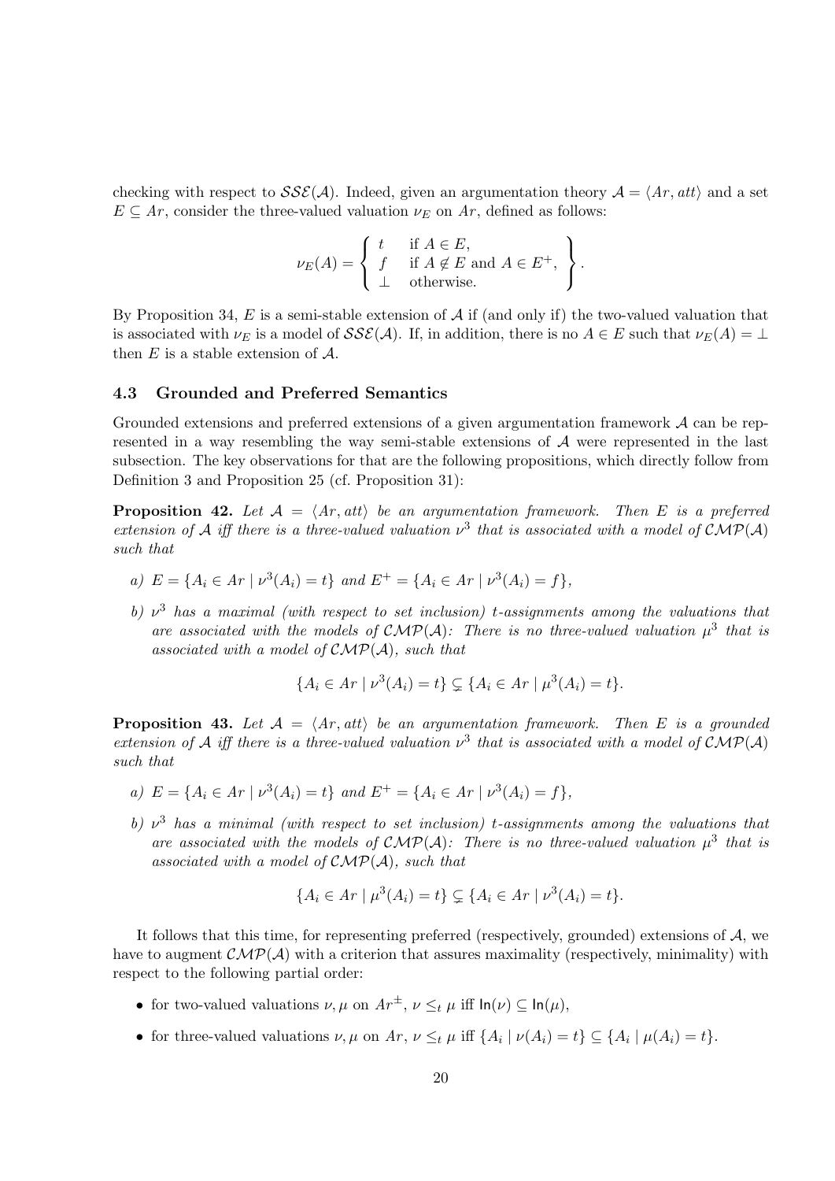checking with respect to $\mathcal{SSE}(\mathcal{A})$. Indeed, given an argumentation theory $\mathcal{A} = \langle Ar, att\rangle$ and a set $E \subseteq Ar$, consider the three-valued valuation $\nu_E$ on $Ar$, defined as follows:

$$\nu_E(A) = \left\{ \begin{array}{ll} t & \text{if } A \in E, \\ f & \text{if } A \notin E \text{ and } A \in E^+, \\ \bot & \text{otherwise.} \end{array} \right\}.$$

By Proposition 34, $E$ is a semi-stable extension of $\mathcal{A}$ if (and only if) the two-valued valuation that is associated with $\nu_E$ is a model of $\mathcal{SSE}(\mathcal{A})$. If, in addition, there is no $A \in E$ such that $\nu_E(A) = \bot$ then $E$ is a stable extension of $\mathcal{A}$.

### 4.3 Grounded and Preferred Semantics

Grounded extensions and preferred extensions of a given argumentation framework $\mathcal{A}$ can be represented in a way resembling the way semi-stable extensions of $\mathcal{A}$ were represented in the last subsection. The key observations for that are the following propositions, which directly follow from Definition 3 and Proposition 25 (cf. Proposition 31):

**Proposition 42.** *Let $\mathcal{A} = \langle Ar, att\rangle$ be an argumentation framework. Then $E$ is a preferred extension of $\mathcal{A}$ iff there is a three-valued valuation $\nu^3$ that is associated with a model of $\mathcal{CMP}(\mathcal{A})$ such that*

*a) $E = \{A_i \in Ar \mid \nu^3(A_i) = t\}$ and $E^+ = \{A_i \in Ar \mid \nu^3(A_i) = f\}$,*

*b) $\nu^3$ has a maximal (with respect to set inclusion) t-assignments among the valuations that are associated with the models of $\mathcal{CMP}(\mathcal{A})$: There is no three-valued valuation $\mu^3$ that is associated with a model of $\mathcal{CMP}(\mathcal{A})$, such that*

$$\{A_i \in Ar \mid \nu^3(A_i) = t\} \subsetneq \{A_i \in Ar \mid \mu^3(A_i) = t\}.$$

**Proposition 43.** *Let $\mathcal{A} = \langle Ar, att\rangle$ be an argumentation framework. Then $E$ is a grounded extension of $\mathcal{A}$ iff there is a three-valued valuation $\nu^3$ that is associated with a model of $\mathcal{CMP}(\mathcal{A})$ such that*

*a) $E = \{A_i \in Ar \mid \nu^3(A_i) = t\}$ and $E^+ = \{A_i \in Ar \mid \nu^3(A_i) = f\}$,*

*b) $\nu^3$ has a minimal (with respect to set inclusion) t-assignments among the valuations that are associated with the models of $\mathcal{CMP}(\mathcal{A})$: There is no three-valued valuation $\mu^3$ that is associated with a model of $\mathcal{CMP}(\mathcal{A})$, such that*

$$\{A_i \in Ar \mid \mu^3(A_i) = t\} \subsetneq \{A_i \in Ar \mid \nu^3(A_i) = t\}.$$

It follows that this time, for representing preferred (respectively, grounded) extensions of $\mathcal{A}$, we have to augment $\mathcal{CMP}(\mathcal{A})$ with a criterion that assures maximality (respectively, minimality) with respect to the following partial order:

- for two-valued valuations $\nu, \mu$ on $Ar^{\pm}$, $\nu \leq_t \mu$ iff $\mathsf{In}(\nu) \subseteq \mathsf{In}(\mu)$,
- for three-valued valuations $\nu, \mu$ on $Ar$, $\nu \leq_t \mu$ iff $\{A_i \mid \nu(A_i) = t\} \subseteq \{A_i \mid \mu(A_i) = t\}$.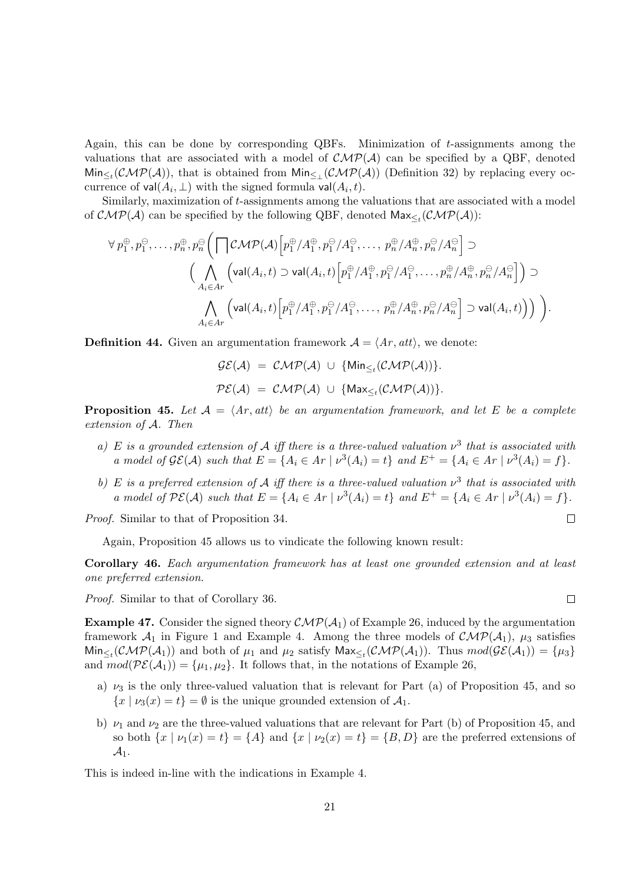Again, this can be done by corresponding QBFs. Minimization of $t$-assignments among the valuations that are associated with a model of $\mathcal{CMP}(\mathcal{A})$ can be specified by a QBF, denoted $\mathsf{Min}_{\leq_t}(\mathcal{CMP}(\mathcal{A}))$, that is obtained from $\mathsf{Min}_{\leq_\perp}(\mathcal{CMP}(\mathcal{A}))$ (Definition 32) by replacing every occurrence of $\mathsf{val}(A_i, \perp)$ with the signed formula $\mathsf{val}(A_i, t)$.

Similarly, maximization of $t$-assignments among the valuations that are associated with a model of $\mathcal{CMP}(\mathcal{A})$ can be specified by the following QBF, denoted $\mathsf{Max}_{\leq_t}(\mathcal{CMP}(\mathcal{A}))$:

$$
\begin{aligned}
\forall\, p_1^{\oplus}, p_1^{\ominus}, \ldots, p_n^{\oplus}, p_n^{\ominus} \Big( \prod \mathcal{CMP}(\mathcal{A}) \Big[ p_1^{\oplus}/A_1^{\oplus}, p_1^{\ominus}/A_1^{\ominus}, \ldots,\, p_n^{\oplus}/A_n^{\oplus}, p_n^{\ominus}/A_n^{\ominus} \Big] \supset \\
\Big( \bigwedge_{A_i \in Ar} \Big( \mathsf{val}(A_i, t) \supset \mathsf{val}(A_i, t) \Big[ p_1^{\oplus}/A_1^{\oplus}, p_1^{\ominus}/A_1^{\ominus}, \ldots, p_n^{\oplus}/A_n^{\oplus}, p_n^{\ominus}/A_n^{\ominus} \Big] \Big) \supset \\
\bigwedge_{A_i \in Ar} \Big( \mathsf{val}(A_i, t) \Big[ p_1^{\oplus}/A_1^{\oplus}, p_1^{\ominus}/A_1^{\ominus}, \ldots,\, p_n^{\oplus}/A_n^{\oplus}, p_n^{\ominus}/A_n^{\ominus} \Big] \supset \mathsf{val}(A_i, t) \Big) \Big) \Big).
\end{aligned}
$$

**Definition 44.** Given an argumentation framework $\mathcal{A} = \langle Ar, att \rangle$, we denote:

$$\mathcal{GE}(\mathcal{A}) \;=\; \mathcal{CMP}(\mathcal{A}) \;\cup\; \{\mathsf{Min}_{\leq_t}(\mathcal{CMP}(\mathcal{A}))\}.$$

$$\mathcal{PE}(\mathcal{A}) \;=\; \mathcal{CMP}(\mathcal{A}) \;\cup\; \{\mathsf{Max}_{\leq_t}(\mathcal{CMP}(\mathcal{A}))\}.$$

**Proposition 45.** *Let $\mathcal{A} = \langle Ar, att \rangle$ be an argumentation framework, and let $E$ be a complete extension of $\mathcal{A}$. Then*

- *a) $E$ is a grounded extension of $\mathcal{A}$ iff there is a three-valued valuation $\nu^3$ that is associated with a model of $\mathcal{GE}(\mathcal{A})$ such that $E = \{A_i \in Ar \mid \nu^3(A_i) = t\}$ and $E^+ = \{A_i \in Ar \mid \nu^3(A_i) = f\}$.*
- *b) $E$ is a preferred extension of $\mathcal{A}$ iff there is a three-valued valuation $\nu^3$ that is associated with a model of $\mathcal{PE}(\mathcal{A})$ such that $E = \{A_i \in Ar \mid \nu^3(A_i) = t\}$ and $E^+ = \{A_i \in Ar \mid \nu^3(A_i) = f\}$.*

*Proof.* Similar to that of Proposition 34. □

Again, Proposition 45 allows us to vindicate the following known result:

**Corollary 46.** *Each argumentation framework has at least one grounded extension and at least one preferred extension.*

*Proof.* Similar to that of Corollary 36. □

**Example 47.** Consider the signed theory $\mathcal{CMP}(\mathcal{A}_1)$ of Example 26, induced by the argumentation framework $\mathcal{A}_1$ in Figure 1 and Example 4. Among the three models of $\mathcal{CMP}(\mathcal{A}_1)$, $\mu_3$ satisfies $\mathsf{Min}_{\leq_t}(\mathcal{CMP}(\mathcal{A}_1))$ and both of $\mu_1$ and $\mu_2$ satisfy $\mathsf{Max}_{\leq_t}(\mathcal{CMP}(\mathcal{A}_1))$. Thus $mod(\mathcal{GE}(\mathcal{A}_1)) = \{\mu_3\}$ and $mod(\mathcal{PE}(\mathcal{A}_1)) = \{\mu_1, \mu_2\}$. It follows that, in the notations of Example 26,

- a) $\nu_3$ is the only three-valued valuation that is relevant for Part (a) of Proposition 45, and so $\{x \mid \nu_3(x) = t\} = \emptyset$ is the unique grounded extension of $\mathcal{A}_1$.
- b) $\nu_1$ and $\nu_2$ are the three-valued valuations that are relevant for Part (b) of Proposition 45, and so both $\{x \mid \nu_1(x) = t\} = \{A\}$ and $\{x \mid \nu_2(x) = t\} = \{B, D\}$ are the preferred extensions of $\mathcal{A}_1$.

This is indeed in-line with the indications in Example 4.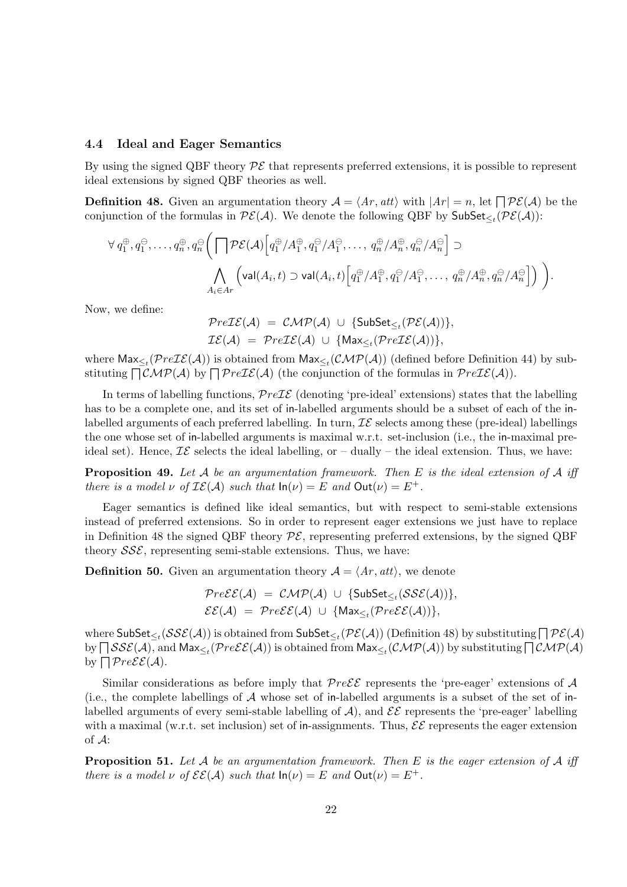### 4.4 Ideal and Eager Semantics

By using the signed QBF theory $\mathcal{PE}$ that represents preferred extensions, it is possible to represent ideal extensions by signed QBF theories as well.

**Definition 48.** Given an argumentation theory $\mathcal{A} = \langle Ar, att\rangle$ with $|Ar| = n$, let $\bigsqcap \mathcal{PE}(\mathcal{A})$ be the conjunction of the formulas in $\mathcal{PE}(\mathcal{A})$. We denote the following QBF by $\mathsf{SubSet}_{\leq_t}(\mathcal{PE}(\mathcal{A}))$:

$$\forall\, q_1^{\oplus}, q_1^{\ominus}, \ldots, q_n^{\oplus}, q_n^{\ominus} \Bigg( \bigsqcap \mathcal{PE}(\mathcal{A})\Big[q_1^{\oplus}/A_1^{\oplus}, q_1^{\ominus}/A_1^{\ominus}, \ldots,\, q_n^{\oplus}/A_n^{\oplus}, q_n^{\ominus}/A_n^{\ominus}\Big] \supset \bigwedge_{A_i \in Ar} \Big(\mathsf{val}(A_i, t) \supset \mathsf{val}(A_i, t)\Big[q_1^{\oplus}/A_1^{\oplus}, q_1^{\ominus}/A_1^{\ominus}, \ldots,\, q_n^{\oplus}/A_n^{\oplus}, q_n^{\ominus}/A_n^{\ominus}\Big]\Big) \Bigg).$$

Now, we define:

$$\mathcal{P}re\mathcal{IE}(\mathcal{A}) \;=\; \mathcal{CMP}(\mathcal{A}) \,\cup\, \{\mathsf{SubSet}_{\leq_t}(\mathcal{PE}(\mathcal{A}))\},$$
$$\mathcal{IE}(\mathcal{A}) \;=\; \mathcal{P}re\mathcal{IE}(\mathcal{A}) \,\cup\, \{\mathsf{Max}_{\leq_t}(\mathcal{P}re\mathcal{IE}(\mathcal{A}))\},$$

where $\mathsf{Max}_{\leq_t}(\mathcal{P}re\mathcal{IE}(\mathcal{A}))$ is obtained from $\mathsf{Max}_{\leq_t}(\mathcal{CMP}(\mathcal{A}))$ (defined before Definition 44) by substituting $\bigsqcap \mathcal{CMP}(\mathcal{A})$ by $\bigsqcap \mathcal{P}re\mathcal{IE}(\mathcal{A})$ (the conjunction of the formulas in $\mathcal{P}re\mathcal{IE}(\mathcal{A})$).

In terms of labelling functions, $\mathcal{P}re\mathcal{IE}$ (denoting 'pre-ideal' extensions) states that the labelling has to be a complete one, and its set of in-labelled arguments should be a subset of each of the in-labelled arguments of each preferred labelling. In turn, $\mathcal{IE}$ selects among these (pre-ideal) labellings the one whose set of in-labelled arguments is maximal w.r.t. set-inclusion (i.e., the in-maximal pre-ideal set). Hence, $\mathcal{IE}$ selects the ideal labelling, or – dually – the ideal extension. Thus, we have:

**Proposition 49.** *Let $\mathcal{A}$ be an argumentation framework. Then $E$ is the ideal extension of $\mathcal{A}$ iff there is a model $\nu$ of $\mathcal{IE}(\mathcal{A})$ such that $\mathsf{In}(\nu) = E$ and $\mathsf{Out}(\nu) = E^+$.*

Eager semantics is defined like ideal semantics, but with respect to semi-stable extensions instead of preferred extensions. So in order to represent eager extensions we just have to replace in Definition 48 the signed QBF theory $\mathcal{PE}$, representing preferred extensions, by the signed QBF theory $\mathcal{SSE}$, representing semi-stable extensions. Thus, we have:

**Definition 50.** Given an argumentation theory $\mathcal{A} = \langle Ar, att\rangle$, we denote

$$\mathcal{P}re\mathcal{EE}(\mathcal{A}) \;=\; \mathcal{CMP}(\mathcal{A}) \,\cup\, \{\mathsf{SubSet}_{\leq_t}(\mathcal{SSE}(\mathcal{A}))\},$$
$$\mathcal{EE}(\mathcal{A}) \;=\; \mathcal{P}re\mathcal{EE}(\mathcal{A}) \,\cup\, \{\mathsf{Max}_{\leq_t}(\mathcal{P}re\mathcal{EE}(\mathcal{A}))\},$$

where $\mathsf{SubSet}_{\leq_t}(\mathcal{SSE}(\mathcal{A}))$ is obtained from $\mathsf{SubSet}_{\leq_t}(\mathcal{PE}(\mathcal{A}))$ (Definition 48) by substituting $\bigsqcap \mathcal{PE}(\mathcal{A})$ by $\bigsqcap \mathcal{SSE}(\mathcal{A})$, and $\mathsf{Max}_{\leq_t}(\mathcal{P}re\mathcal{EE}(\mathcal{A}))$ is obtained from $\mathsf{Max}_{\leq_t}(\mathcal{CMP}(\mathcal{A}))$ by substituting $\bigsqcap \mathcal{CMP}(\mathcal{A})$ by $\bigsqcap \mathcal{P}re\mathcal{EE}(\mathcal{A})$.

Similar considerations as before imply that $\mathcal{P}re\mathcal{EE}$ represents the 'pre-eager' extensions of $\mathcal{A}$ (i.e., the complete labellings of $\mathcal{A}$ whose set of in-labelled arguments is a subset of the set of in-labelled arguments of every semi-stable labelling of $\mathcal{A}$), and $\mathcal{EE}$ represents the 'pre-eager' labelling with a maximal (w.r.t. set inclusion) set of in-assignments. Thus, $\mathcal{EE}$ represents the eager extension of $\mathcal{A}$:

**Proposition 51.** *Let $\mathcal{A}$ be an argumentation framework. Then $E$ is the eager extension of $\mathcal{A}$ iff there is a model $\nu$ of $\mathcal{EE}(\mathcal{A})$ such that $\mathsf{In}(\nu) = E$ and $\mathsf{Out}(\nu) = E^+$.*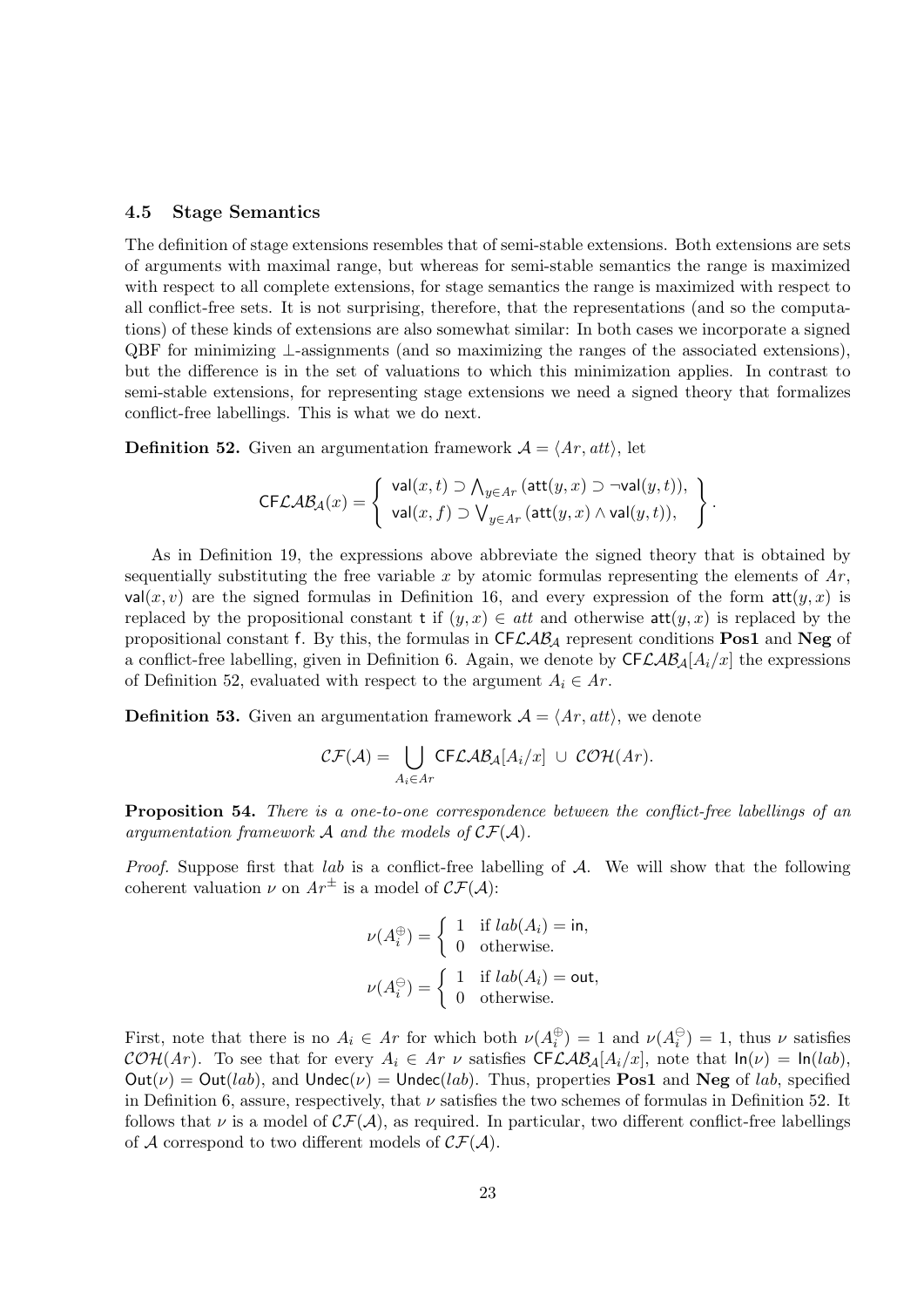### 4.5 Stage Semantics

The definition of stage extensions resembles that of semi-stable extensions. Both extensions are sets of arguments with maximal range, but whereas for semi-stable semantics the range is maximized with respect to all complete extensions, for stage semantics the range is maximized with respect to all conflict-free sets. It is not surprising, therefore, that the representations (and so the computations) of these kinds of extensions are also somewhat similar: In both cases we incorporate a signed QBF for minimizing $\perp$-assignments (and so maximizing the ranges of the associated extensions), but the difference is in the set of valuations to which this minimization applies. In contrast to semi-stable extensions, for representing stage extensions we need a signed theory that formalizes conflict-free labellings. This is what we do next.

**Definition 52.** Given an argumentation framework $\mathcal{A} = \langle Ar, att\rangle$, let

$$\mathsf{CF}\mathcal{LAB}_{\mathcal{A}}(x) = \left\{ \begin{array}{l} \mathsf{val}(x,t) \supset \bigwedge_{y \in Ar} (\mathsf{att}(y,x) \supset \neg\mathsf{val}(y,t)), \\ \mathsf{val}(x,f) \supset \bigvee_{y \in Ar} (\mathsf{att}(y,x) \wedge \mathsf{val}(y,t)), \end{array} \right\}.$$

As in Definition 19, the expressions above abbreviate the signed theory that is obtained by sequentially substituting the free variable $x$ by atomic formulas representing the elements of $Ar$, $\mathsf{val}(x,v)$ are the signed formulas in Definition 16, and every expression of the form $\mathsf{att}(y,x)$ is replaced by the propositional constant $\mathsf{t}$ if $(y,x) \in att$ and otherwise $\mathsf{att}(y,x)$ is replaced by the propositional constant $\mathsf{f}$. By this, the formulas in $\mathsf{CF}\mathcal{LAB}_{\mathcal{A}}$ represent conditions **Pos1** and **Neg** of a conflict-free labelling, given in Definition 6. Again, we denote by $\mathsf{CF}\mathcal{LAB}_{\mathcal{A}}[A_i/x]$ the expressions of Definition 52, evaluated with respect to the argument $A_i \in Ar$.

**Definition 53.** Given an argumentation framework $\mathcal{A} = \langle Ar, att\rangle$, we denote

$$\mathcal{CF}(\mathcal{A}) = \bigcup_{A_i \in Ar} \mathsf{CF}\mathcal{LAB}_{\mathcal{A}}[A_i/x] \;\cup\; \mathcal{COH}(Ar).$$

**Proposition 54.** *There is a one-to-one correspondence between the conflict-free labellings of an argumentation framework $\mathcal{A}$ and the models of $\mathcal{CF}(\mathcal{A})$.*

*Proof.* Suppose first that $lab$ is a conflict-free labelling of $\mathcal{A}$. We will show that the following coherent valuation $\nu$ on $Ar^{\pm}$ is a model of $\mathcal{CF}(\mathcal{A})$:

$$\nu(A_i^{\oplus}) = \left\{ \begin{array}{ll} 1 & \text{if } lab(A_i) = \mathsf{in}, \\ 0 & \text{otherwise.} \end{array} \right.$$

$$\nu(A_i^{\ominus}) = \left\{ \begin{array}{ll} 1 & \text{if } lab(A_i) = \mathsf{out}, \\ 0 & \text{otherwise.} \end{array} \right.$$

First, note that there is no $A_i \in Ar$ for which both $\nu(A_i^{\oplus}) = 1$ and $\nu(A_i^{\ominus}) = 1$, thus $\nu$ satisfies $\mathcal{COH}(Ar)$. To see that for every $A_i \in Ar$ $\nu$ satisfies $\mathsf{CF}\mathcal{LAB}_{\mathcal{A}}[A_i/x]$, note that $\mathsf{In}(\nu) = \mathsf{In}(lab)$, $\mathsf{Out}(\nu) = \mathsf{Out}(lab)$, and $\mathsf{Undec}(\nu) = \mathsf{Undec}(lab)$. Thus, properties **Pos1** and **Neg** of $lab$, specified in Definition 6, assure, respectively, that $\nu$ satisfies the two schemes of formulas in Definition 52. It follows that $\nu$ is a model of $\mathcal{CF}(\mathcal{A})$, as required. In particular, two different conflict-free labellings of $\mathcal{A}$ correspond to two different models of $\mathcal{CF}(\mathcal{A})$.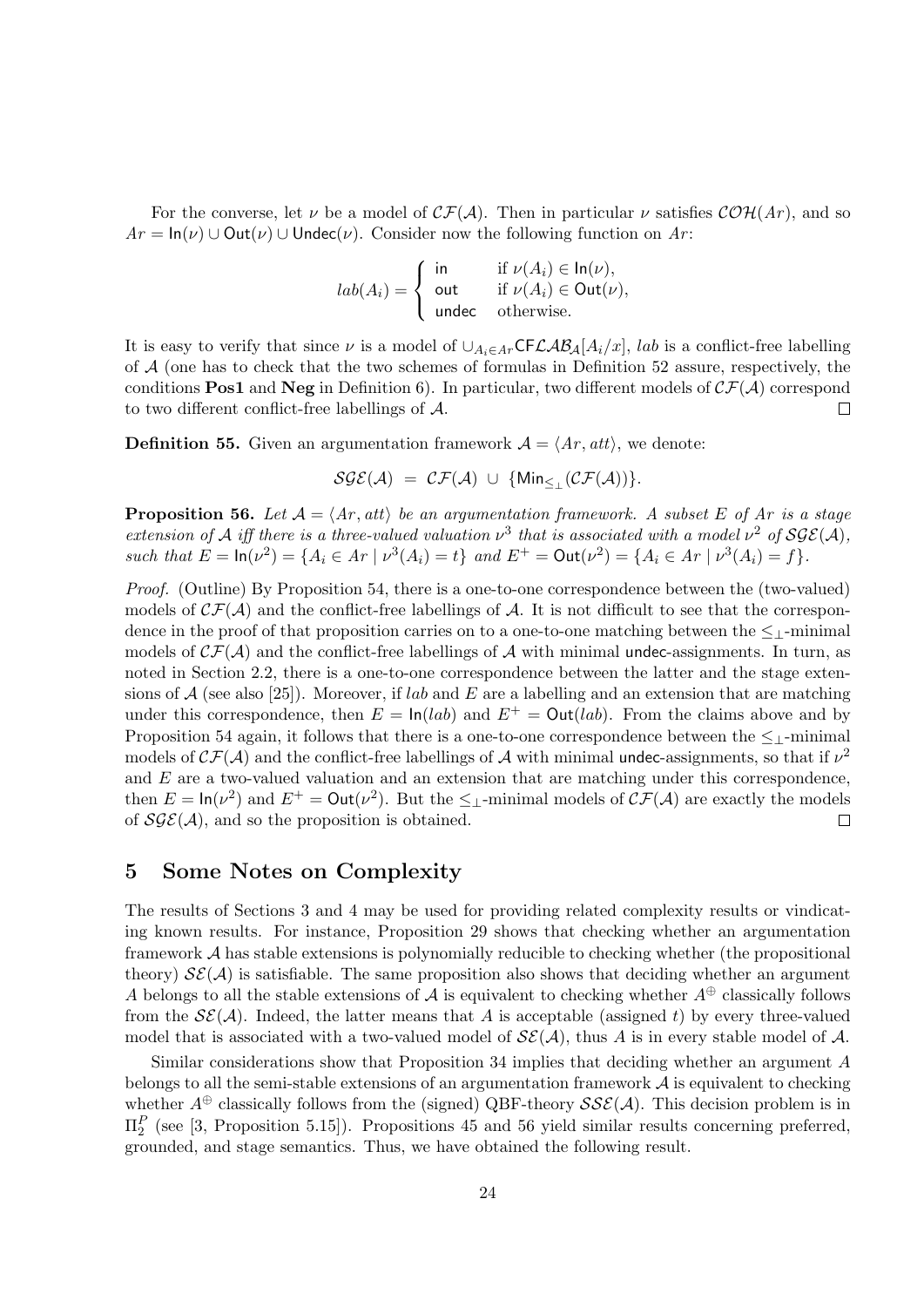For the converse, let $\nu$ be a model of $\mathcal{CF}(\mathcal{A})$. Then in particular $\nu$ satisfies $\mathcal{COH}(Ar)$, and so $Ar = \mathsf{In}(\nu) \cup \mathsf{Out}(\nu) \cup \mathsf{Undec}(\nu)$. Consider now the following function on $Ar$:

$$lab(A_i) = \begin{cases} \mathsf{in} & \text{if } \nu(A_i) \in \mathsf{In}(\nu), \\ \mathsf{out} & \text{if } \nu(A_i) \in \mathsf{Out}(\nu), \\ \mathsf{undec} & \text{otherwise.} \end{cases}$$

It is easy to verify that since $\nu$ is a model of $\cup_{A_i \in Ar} \mathsf{CF}\mathcal{LAB}_{\mathcal{A}}[A_i/x]$, $lab$ is a conflict-free labelling of $\mathcal{A}$ (one has to check that the two schemes of formulas in Definition 52 assure, respectively, the conditions **Pos1** and **Neg** in Definition 6). In particular, two different models of $\mathcal{CF}(\mathcal{A})$ correspond to two different conflict-free labellings of $\mathcal{A}$. $\square$

**Definition 55.** Given an argumentation framework $\mathcal{A} = \langle Ar, att \rangle$, we denote:

$$\mathcal{SGE}(\mathcal{A}) \;=\; \mathcal{CF}(\mathcal{A}) \;\cup\; \{\mathsf{Min}_{\leq_\perp}(\mathcal{CF}(\mathcal{A}))\}.$$

**Proposition 56.** *Let $\mathcal{A} = \langle Ar, att \rangle$ be an argumentation framework. A subset $E$ of $Ar$ is a stage extension of $\mathcal{A}$ iff there is a three-valued valuation $\nu^3$ that is associated with a model $\nu^2$ of $\mathcal{SGE}(\mathcal{A})$, such that $E = \mathsf{In}(\nu^2) = \{A_i \in Ar \mid \nu^3(A_i) = t\}$ and $E^+ = \mathsf{Out}(\nu^2) = \{A_i \in Ar \mid \nu^3(A_i) = f\}$.*

*Proof.* (Outline) By Proposition 54, there is a one-to-one correspondence between the (two-valued) models of $\mathcal{CF}(\mathcal{A})$ and the conflict-free labellings of $\mathcal{A}$. It is not difficult to see that the correspondence in the proof of that proposition carries on to a one-to-one matching between the $\leq_\perp$-minimal models of $\mathcal{CF}(\mathcal{A})$ and the conflict-free labellings of $\mathcal{A}$ with minimal $\mathsf{undec}$-assignments. In turn, as noted in Section 2.2, there is a one-to-one correspondence between the latter and the stage extensions of $\mathcal{A}$ (see also [25]). Moreover, if $lab$ and $E$ are a labelling and an extension that are matching under this correspondence, then $E = \mathsf{In}(lab)$ and $E^+ = \mathsf{Out}(lab)$. From the claims above and by Proposition 54 again, it follows that there is a one-to-one correspondence between the $\leq_\perp$-minimal models of $\mathcal{CF}(\mathcal{A})$ and the conflict-free labellings of $\mathcal{A}$ with minimal $\mathsf{undec}$-assignments, so that if $\nu^2$ and $E$ are a two-valued valuation and an extension that are matching under this correspondence, then $E = \mathsf{In}(\nu^2)$ and $E^+ = \mathsf{Out}(\nu^2)$. But the $\leq_\perp$-minimal models of $\mathcal{CF}(\mathcal{A})$ are exactly the models of $\mathcal{SGE}(\mathcal{A})$, and so the proposition is obtained. $\square$

## 5 Some Notes on Complexity

The results of Sections 3 and 4 may be used for providing related complexity results or vindicating known results. For instance, Proposition 29 shows that checking whether an argumentation framework $\mathcal{A}$ has stable extensions is polynomially reducible to checking whether (the propositional theory) $\mathcal{SE}(\mathcal{A})$ is satisfiable. The same proposition also shows that deciding whether an argument $A$ belongs to all the stable extensions of $\mathcal{A}$ is equivalent to checking whether $A^{\oplus}$ classically follows from the $\mathcal{SE}(\mathcal{A})$. Indeed, the latter means that $A$ is acceptable (assigned $t$) by every three-valued model that is associated with a two-valued model of $\mathcal{SE}(\mathcal{A})$, thus $A$ is in every stable model of $\mathcal{A}$.

Similar considerations show that Proposition 34 implies that deciding whether an argument $A$ belongs to all the semi-stable extensions of an argumentation framework $\mathcal{A}$ is equivalent to checking whether $A^{\oplus}$ classically follows from the (signed) QBF-theory $\mathcal{SSE}(\mathcal{A})$. This decision problem is in $\Pi_2^P$ (see [3, Proposition 5.15]). Propositions 45 and 56 yield similar results concerning preferred, grounded, and stage semantics. Thus, we have obtained the following result.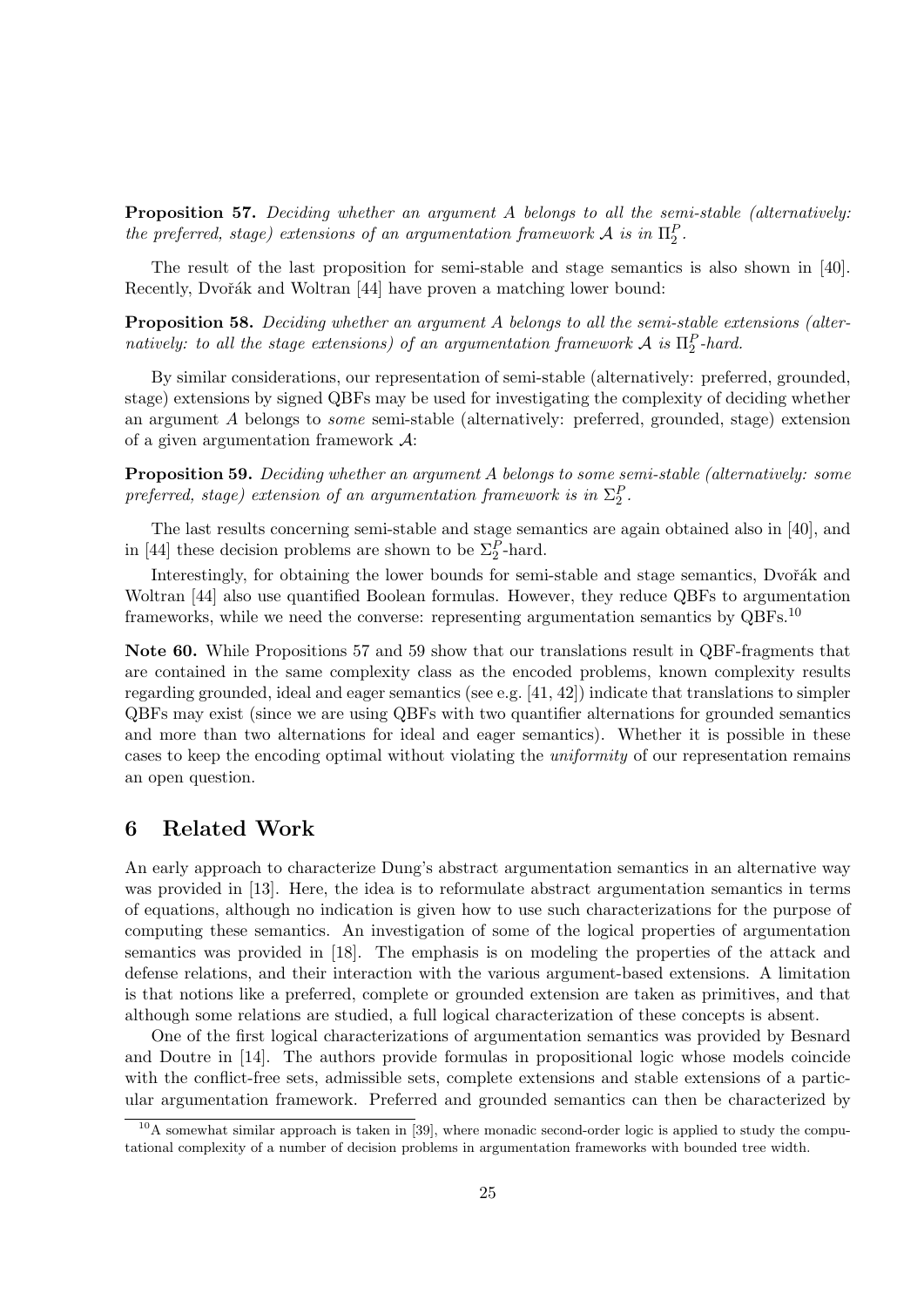**Proposition 57.** *Deciding whether an argument $A$ belongs to all the semi-stable (alternatively: the preferred, stage) extensions of an argumentation framework $\mathcal{A}$ is in $\Pi_2^P$.*

The result of the last proposition for semi-stable and stage semantics is also shown in [40]. Recently, Dvořák and Woltran [44] have proven a matching lower bound:

**Proposition 58.** *Deciding whether an argument $A$ belongs to all the semi-stable extensions (alternatively: to all the stage extensions) of an argumentation framework $\mathcal{A}$ is $\Pi_2^P$-hard.*

By similar considerations, our representation of semi-stable (alternatively: preferred, grounded, stage) extensions by signed QBFs may be used for investigating the complexity of deciding whether an argument $A$ belongs to *some* semi-stable (alternatively: preferred, grounded, stage) extension of a given argumentation framework $\mathcal{A}$:

**Proposition 59.** *Deciding whether an argument $A$ belongs to some semi-stable (alternatively: some preferred, stage) extension of an argumentation framework is in $\Sigma_2^P$.*

The last results concerning semi-stable and stage semantics are again obtained also in [40], and in [44] these decision problems are shown to be $\Sigma_2^P$-hard.

Interestingly, for obtaining the lower bounds for semi-stable and stage semantics, Dvořák and Woltran [44] also use quantified Boolean formulas. However, they reduce QBFs to argumentation frameworks, while we need the converse: representing argumentation semantics by QBFs.[10]

**Note 60.** While Propositions 57 and 59 show that our translations result in QBF-fragments that are contained in the same complexity class as the encoded problems, known complexity results regarding grounded, ideal and eager semantics (see e.g. [41, 42]) indicate that translations to simpler QBFs may exist (since we are using QBFs with two quantifier alternations for grounded semantics and more than two alternations for ideal and eager semantics). Whether it is possible in these cases to keep the encoding optimal without violating the *uniformity* of our representation remains an open question.

## 6 Related Work

An early approach to characterize Dung's abstract argumentation semantics in an alternative way was provided in [13]. Here, the idea is to reformulate abstract argumentation semantics in terms of equations, although no indication is given how to use such characterizations for the purpose of computing these semantics. An investigation of some of the logical properties of argumentation semantics was provided in [18]. The emphasis is on modeling the properties of the attack and defense relations, and their interaction with the various argument-based extensions. A limitation is that notions like a preferred, complete or grounded extension are taken as primitives, and that although some relations are studied, a full logical characterization of these concepts is absent.

One of the first logical characterizations of argumentation semantics was provided by Besnard and Doutre in [14]. The authors provide formulas in propositional logic whose models coincide with the conflict-free sets, admissible sets, complete extensions and stable extensions of a particular argumentation framework. Preferred and grounded semantics can then be characterized by

[10] A somewhat similar approach is taken in [39], where monadic second-order logic is applied to study the computational complexity of a number of decision problems in argumentation frameworks with bounded tree width.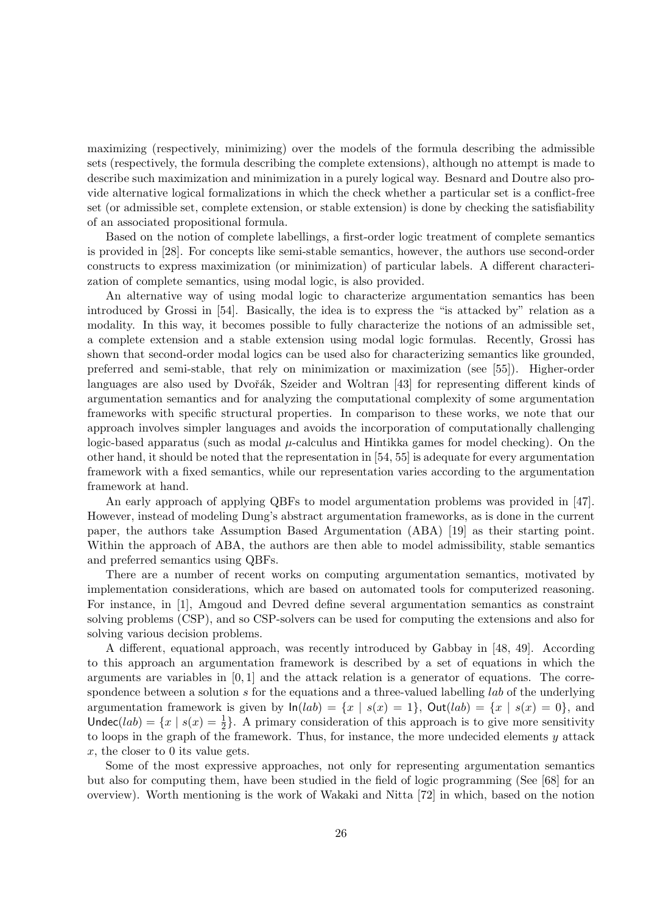maximizing (respectively, minimizing) over the models of the formula describing the admissible sets (respectively, the formula describing the complete extensions), although no attempt is made to describe such maximization and minimization in a purely logical way. Besnard and Doutre also provide alternative logical formalizations in which the check whether a particular set is a conflict-free set (or admissible set, complete extension, or stable extension) is done by checking the satisfiability of an associated propositional formula.

Based on the notion of complete labellings, a first-order logic treatment of complete semantics is provided in [28]. For concepts like semi-stable semantics, however, the authors use second-order constructs to express maximization (or minimization) of particular labels. A different characterization of complete semantics, using modal logic, is also provided.

An alternative way of using modal logic to characterize argumentation semantics has been introduced by Grossi in [54]. Basically, the idea is to express the "is attacked by" relation as a modality. In this way, it becomes possible to fully characterize the notions of an admissible set, a complete extension and a stable extension using modal logic formulas. Recently, Grossi has shown that second-order modal logics can be used also for characterizing semantics like grounded, preferred and semi-stable, that rely on minimization or maximization (see [55]). Higher-order languages are also used by Dvořák, Szeider and Woltran [43] for representing different kinds of argumentation semantics and for analyzing the computational complexity of some argumentation frameworks with specific structural properties. In comparison to these works, we note that our approach involves simpler languages and avoids the incorporation of computationally challenging logic-based apparatus (such as modal $\mu$-calculus and Hintikka games for model checking). On the other hand, it should be noted that the representation in [54, 55] is adequate for every argumentation framework with a fixed semantics, while our representation varies according to the argumentation framework at hand.

An early approach of applying QBFs to model argumentation problems was provided in [47]. However, instead of modeling Dung's abstract argumentation frameworks, as is done in the current paper, the authors take Assumption Based Argumentation (ABA) [19] as their starting point. Within the approach of ABA, the authors are then able to model admissibility, stable semantics and preferred semantics using QBFs.

There are a number of recent works on computing argumentation semantics, motivated by implementation considerations, which are based on automated tools for computerized reasoning. For instance, in [1], Amgoud and Devred define several argumentation semantics as constraint solving problems (CSP), and so CSP-solvers can be used for computing the extensions and also for solving various decision problems.

A different, equational approach, was recently introduced by Gabbay in [48, 49]. According to this approach an argumentation framework is described by a set of equations in which the arguments are variables in $[0, 1]$ and the attack relation is a generator of equations. The correspondence between a solution $s$ for the equations and a three-valued labelling $lab$ of the underlying argumentation framework is given by $\mathsf{In}(lab) = \{x \mid s(x) = 1\}$, $\mathsf{Out}(lab) = \{x \mid s(x) = 0\}$, and $\mathsf{Undec}(lab) = \{x \mid s(x) = \frac{1}{2}\}$. A primary consideration of this approach is to give more sensitivity to loops in the graph of the framework. Thus, for instance, the more undecided elements $y$ attack $x$, the closer to 0 its value gets.

Some of the most expressive approaches, not only for representing argumentation semantics but also for computing them, have been studied in the field of logic programming (See [68] for an overview). Worth mentioning is the work of Wakaki and Nitta [72] in which, based on the notion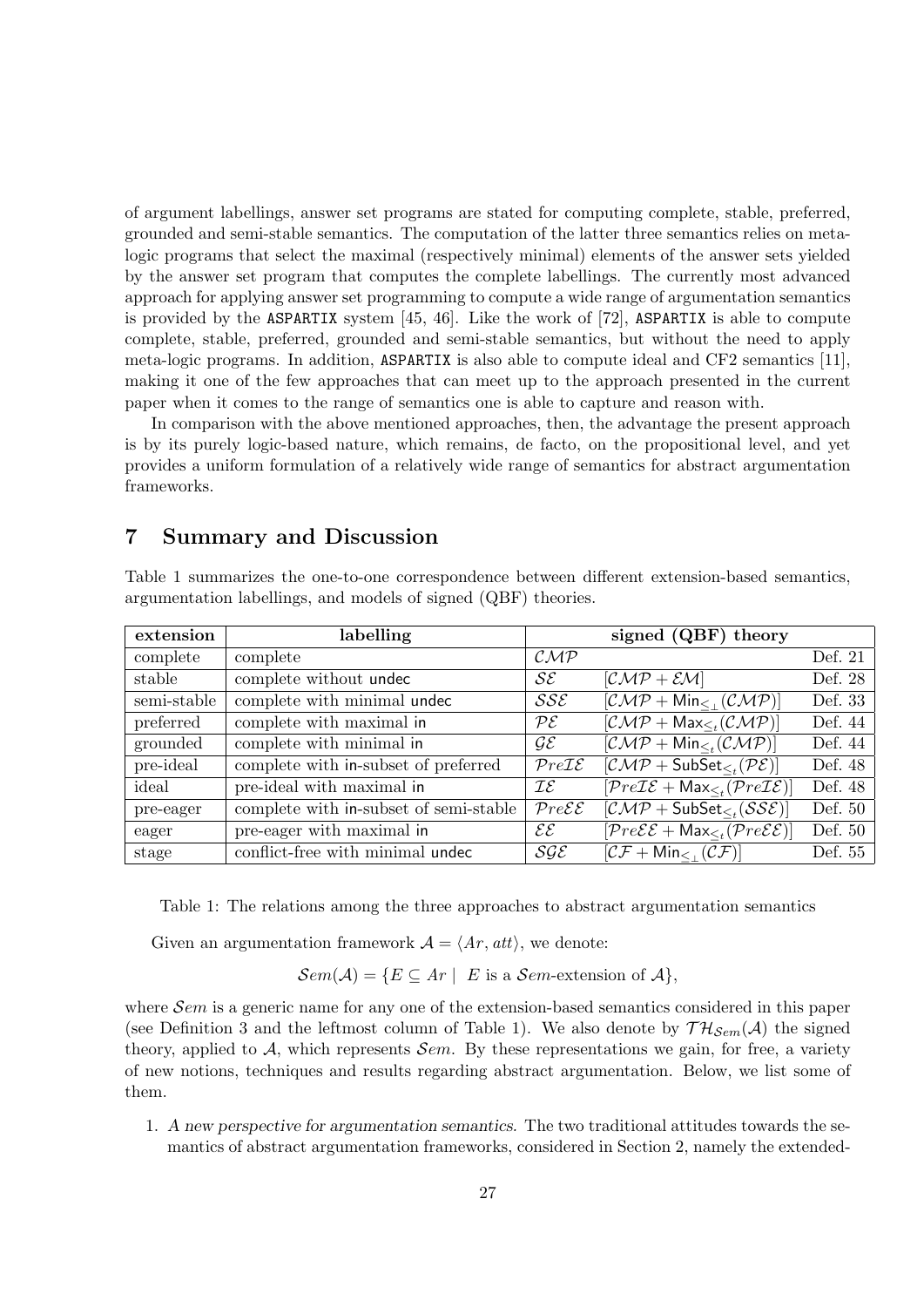of argument labellings, answer set programs are stated for computing complete, stable, preferred, grounded and semi-stable semantics. The computation of the latter three semantics relies on meta-logic programs that select the maximal (respectively minimal) elements of the answer sets yielded by the answer set program that computes the complete labellings. The currently most advanced approach for applying answer set programming to compute a wide range of argumentation semantics is provided by the ASPARTIX system [45, 46]. Like the work of [72], ASPARTIX is able to compute complete, stable, preferred, grounded and semi-stable semantics, but without the need to apply meta-logic programs. In addition, ASPARTIX is also able to compute ideal and CF2 semantics [11], making it one of the few approaches that can meet up to the approach presented in the current paper when it comes to the range of semantics one is able to capture and reason with.

In comparison with the above mentioned approaches, then, the advantage the present approach is by its purely logic-based nature, which remains, de facto, on the propositional level, and yet provides a uniform formulation of a relatively wide range of semantics for abstract argumentation frameworks.

## 7 Summary and Discussion

Table 1 summarizes the one-to-one correspondence between different extension-based semantics, argumentation labellings, and models of signed (QBF) theories.

| extension | labelling | signed (QBF) theory | | |
|---|---|---|---|---|
| complete | complete | $\mathcal{CMP}$ | | Def. 21 |
| stable | complete without undec | $\mathcal{SE}$ | $[\mathcal{CMP} + \mathcal{EM}]$ | Def. 28 |
| semi-stable | complete with minimal undec | $\mathcal{SSE}$ | $[\mathcal{CMP} + \mathsf{Min}_{\leq_\perp}(\mathcal{CMP})]$ | Def. 33 |
| preferred | complete with maximal in | $\mathcal{PE}$ | $[\mathcal{CMP} + \mathsf{Max}_{\leq_t}(\mathcal{CMP})]$ | Def. 44 |
| grounded | complete with minimal in | $\mathcal{GE}$ | $[\mathcal{CMP} + \mathsf{Min}_{\leq_t}(\mathcal{CMP})]$ | Def. 44 |
| pre-ideal | complete with in-subset of preferred | $\mathcal{P}re\mathcal{IE}$ | $[\mathcal{CMP} + \mathsf{SubSet}_{\leq_t}(\mathcal{PE})]$ | Def. 48 |
| ideal | pre-ideal with maximal in | $\mathcal{IE}$ | $[\mathcal{P}re\mathcal{IE} + \mathsf{Max}_{\leq_t}(\mathcal{P}re\mathcal{IE})]$ | Def. 48 |
| pre-eager | complete with in-subset of semi-stable | $\mathcal{P}re\mathcal{EE}$ | $[\mathcal{CMP} + \mathsf{SubSet}_{\leq_t}(\mathcal{SSE})]$ | Def. 50 |
| eager | pre-eager with maximal in | $\mathcal{EE}$ | $[\mathcal{P}re\mathcal{EE} + \mathsf{Max}_{\leq_t}(\mathcal{P}re\mathcal{EE})]$ | Def. 50 |
| stage | conflict-free with minimal undec | $\mathcal{SGE}$ | $[\mathcal{CF} + \mathsf{Min}_{\leq_\perp}(\mathcal{CF})]$ | Def. 55 |

Table 1: The relations among the three approaches to abstract argumentation semantics

Given an argumentation framework $\mathcal{A} = \langle Ar, att \rangle$, we denote:

$$\mathcal{S}em(\mathcal{A}) = \{E \subseteq Ar \mid E \text{ is a } \mathcal{S}em\text{-extension of } \mathcal{A}\},$$

where $\mathcal{S}em$ is a generic name for any one of the extension-based semantics considered in this paper (see Definition 3 and the leftmost column of Table 1). We also denote by $\mathcal{TH}_{\mathcal{S}em}(\mathcal{A})$ the signed theory, applied to $\mathcal{A}$, which represents $\mathcal{S}em$. By these representations we gain, for free, a variety of new notions, techniques and results regarding abstract argumentation. Below, we list some of them.

1. *A new perspective for argumentation semantics.* The two traditional attitudes towards the semantics of abstract argumentation frameworks, considered in Section 2, namely the extended-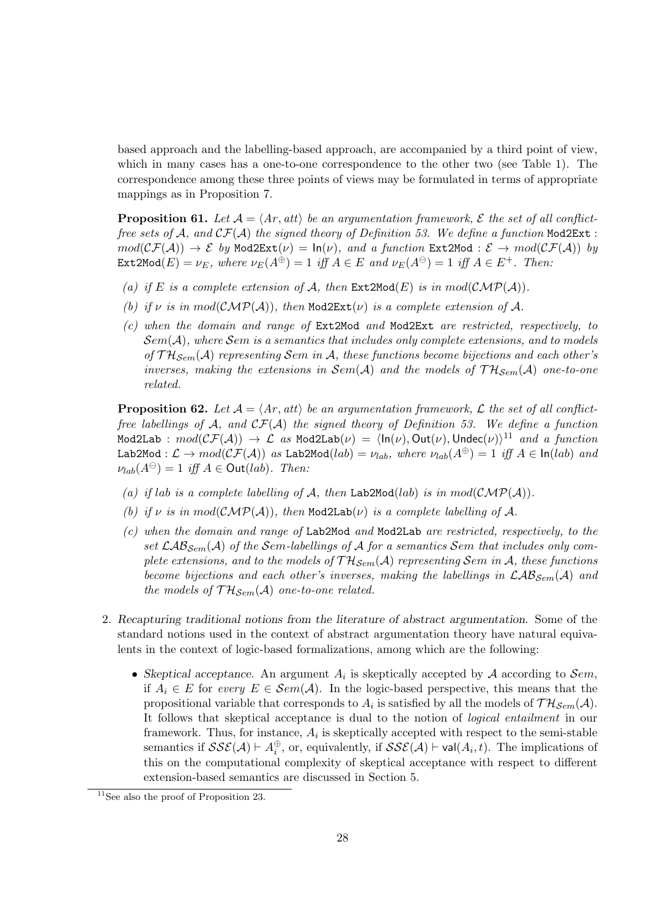based approach and the labelling-based approach, are accompanied by a third point of view, which in many cases has a one-to-one correspondence to the other two (see Table 1). The correspondence among these three points of views may be formulated in terms of appropriate mappings as in Proposition 7.

**Proposition 61.** *Let $\mathcal{A} = \langle Ar, att \rangle$ be an argumentation framework, $\mathcal{E}$ the set of all conflict-free sets of $\mathcal{A}$, and $\mathcal{CF}(\mathcal{A})$ the signed theory of Definition 53. We define a function* $\texttt{Mod2Ext}: mod(\mathcal{CF}(\mathcal{A})) \to \mathcal{E}$ *by* $\texttt{Mod2Ext}(\nu) = \mathsf{In}(\nu)$, *and a function* $\texttt{Ext2Mod}: \mathcal{E} \to mod(\mathcal{CF}(\mathcal{A}))$ *by* $\texttt{Ext2Mod}(E) = \nu_E$, *where* $\nu_E(A^{\oplus}) = 1$ *iff* $A \in E$ *and* $\nu_E(A^{\ominus}) = 1$ *iff* $A \in E^{+}$. *Then:*

*(a) if $E$ is a complete extension of $\mathcal{A}$, then $\texttt{Ext2Mod}(E)$ is in $mod(\mathcal{CMP}(\mathcal{A}))$.*

*(b) if $\nu$ is in $mod(\mathcal{CMP}(\mathcal{A}))$, then $\texttt{Mod2Ext}(\nu)$ is a complete extension of $\mathcal{A}$.*

*(c) when the domain and range of* `Ext2Mod` *and* `Mod2Ext` *are restricted, respectively, to $\mathcal{S}em(\mathcal{A})$, where $\mathcal{S}em$ is a semantics that includes only complete extensions, and to models of $\mathcal{TH}_{\mathcal{S}em}(\mathcal{A})$ representing $\mathcal{S}em$ in $\mathcal{A}$, these functions become bijections and each other's inverses, making the extensions in $\mathcal{S}em(\mathcal{A})$ and the models of $\mathcal{TH}_{\mathcal{S}em}(\mathcal{A})$ one-to-one related.*

**Proposition 62.** *Let $\mathcal{A} = \langle Ar, att \rangle$ be an argumentation framework, $\mathcal{L}$ the set of all conflict-free labellings of $\mathcal{A}$, and $\mathcal{CF}(\mathcal{A})$ the signed theory of Definition 53. We define a function* $\texttt{Mod2Lab}: mod(\mathcal{CF}(\mathcal{A})) \to \mathcal{L}$ *as* $\texttt{Mod2Lab}(\nu) = \langle \mathsf{In}(\nu), \mathsf{Out}(\nu), \mathsf{Undec}(\nu) \rangle$[11] *and a function* $\texttt{Lab2Mod}: \mathcal{L} \to mod(\mathcal{CF}(\mathcal{A}))$ *as* $\texttt{Lab2Mod}(lab) = \nu_{lab}$, *where* $\nu_{lab}(A^{\oplus}) = 1$ *iff* $A \in \mathsf{In}(lab)$ *and* $\nu_{lab}(A^{\ominus}) = 1$ *iff* $A \in \mathsf{Out}(lab)$. *Then:*

*(a) if $lab$ is a complete labelling of $\mathcal{A}$, then $\texttt{Lab2Mod}(lab)$ is in $mod(\mathcal{CMP}(\mathcal{A}))$.*

*(b) if $\nu$ is in $mod(\mathcal{CMP}(\mathcal{A}))$, then $\texttt{Mod2Lab}(\nu)$ is a complete labelling of $\mathcal{A}$.*

*(c) when the domain and range of* `Lab2Mod` *and* `Mod2Lab` *are restricted, respectively, to the set $\mathcal{LAB}_{\mathcal{S}em}(\mathcal{A})$ of the $\mathcal{S}em$-labellings of $\mathcal{A}$ for a semantics $\mathcal{S}em$ that includes only complete extensions, and to the models of $\mathcal{TH}_{\mathcal{S}em}(\mathcal{A})$ representing $\mathcal{S}em$ in $\mathcal{A}$, these functions become bijections and each other's inverses, making the labellings in $\mathcal{LAB}_{\mathcal{S}em}(\mathcal{A})$ and the models of $\mathcal{TH}_{\mathcal{S}em}(\mathcal{A})$ one-to-one related.*

2. *Recapturing traditional notions from the literature of abstract argumentation.* Some of the standard notions used in the context of abstract argumentation theory have natural equivalents in the context of logic-based formalizations, among which are the following:

   - *Skeptical acceptance.* An argument $A_i$ is skeptically accepted by $\mathcal{A}$ according to $\mathcal{S}em$, if $A_i \in E$ for *every* $E \in \mathcal{S}em(\mathcal{A})$. In the logic-based perspective, this means that the propositional variable that corresponds to $A_i$ is satisfied by all the models of $\mathcal{TH}_{\mathcal{S}em}(\mathcal{A})$. It follows that skeptical acceptance is dual to the notion of *logical entailment* in our framework. Thus, for instance, $A_i$ is skeptically accepted with respect to the semi-stable semantics if $\mathcal{SSE}(\mathcal{A}) \vdash A_i^{\oplus}$, or, equivalently, if $\mathcal{SSE}(\mathcal{A}) \vdash \mathsf{val}(A_i, t)$. The implications of this on the computational complexity of skeptical acceptance with respect to different extension-based semantics are discussed in Section 5.

[11] See also the proof of Proposition 23.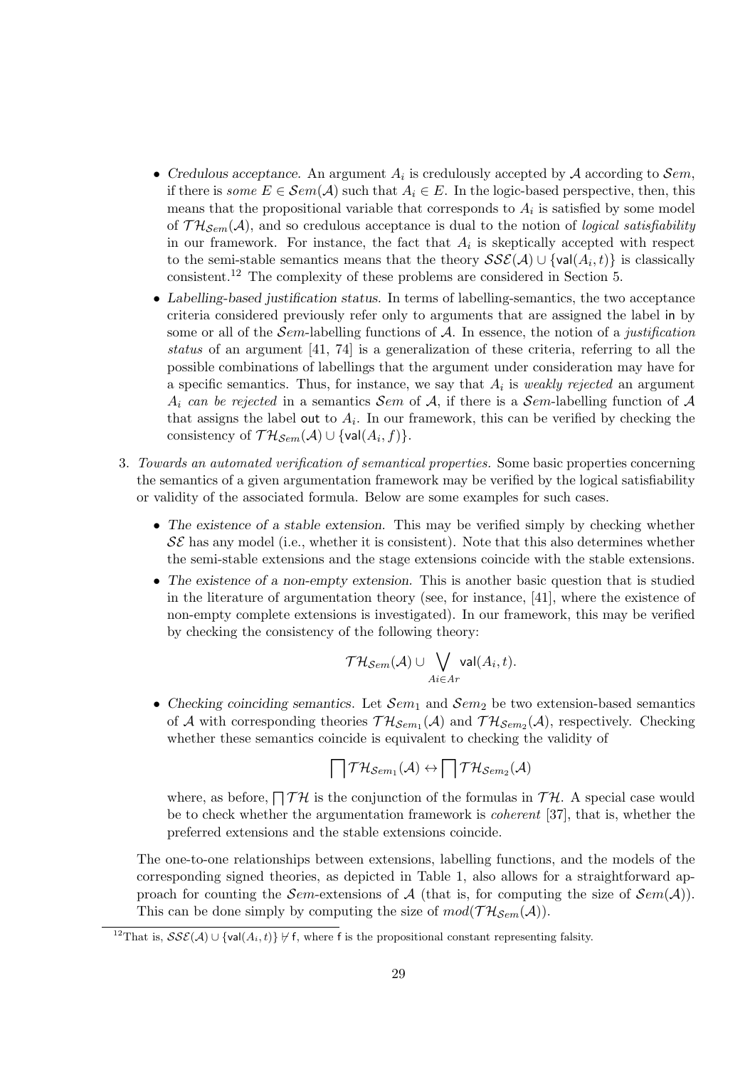- *Credulous acceptance*. An argument $A_i$ is credulously accepted by $\mathcal{A}$ according to $\mathcal{S}em$, if there is *some* $E \in \mathcal{S}em(\mathcal{A})$ such that $A_i \in E$. In the logic-based perspective, then, this means that the propositional variable that corresponds to $A_i$ is satisfied by some model of $\mathcal{TH}_{\mathcal{S}em}(\mathcal{A})$, and so credulous acceptance is dual to the notion of *logical satisfiability* in our framework. For instance, the fact that $A_i$ is skeptically accepted with respect to the semi-stable semantics means that the theory $\mathcal{SSE}(\mathcal{A}) \cup \{\mathsf{val}(A_i, t)\}$ is classically consistent.[12] The complexity of these problems are considered in Section 5.
- *Labelling-based justification status*. In terms of labelling-semantics, the two acceptance criteria considered previously refer only to arguments that are assigned the label in by some or all of the $\mathcal{S}em$-labelling functions of $\mathcal{A}$. In essence, the notion of a *justification status* of an argument [41, 74] is a generalization of these criteria, referring to all the possible combinations of labellings that the argument under consideration may have for a specific semantics. Thus, for instance, we say that $A_i$ is *weakly rejected* an argument $A_i$ *can be rejected* in a semantics $\mathcal{S}em$ of $\mathcal{A}$, if there is a $\mathcal{S}em$-labelling function of $\mathcal{A}$ that assigns the label out to $A_i$. In our framework, this can be verified by checking the consistency of $\mathcal{TH}_{\mathcal{S}em}(\mathcal{A}) \cup \{\mathsf{val}(A_i, f)\}$.

3. *Towards an automated verification of semantical properties.* Some basic properties concerning the semantics of a given argumentation framework may be verified by the logical satisfiability or validity of the associated formula. Below are some examples for such cases.

   - *The existence of a stable extension*. This may be verified simply by checking whether $\mathcal{SE}$ has any model (i.e., whether it is consistent). Note that this also determines whether the semi-stable extensions and the stage extensions coincide with the stable extensions.
   - *The existence of a non-empty extension*. This is another basic question that is studied in the literature of argumentation theory (see, for instance, [41], where the existence of non-empty complete extensions is investigated). In our framework, this may be verified by checking the consistency of the following theory:

   $$\mathcal{TH}_{\mathcal{S}em}(\mathcal{A}) \cup \bigvee_{Ai \in Ar} \mathsf{val}(A_i, t).$$

   - *Checking coinciding semantics*. Let $\mathcal{S}em_1$ and $\mathcal{S}em_2$ be two extension-based semantics of $\mathcal{A}$ with corresponding theories $\mathcal{TH}_{\mathcal{S}em_1}(\mathcal{A})$ and $\mathcal{TH}_{\mathcal{S}em_2}(\mathcal{A})$, respectively. Checking whether these semantics coincide is equivalent to checking the validity of

   $$\bigsqcap \mathcal{TH}_{\mathcal{S}em_1}(\mathcal{A}) \leftrightarrow \bigsqcap \mathcal{TH}_{\mathcal{S}em_2}(\mathcal{A})$$

   where, as before, $\bigsqcap \mathcal{TH}$ is the conjunction of the formulas in $\mathcal{TH}$. A special case would be to check whether the argumentation framework is *coherent* [37], that is, whether the preferred extensions and the stable extensions coincide.

   The one-to-one relationships between extensions, labelling functions, and the models of the corresponding signed theories, as depicted in Table 1, also allows for a straightforward approach for counting the $\mathcal{S}em$-extensions of $\mathcal{A}$ (that is, for computing the size of $\mathcal{S}em(\mathcal{A})$). This can be done simply by computing the size of $mod(\mathcal{TH}_{\mathcal{S}em}(\mathcal{A}))$.

[12] That is, $\mathcal{SSE}(\mathcal{A}) \cup \{\mathsf{val}(A_i, t)\} \not\vdash \mathsf{f}$, where f is the propositional constant representing falsity.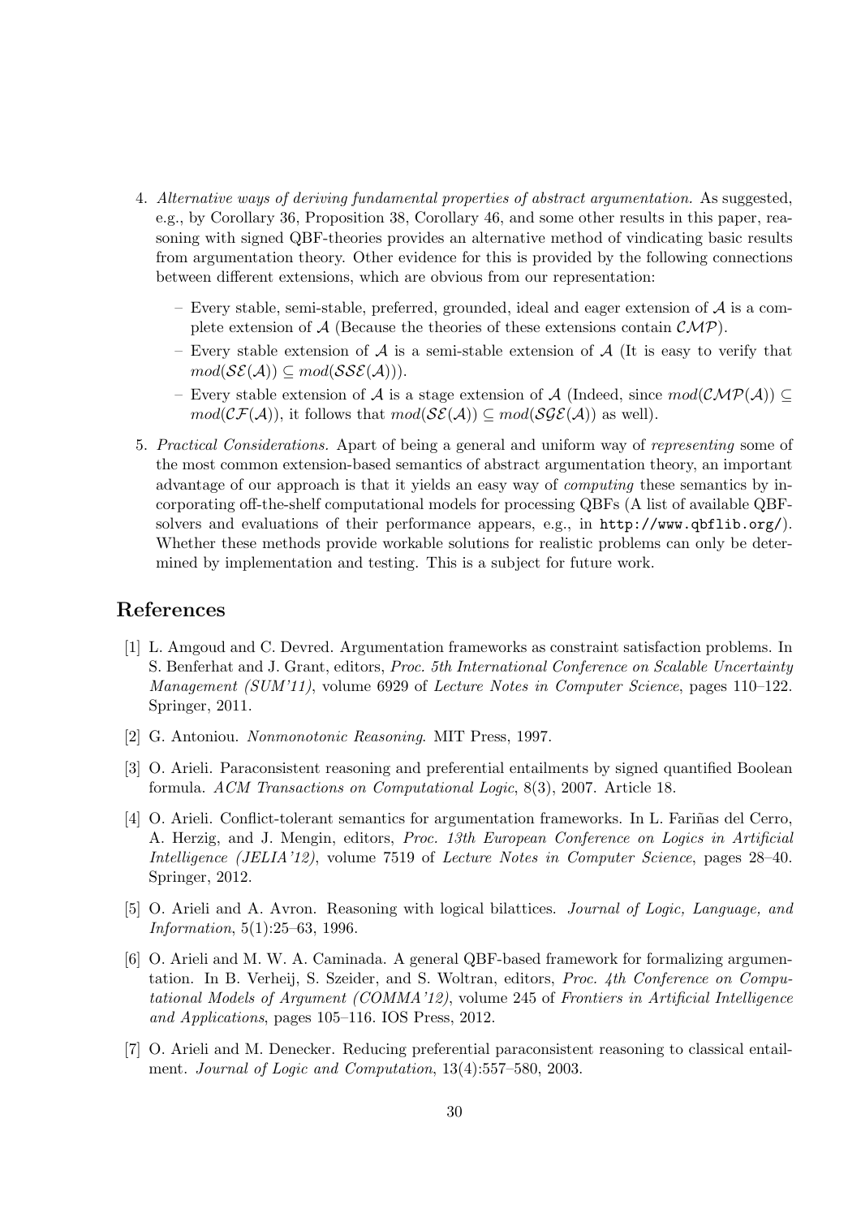4. *Alternative ways of deriving fundamental properties of abstract argumentation.* As suggested, e.g., by Corollary 36, Proposition 38, Corollary 46, and some other results in this paper, reasoning with signed QBF-theories provides an alternative method of vindicating basic results from argumentation theory. Other evidence for this is provided by the following connections between different extensions, which are obvious from our representation:

   – Every stable, semi-stable, preferred, grounded, ideal and eager extension of $\mathcal{A}$ is a complete extension of $\mathcal{A}$ (Because the theories of these extensions contain $\mathcal{CMP}$).

   – Every stable extension of $\mathcal{A}$ is a semi-stable extension of $\mathcal{A}$ (It is easy to verify that $mod(\mathcal{SE}(\mathcal{A})) \subseteq mod(\mathcal{SSE}(\mathcal{A}))$).

   – Every stable extension of $\mathcal{A}$ is a stage extension of $\mathcal{A}$ (Indeed, since $mod(\mathcal{CMP}(\mathcal{A})) \subseteq mod(\mathcal{CF}(\mathcal{A}))$, it follows that $mod(\mathcal{SE}(\mathcal{A})) \subseteq mod(\mathcal{SGE}(\mathcal{A}))$ as well).

5. *Practical Considerations.* Apart of being a general and uniform way of *representing* some of the most common extension-based semantics of abstract argumentation theory, an important advantage of our approach is that it yields an easy way of *computing* these semantics by incorporating off-the-shelf computational models for processing QBFs (A list of available QBF-solvers and evaluations of their performance appears, e.g., in `http://www.qbflib.org/`). Whether these methods provide workable solutions for realistic problems can only be determined by implementation and testing. This is a subject for future work.

## References

[1] L. Amgoud and C. Devred. Argumentation frameworks as constraint satisfaction problems. In S. Benferhat and J. Grant, editors, *Proc. 5th International Conference on Scalable Uncertainty Management (SUM'11)*, volume 6929 of *Lecture Notes in Computer Science*, pages 110–122. Springer, 2011.

[2] G. Antoniou. *Nonmonotonic Reasoning*. MIT Press, 1997.

[3] O. Arieli. Paraconsistent reasoning and preferential entailments by signed quantified Boolean formula. *ACM Transactions on Computational Logic*, 8(3), 2007. Article 18.

[4] O. Arieli. Conflict-tolerant semantics for argumentation frameworks. In L. Fariñas del Cerro, A. Herzig, and J. Mengin, editors, *Proc. 13th European Conference on Logics in Artificial Intelligence (JELIA'12)*, volume 7519 of *Lecture Notes in Computer Science*, pages 28–40. Springer, 2012.

[5] O. Arieli and A. Avron. Reasoning with logical bilattices. *Journal of Logic, Language, and Information*, 5(1):25–63, 1996.

[6] O. Arieli and M. W. A. Caminada. A general QBF-based framework for formalizing argumentation. In B. Verheij, S. Szeider, and S. Woltran, editors, *Proc. 4th Conference on Computational Models of Argument (COMMA'12)*, volume 245 of *Frontiers in Artificial Intelligence and Applications*, pages 105–116. IOS Press, 2012.

[7] O. Arieli and M. Denecker. Reducing preferential paraconsistent reasoning to classical entailment. *Journal of Logic and Computation*, 13(4):557–580, 2003.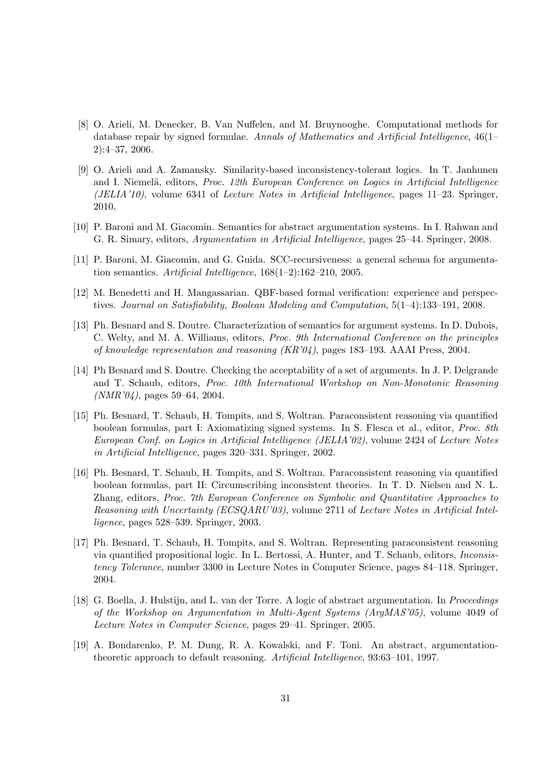[8] O. Arieli, M. Denecker, B. Van Nuffelen, and M. Bruynooghe. Computational methods for database repair by signed formulae. *Annals of Mathematics and Artificial Intelligence*, 46(1–2):4–37, 2006.

[9] O. Arieli and A. Zamansky. Similarity-based inconsistency-tolerant logics. In T. Janhunen and I. Niemelä, editors, *Proc. 12th European Conference on Logics in Artificial Intelligence (JELIA'10)*, volume 6341 of *Lecture Notes in Artificial Intelligence*, pages 11–23. Springer, 2010.

[10] P. Baroni and M. Giacomin. Semantics for abstract argumentation systems. In I. Rahwan and G. R. Simary, editors, *Argumentation in Artificial Intelligence*, pages 25–44. Springer, 2008.

[11] P. Baroni, M. Giacomin, and G. Guida. SCC-recursiveness: a general schema for argumentation semantics. *Artificial Intelligence*, 168(1–2):162–210, 2005.

[12] M. Benedetti and H. Mangassarian. QBF-based formal verification: experience and perspectives. *Journal on Satisfiability, Boolean Modeling and Computation*, 5(1–4):133–191, 2008.

[13] Ph. Besnard and S. Doutre. Characterization of semantics for argument systems. In D. Dubois, C. Welty, and M. A. Williams, editors, *Proc. 9th International Conference on the principles of knowledge representation and reasoning (KR'04)*, pages 183–193. AAAI Press, 2004.

[14] Ph Besnard and S. Doutre. Checking the acceptability of a set of arguments. In J. P. Delgrande and T. Schaub, editors, *Proc. 10th International Workshop on Non-Monotonic Reasoning (NMR'04)*, pages 59–64, 2004.

[15] Ph. Besnard, T. Schaub, H. Tompits, and S. Woltran. Paraconsistent reasoning via quantified boolean formulas, part I: Axiomatizing signed systems. In S. Flesca et al., editor, *Proc. 8th European Conf. on Logics in Artificial Intelligence (JELIA'02)*, volume 2424 of *Lecture Notes in Artificial Intelligence*, pages 320–331. Springer, 2002.

[16] Ph. Besnard, T. Schaub, H. Tompits, and S. Woltran. Paraconsistent reasoning via quantified boolean formulas, part II: Circumscribing inconsistent theories. In T. D. Nielsen and N. L. Zhang, editors, *Proc. 7th European Conference on Symbolic and Quantitative Approaches to Reasoning with Uncertainty (ECSQARU'03)*, volume 2711 of *Lecture Notes in Artificial Intelligence*, pages 528–539. Springer, 2003.

[17] Ph. Besnard, T. Schaub, H. Tompits, and S. Woltran. Representing paraconsistent reasoning via quantified propositional logic. In L. Bertossi, A. Hunter, and T. Schaub, editors, *Inconsistency Tolerance*, number 3300 in Lecture Notes in Computer Science, pages 84–118. Springer, 2004.

[18] G. Boella, J. Hulstijn, and L. van der Torre. A logic of abstract argumentation. In *Proceedings of the Workshop on Argumentation in Multi-Agent Systems (ArgMAS'05)*, volume 4049 of *Lecture Notes in Computer Science*, pages 29–41. Springer, 2005.

[19] A. Bondarenko, P. M. Dung, R. A. Kowalski, and F. Toni. An abstract, argumentation-theoretic approach to default reasoning. *Artificial Intelligence*, 93:63–101, 1997.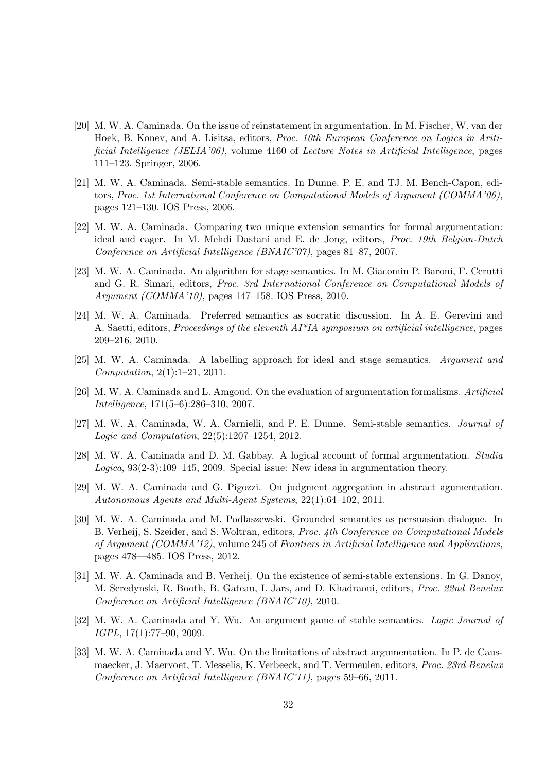[20] M. W. A. Caminada. On the issue of reinstatement in argumentation. In M. Fischer, W. van der Hoek, B. Konev, and A. Lisitsa, editors, *Proc. 10th European Conference on Logics in Aritificial Intelligence (JELIA'06)*, volume 4160 of *Lecture Notes in Artificial Intelligence*, pages 111–123. Springer, 2006.

[21] M. W. A. Caminada. Semi-stable semantics. In Dunne. P. E. and TJ. M. Bench-Capon, editors, *Proc. 1st International Conference on Computational Models of Argument (COMMA'06)*, pages 121–130. IOS Press, 2006.

[22] M. W. A. Caminada. Comparing two unique extension semantics for formal argumentation: ideal and eager. In M. Mehdi Dastani and E. de Jong, editors, *Proc. 19th Belgian-Dutch Conference on Artificial Intelligence (BNAIC'07)*, pages 81–87, 2007.

[23] M. W. A. Caminada. An algorithm for stage semantics. In M. Giacomin P. Baroni, F. Cerutti and G. R. Simari, editors, *Proc. 3rd International Conference on Computational Models of Argument (COMMA'10)*, pages 147–158. IOS Press, 2010.

[24] M. W. A. Caminada. Preferred semantics as socratic discussion. In A. E. Gerevini and A. Saetti, editors, *Proceedings of the eleventh AI*IA symposium on artificial intelligence*, pages 209–216, 2010.

[25] M. W. A. Caminada. A labelling approach for ideal and stage semantics. *Argument and Computation*, 2(1):1–21, 2011.

[26] M. W. A. Caminada and L. Amgoud. On the evaluation of argumentation formalisms. *Artificial Intelligence*, 171(5–6):286–310, 2007.

[27] M. W. A. Caminada, W. A. Carnielli, and P. E. Dunne. Semi-stable semantics. *Journal of Logic and Computation*, 22(5):1207–1254, 2012.

[28] M. W. A. Caminada and D. M. Gabbay. A logical account of formal argumentation. *Studia Logica*, 93(2-3):109–145, 2009. Special issue: New ideas in argumentation theory.

[29] M. W. A. Caminada and G. Pigozzi. On judgment aggregation in abstract agumentation. *Autonomous Agents and Multi-Agent Systems*, 22(1):64–102, 2011.

[30] M. W. A. Caminada and M. Podlaszewski. Grounded semantics as persuasion dialogue. In B. Verheij, S. Szeider, and S. Woltran, editors, *Proc. 4th Conference on Computational Models of Argument (COMMA'12)*, volume 245 of *Frontiers in Artificial Intelligence and Applications*, pages 478—485. IOS Press, 2012.

[31] M. W. A. Caminada and B. Verheij. On the existence of semi-stable extensions. In G. Danoy, M. Seredynski, R. Booth, B. Gateau, I. Jars, and D. Khadraoui, editors, *Proc. 22nd Benelux Conference on Artificial Intelligence (BNAIC'10)*, 2010.

[32] M. W. A. Caminada and Y. Wu. An argument game of stable semantics. *Logic Journal of IGPL*, 17(1):77–90, 2009.

[33] M. W. A. Caminada and Y. Wu. On the limitations of abstract argumentation. In P. de Causmaecker, J. Maervoet, T. Messelis, K. Verbeeck, and T. Vermeulen, editors, *Proc. 23rd Benelux Conference on Artificial Intelligence (BNAIC'11)*, pages 59–66, 2011.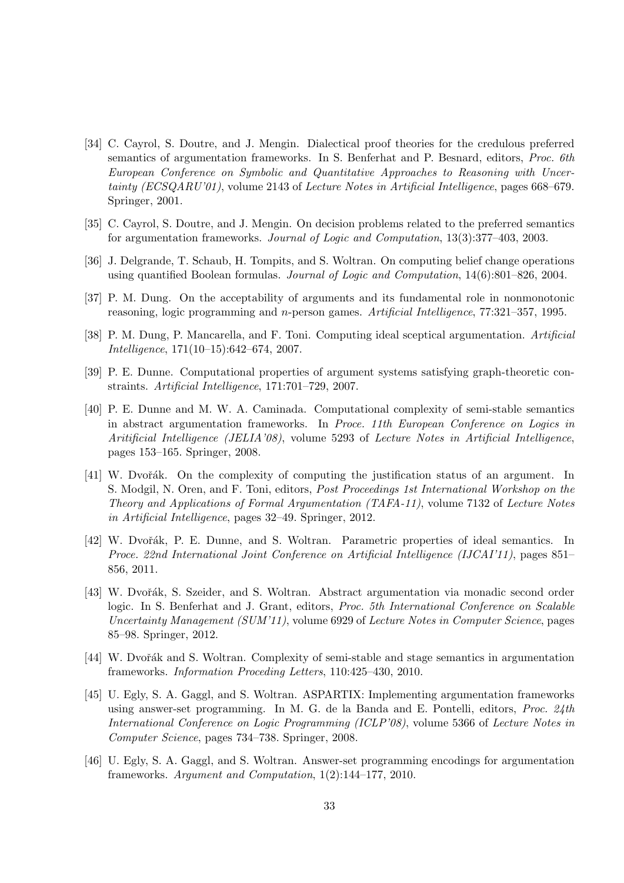[34] C. Cayrol, S. Doutre, and J. Mengin. Dialectical proof theories for the credulous preferred semantics of argumentation frameworks. In S. Benferhat and P. Besnard, editors, *Proc. 6th European Conference on Symbolic and Quantitative Approaches to Reasoning with Uncertainty (ECSQARU'01)*, volume 2143 of *Lecture Notes in Artificial Intelligence*, pages 668–679. Springer, 2001.

[35] C. Cayrol, S. Doutre, and J. Mengin. On decision problems related to the preferred semantics for argumentation frameworks. *Journal of Logic and Computation*, 13(3):377–403, 2003.

[36] J. Delgrande, T. Schaub, H. Tompits, and S. Woltran. On computing belief change operations using quantified Boolean formulas. *Journal of Logic and Computation*, 14(6):801–826, 2004.

[37] P. M. Dung. On the acceptability of arguments and its fundamental role in nonmonotonic reasoning, logic programming and $n$-person games. *Artificial Intelligence*, 77:321–357, 1995.

[38] P. M. Dung, P. Mancarella, and F. Toni. Computing ideal sceptical argumentation. *Artificial Intelligence*, 171(10–15):642–674, 2007.

[39] P. E. Dunne. Computational properties of argument systems satisfying graph-theoretic constraints. *Artificial Intelligence*, 171:701–729, 2007.

[40] P. E. Dunne and M. W. A. Caminada. Computational complexity of semi-stable semantics in abstract argumentation frameworks. In *Proce. 11th European Conference on Logics in Aritificial Intelligence (JELIA'08)*, volume 5293 of *Lecture Notes in Artificial Intelligence*, pages 153–165. Springer, 2008.

[41] W. Dvořák. On the complexity of computing the justification status of an argument. In S. Modgil, N. Oren, and F. Toni, editors, *Post Proceedings 1st International Workshop on the Theory and Applications of Formal Argumentation (TAFA-11)*, volume 7132 of *Lecture Notes in Artificial Intelligence*, pages 32–49. Springer, 2012.

[42] W. Dvořák, P. E. Dunne, and S. Woltran. Parametric properties of ideal semantics. In *Proce. 22nd International Joint Conference on Artificial Intelligence (IJCAI'11)*, pages 851–856, 2011.

[43] W. Dvořák, S. Szeider, and S. Woltran. Abstract argumentation via monadic second order logic. In S. Benferhat and J. Grant, editors, *Proc. 5th International Conference on Scalable Uncertainty Management (SUM'11)*, volume 6929 of *Lecture Notes in Computer Science*, pages 85–98. Springer, 2012.

[44] W. Dvořák and S. Woltran. Complexity of semi-stable and stage semantics in argumentation frameworks. *Information Proceding Letters*, 110:425–430, 2010.

[45] U. Egly, S. A. Gaggl, and S. Woltran. ASPARTIX: Implementing argumentation frameworks using answer-set programming. In M. G. de la Banda and E. Pontelli, editors, *Proc. 24th International Conference on Logic Programming (ICLP'08)*, volume 5366 of *Lecture Notes in Computer Science*, pages 734–738. Springer, 2008.

[46] U. Egly, S. A. Gaggl, and S. Woltran. Answer-set programming encodings for argumentation frameworks. *Argument and Computation*, 1(2):144–177, 2010.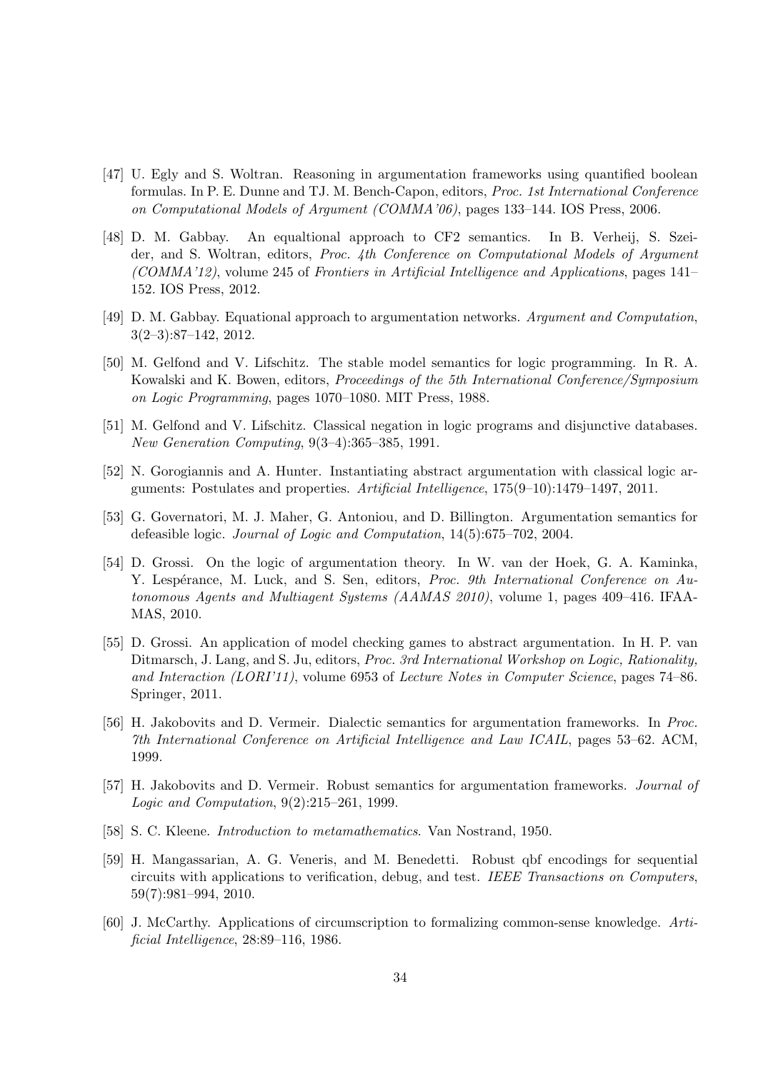[47] U. Egly and S. Woltran. Reasoning in argumentation frameworks using quantified boolean formulas. In P. E. Dunne and TJ. M. Bench-Capon, editors, *Proc. 1st International Conference on Computational Models of Argument (COMMA'06)*, pages 133–144. IOS Press, 2006.

[48] D. M. Gabbay. An equaltional approach to CF2 semantics. In B. Verheij, S. Szeider, and S. Woltran, editors, *Proc. 4th Conference on Computational Models of Argument (COMMA'12)*, volume 245 of *Frontiers in Artificial Intelligence and Applications*, pages 141–152. IOS Press, 2012.

[49] D. M. Gabbay. Equational approach to argumentation networks. *Argument and Computation*, 3(2–3):87–142, 2012.

[50] M. Gelfond and V. Lifschitz. The stable model semantics for logic programming. In R. A. Kowalski and K. Bowen, editors, *Proceedings of the 5th International Conference/Symposium on Logic Programming*, pages 1070–1080. MIT Press, 1988.

[51] M. Gelfond and V. Lifschitz. Classical negation in logic programs and disjunctive databases. *New Generation Computing*, 9(3–4):365–385, 1991.

[52] N. Gorogiannis and A. Hunter. Instantiating abstract argumentation with classical logic arguments: Postulates and properties. *Artificial Intelligence*, 175(9–10):1479–1497, 2011.

[53] G. Governatori, M. J. Maher, G. Antoniou, and D. Billington. Argumentation semantics for defeasible logic. *Journal of Logic and Computation*, 14(5):675–702, 2004.

[54] D. Grossi. On the logic of argumentation theory. In W. van der Hoek, G. A. Kaminka, Y. Lespérance, M. Luck, and S. Sen, editors, *Proc. 9th International Conference on Autonomous Agents and Multiagent Systems (AAMAS 2010)*, volume 1, pages 409–416. IFAAMAS, 2010.

[55] D. Grossi. An application of model checking games to abstract argumentation. In H. P. van Ditmarsch, J. Lang, and S. Ju, editors, *Proc. 3rd International Workshop on Logic, Rationality, and Interaction (LORI'11)*, volume 6953 of *Lecture Notes in Computer Science*, pages 74–86. Springer, 2011.

[56] H. Jakobovits and D. Vermeir. Dialectic semantics for argumentation frameworks. In *Proc. 7th International Conference on Artificial Intelligence and Law ICAIL*, pages 53–62. ACM, 1999.

[57] H. Jakobovits and D. Vermeir. Robust semantics for argumentation frameworks. *Journal of Logic and Computation*, 9(2):215–261, 1999.

[58] S. C. Kleene. *Introduction to metamathematics*. Van Nostrand, 1950.

[59] H. Mangassarian, A. G. Veneris, and M. Benedetti. Robust qbf encodings for sequential circuits with applications to verification, debug, and test. *IEEE Transactions on Computers*, 59(7):981–994, 2010.

[60] J. McCarthy. Applications of circumscription to formalizing common-sense knowledge. *Artificial Intelligence*, 28:89–116, 1986.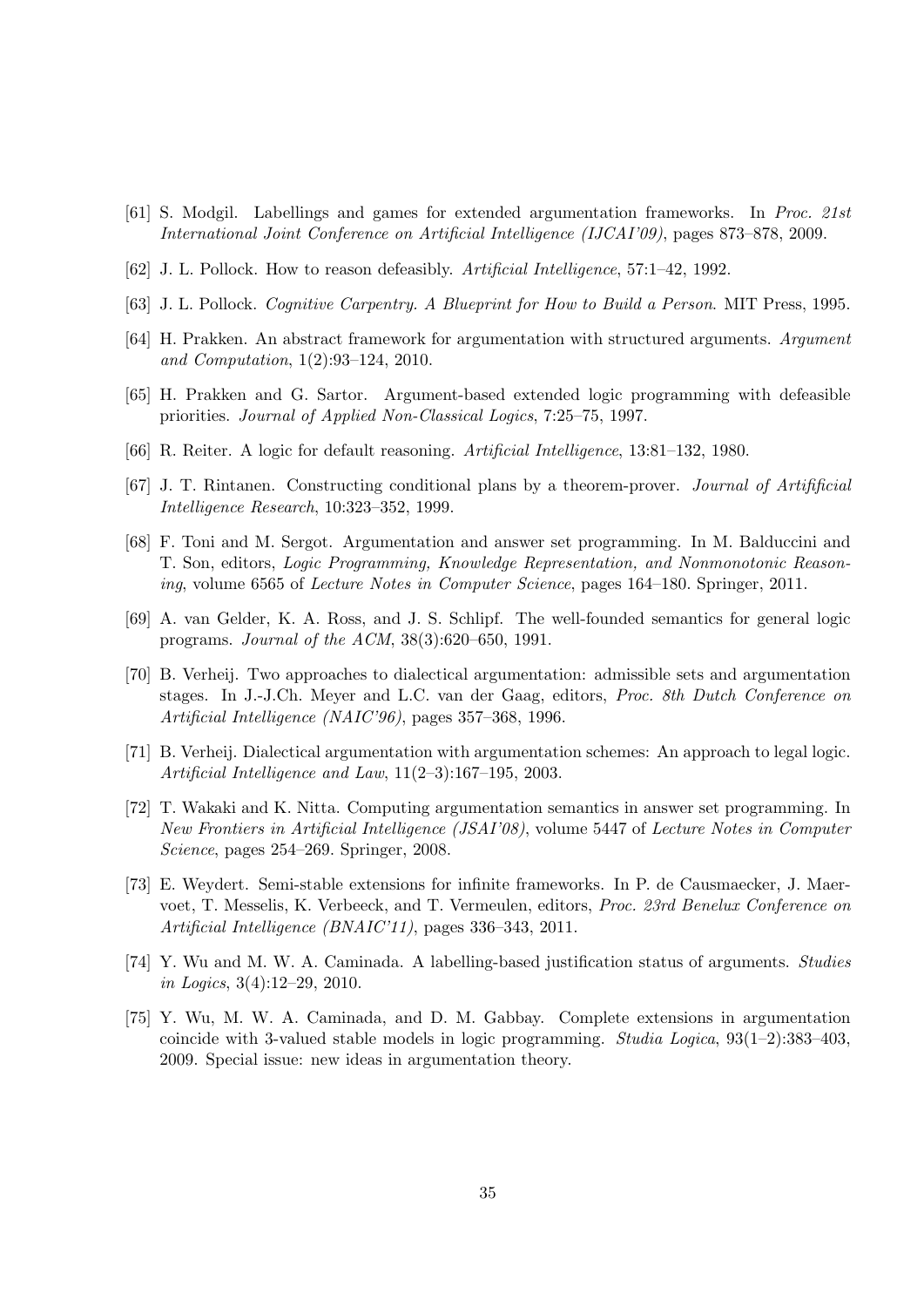[61] S. Modgil. Labellings and games for extended argumentation frameworks. In *Proc. 21st International Joint Conference on Artificial Intelligence (IJCAI'09)*, pages 873–878, 2009.

[62] J. L. Pollock. How to reason defeasibly. *Artificial Intelligence*, 57:1–42, 1992.

[63] J. L. Pollock. *Cognitive Carpentry. A Blueprint for How to Build a Person*. MIT Press, 1995.

[64] H. Prakken. An abstract framework for argumentation with structured arguments. *Argument and Computation*, 1(2):93–124, 2010.

[65] H. Prakken and G. Sartor. Argument-based extended logic programming with defeasible priorities. *Journal of Applied Non-Classical Logics*, 7:25–75, 1997.

[66] R. Reiter. A logic for default reasoning. *Artificial Intelligence*, 13:81–132, 1980.

[67] J. T. Rintanen. Constructing conditional plans by a theorem-prover. *Journal of Artifificial Intelligence Research*, 10:323–352, 1999.

[68] F. Toni and M. Sergot. Argumentation and answer set programming. In M. Balduccini and T. Son, editors, *Logic Programming, Knowledge Representation, and Nonmonotonic Reasoning*, volume 6565 of *Lecture Notes in Computer Science*, pages 164–180. Springer, 2011.

[69] A. van Gelder, K. A. Ross, and J. S. Schlipf. The well-founded semantics for general logic programs. *Journal of the ACM*, 38(3):620–650, 1991.

[70] B. Verheij. Two approaches to dialectical argumentation: admissible sets and argumentation stages. In J.-J.Ch. Meyer and L.C. van der Gaag, editors, *Proc. 8th Dutch Conference on Artificial Intelligence (NAIC'96)*, pages 357–368, 1996.

[71] B. Verheij. Dialectical argumentation with argumentation schemes: An approach to legal logic. *Artificial Intelligence and Law*, 11(2–3):167–195, 2003.

[72] T. Wakaki and K. Nitta. Computing argumentation semantics in answer set programming. In *New Frontiers in Artificial Intelligence (JSAI'08)*, volume 5447 of *Lecture Notes in Computer Science*, pages 254–269. Springer, 2008.

[73] E. Weydert. Semi-stable extensions for infinite frameworks. In P. de Causmaecker, J. Maervoet, T. Messelis, K. Verbeeck, and T. Vermeulen, editors, *Proc. 23rd Benelux Conference on Artificial Intelligence (BNAIC'11)*, pages 336–343, 2011.

[74] Y. Wu and M. W. A. Caminada. A labelling-based justification status of arguments. *Studies in Logics*, 3(4):12–29, 2010.

[75] Y. Wu, M. W. A. Caminada, and D. M. Gabbay. Complete extensions in argumentation coincide with 3-valued stable models in logic programming. *Studia Logica*, 93(1–2):383–403, 2009. Special issue: new ideas in argumentation theory.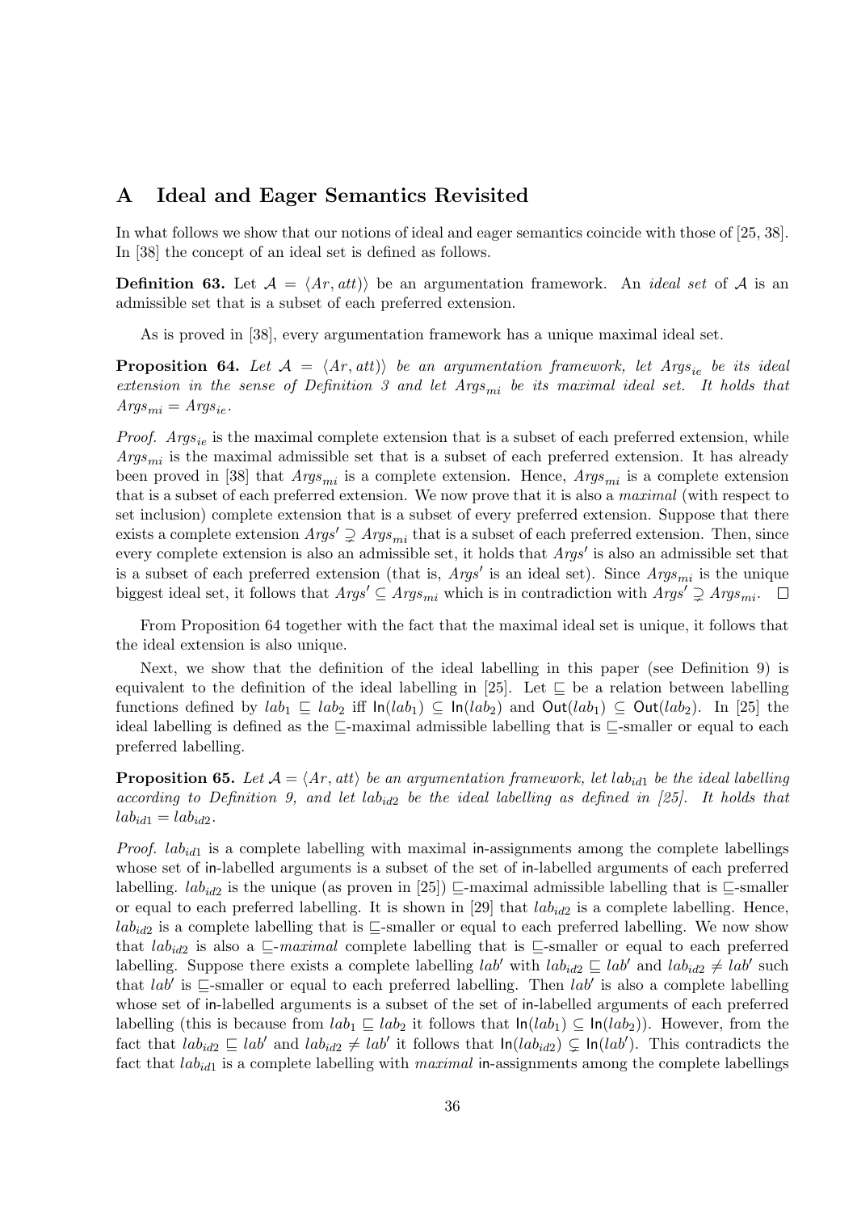## A Ideal and Eager Semantics Revisited

In what follows we show that our notions of ideal and eager semantics coincide with those of [25, 38]. In [38] the concept of an ideal set is defined as follows.

**Definition 63.** Let $\mathcal{A} = \langle Ar, att \rangle\rangle$ be an argumentation framework. An *ideal set* of $\mathcal{A}$ is an admissible set that is a subset of each preferred extension.

As is proved in [38], every argumentation framework has a unique maximal ideal set.

**Proposition 64.** *Let $\mathcal{A} = \langle Ar, att \rangle\rangle$ be an argumentation framework, let $Args_{ie}$ be its ideal extension in the sense of Definition 3 and let $Args_{mi}$ be its maximal ideal set. It holds that $Args_{mi} = Args_{ie}$.*

*Proof.* $Args_{ie}$ is the maximal complete extension that is a subset of each preferred extension, while $Args_{mi}$ is the maximal admissible set that is a subset of each preferred extension. It has already been proved in [38] that $Args_{mi}$ is a complete extension. Hence, $Args_{mi}$ is a complete extension that is a subset of each preferred extension. We now prove that it is also a *maximal* (with respect to set inclusion) complete extension that is a subset of every preferred extension. Suppose that there exists a complete extension $Args' \supsetneq Args_{mi}$ that is a subset of each preferred extension. Then, since every complete extension is also an admissible set, it holds that $Args'$ is also an admissible set that is a subset of each preferred extension (that is, $Args'$ is an ideal set). Since $Args_{mi}$ is the unique biggest ideal set, it follows that $Args' \subseteq Args_{mi}$ which is in contradiction with $Args' \supsetneq Args_{mi}$. $\square$

From Proposition 64 together with the fact that the maximal ideal set is unique, it follows that the ideal extension is also unique.

Next, we show that the definition of the ideal labelling in this paper (see Definition 9) is equivalent to the definition of the ideal labelling in [25]. Let $\sqsubseteq$ be a relation between labelling functions defined by $lab_1 \sqsubseteq lab_2$ iff $\mathsf{In}(lab_1) \subseteq \mathsf{In}(lab_2)$ and $\mathsf{Out}(lab_1) \subseteq \mathsf{Out}(lab_2)$. In [25] the ideal labelling is defined as the $\sqsubseteq$-maximal admissible labelling that is $\sqsubseteq$-smaller or equal to each preferred labelling.

**Proposition 65.** *Let $\mathcal{A} = \langle Ar, att \rangle$ be an argumentation framework, let $lab_{id1}$ be the ideal labelling according to Definition 9, and let $lab_{id2}$ be the ideal labelling as defined in [25]. It holds that $lab_{id1} = lab_{id2}$.*

*Proof.* $lab_{id1}$ is a complete labelling with maximal $\mathsf{in}$-assignments among the complete labellings whose set of $\mathsf{in}$-labelled arguments is a subset of the set of $\mathsf{in}$-labelled arguments of each preferred labelling. $lab_{id2}$ is the unique (as proven in [25]) $\sqsubseteq$-maximal admissible labelling that is $\sqsubseteq$-smaller or equal to each preferred labelling. It is shown in [29] that $lab_{id2}$ is a complete labelling. Hence, $lab_{id2}$ is a complete labelling that is $\sqsubseteq$-smaller or equal to each preferred labelling. We now show that $lab_{id2}$ is also a $\sqsubseteq$-*maximal* complete labelling that is $\sqsubseteq$-smaller or equal to each preferred labelling. Suppose there exists a complete labelling $lab'$ with $lab_{id2} \sqsubseteq lab'$ and $lab_{id2} \neq lab'$ such that $lab'$ is $\sqsubseteq$-smaller or equal to each preferred labelling. Then $lab'$ is also a complete labelling whose set of $\mathsf{in}$-labelled arguments is a subset of the set of $\mathsf{in}$-labelled arguments of each preferred labelling (this is because from $lab_1 \sqsubseteq lab_2$ it follows that $\mathsf{In}(lab_1) \subseteq \mathsf{In}(lab_2)$). However, from the fact that $lab_{id2} \sqsubseteq lab'$ and $lab_{id2} \neq lab'$ it follows that $\mathsf{In}(lab_{id2}) \subsetneq \mathsf{In}(lab')$. This contradicts the fact that $lab_{id1}$ is a complete labelling with *maximal* $\mathsf{in}$-assignments among the complete labellings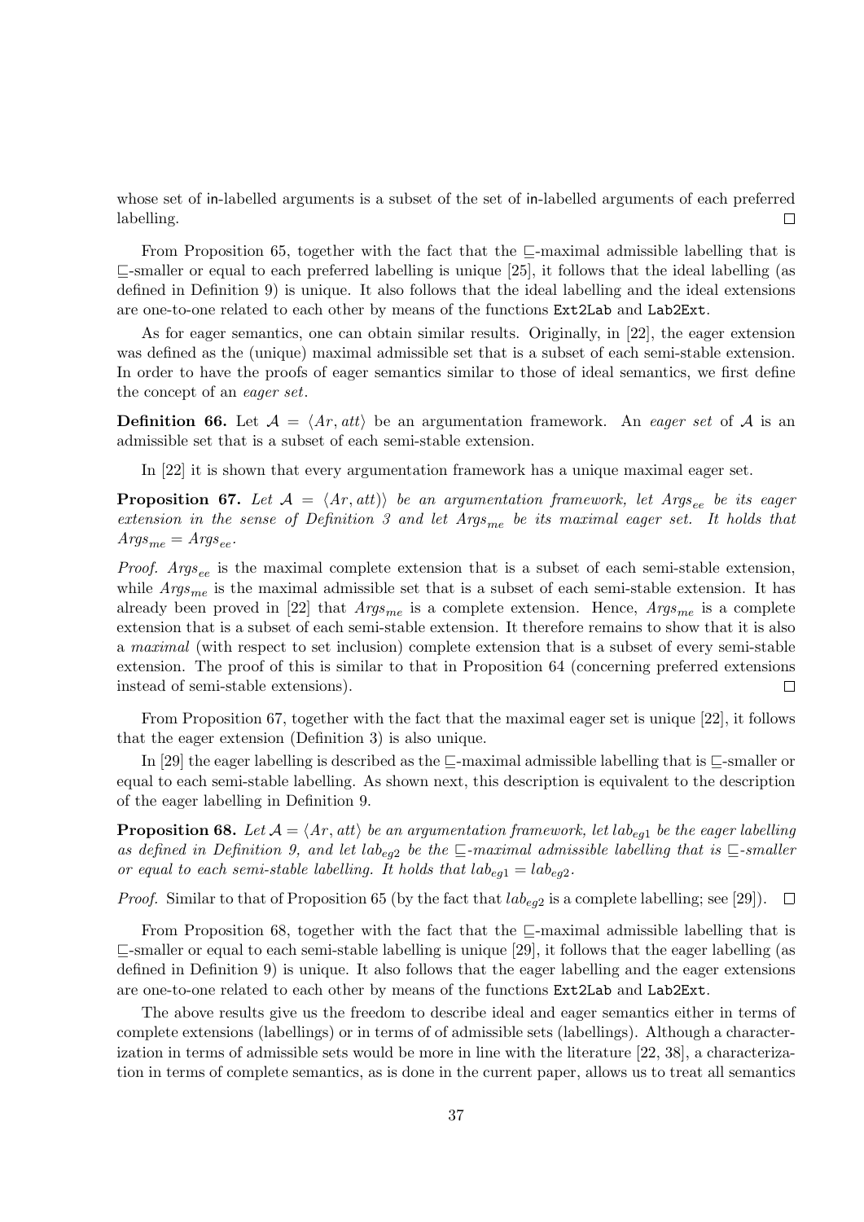whose set of in-labelled arguments is a subset of the set of in-labelled arguments of each preferred labelling. $\square$

From Proposition 65, together with the fact that the $\sqsubseteq$-maximal admissible labelling that is $\sqsubseteq$-smaller or equal to each preferred labelling is unique [25], it follows that the ideal labelling (as defined in Definition 9) is unique. It also follows that the ideal labelling and the ideal extensions are one-to-one related to each other by means of the functions `Ext2Lab` and `Lab2Ext`.

As for eager semantics, one can obtain similar results. Originally, in [22], the eager extension was defined as the (unique) maximal admissible set that is a subset of each semi-stable extension. In order to have the proofs of eager semantics similar to those of ideal semantics, we first define the concept of an *eager set*.

**Definition 66.** Let $\mathcal{A} = \langle Ar, att \rangle$ be an argumentation framework. An *eager set* of $\mathcal{A}$ is an admissible set that is a subset of each semi-stable extension.

In [22] it is shown that every argumentation framework has a unique maximal eager set.

**Proposition 67.** *Let $\mathcal{A} = \langle Ar, att \rangle\rangle$ be an argumentation framework, let $Args_{ee}$ be its eager extension in the sense of Definition 3 and let $Args_{me}$ be its maximal eager set. It holds that $Args_{me} = Args_{ee}$.*

*Proof.* $Args_{ee}$ is the maximal complete extension that is a subset of each semi-stable extension, while $Args_{me}$ is the maximal admissible set that is a subset of each semi-stable extension. It has already been proved in [22] that $Args_{me}$ is a complete extension. Hence, $Args_{me}$ is a complete extension that is a subset of each semi-stable extension. It therefore remains to show that it is also a *maximal* (with respect to set inclusion) complete extension that is a subset of every semi-stable extension. The proof of this is similar to that in Proposition 64 (concerning preferred extensions instead of semi-stable extensions). $\square$

From Proposition 67, together with the fact that the maximal eager set is unique [22], it follows that the eager extension (Definition 3) is also unique.

In [29] the eager labelling is described as the $\sqsubseteq$-maximal admissible labelling that is $\sqsubseteq$-smaller or equal to each semi-stable labelling. As shown next, this description is equivalent to the description of the eager labelling in Definition 9.

**Proposition 68.** *Let $\mathcal{A} = \langle Ar, att \rangle$ be an argumentation framework, let $lab_{eg1}$ be the eager labelling as defined in Definition 9, and let $lab_{eg2}$ be the $\sqsubseteq$-maximal admissible labelling that is $\sqsubseteq$-smaller or equal to each semi-stable labelling. It holds that $lab_{eg1} = lab_{eg2}$.*

*Proof.* Similar to that of Proposition 65 (by the fact that $lab_{eg2}$ is a complete labelling; see [29]). $\square$

From Proposition 68, together with the fact that the $\sqsubseteq$-maximal admissible labelling that is $\sqsubseteq$-smaller or equal to each semi-stable labelling is unique [29], it follows that the eager labelling (as defined in Definition 9) is unique. It also follows that the eager labelling and the eager extensions are one-to-one related to each other by means of the functions `Ext2Lab` and `Lab2Ext`.

The above results give us the freedom to describe ideal and eager semantics either in terms of complete extensions (labellings) or in terms of of admissible sets (labellings). Although a characterization in terms of admissible sets would be more in line with the literature [22, 38], a characterization in terms of complete semantics, as is done in the current paper, allows us to treat all semantics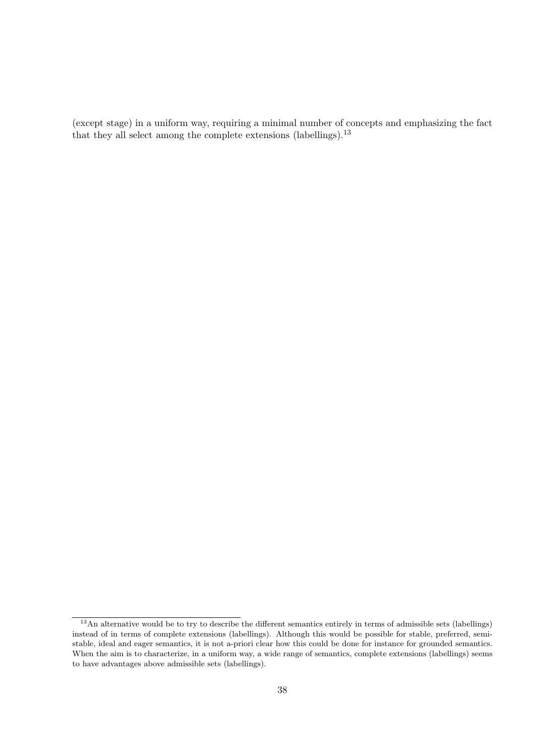(except stage) in a uniform way, requiring a minimal number of concepts and emphasizing the fact that they all select among the complete extensions (labellings).[13]

[13] An alternative would be to try to describe the different semantics entirely in terms of admissible sets (labellings) instead of in terms of complete extensions (labellings). Although this would be possible for stable, preferred, semi-stable, ideal and eager semantics, it is not a-priori clear how this could be done for instance for grounded semantics. When the aim is to characterize, in a uniform way, a wide range of semantics, complete extensions (labellings) seems to have advantages above admissible sets (labellings).